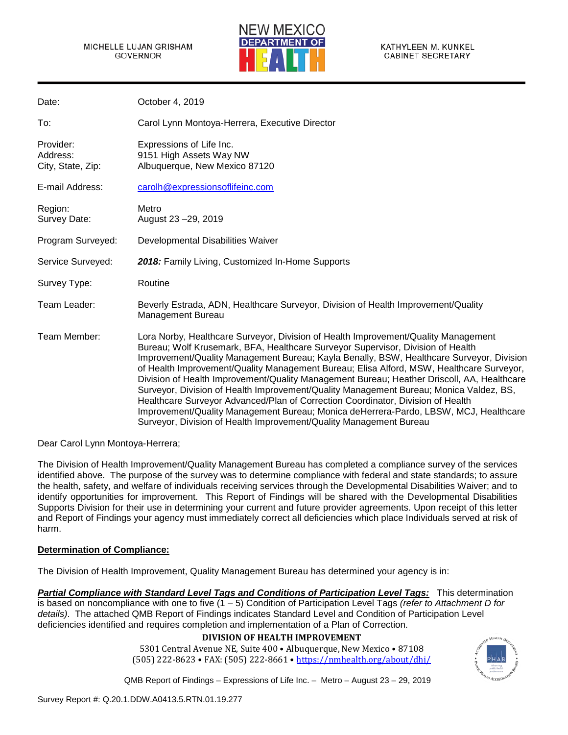MICHELLE LUJAN GRISHAM
GOVERNOR

NEW MEXICO DEPARTMENT OF HEALTH

KATHYLEEN M. KUNKEL
CABINET SECRETARY

| | |
|---|---|
| Date: | October 4, 2019 |
| To: | Carol Lynn Montoya-Herrera, Executive Director |
| Provider:<br>Address:<br>City, State, Zip: | Expressions of Life Inc.<br>9151 High Assets Way NW<br>Albuquerque, New Mexico 87120 |
| E-mail Address: | carolh@expressionsoflifeinc.com |
| Region:<br>Survey Date: | Metro<br>August 23 –29, 2019 |
| Program Surveyed: | Developmental Disabilities Waiver |
| Service Surveyed: | ***2018:*** Family Living, Customized In-Home Supports |
| Survey Type: | Routine |
| Team Leader: | Beverly Estrada, ADN, Healthcare Surveyor, Division of Health Improvement/Quality Management Bureau |
| Team Member: | Lora Norby, Healthcare Surveyor, Division of Health Improvement/Quality Management Bureau; Wolf Krusemark, BFA, Healthcare Surveyor Supervisor, Division of Health Improvement/Quality Management Bureau; Kayla Benally, BSW, Healthcare Surveyor, Division of Health Improvement/Quality Management Bureau; Elisa Alford, MSW, Healthcare Surveyor, Division of Health Improvement/Quality Management Bureau; Heather Driscoll, AA, Healthcare Surveyor, Division of Health Improvement/Quality Management Bureau; Monica Valdez, BS, Healthcare Surveyor Advanced/Plan of Correction Coordinator, Division of Health Improvement/Quality Management Bureau; Monica deHerrera-Pardo, LBSW, MCJ, Healthcare Surveyor, Division of Health Improvement/Quality Management Bureau |

Dear Carol Lynn Montoya-Herrera;

The Division of Health Improvement/Quality Management Bureau has completed a compliance survey of the services identified above. The purpose of the survey was to determine compliance with federal and state standards; to assure the health, safety, and welfare of individuals receiving services through the Developmental Disabilities Waiver; and to identify opportunities for improvement. This Report of Findings will be shared with the Developmental Disabilities Supports Division for their use in determining your current and future provider agreements. Upon receipt of this letter and Report of Findings your agency must immediately correct all deficiencies which place Individuals served at risk of harm.

**Determination of Compliance:**

The Division of Health Improvement, Quality Management Bureau has determined your agency is in:

***Partial Compliance with Standard Level Tags and Conditions of Participation Level Tags:*** This determination is based on noncompliance with one to five (1 – 5) Condition of Participation Level Tags *(refer to Attachment D for details)*. The attached QMB Report of Findings indicates Standard Level and Condition of Participation Level deficiencies identified and requires completion and implementation of a Plan of Correction.

**DIVISION OF HEALTH IMPROVEMENT**
5301 Central Avenue NE, Suite 400 • Albuquerque, New Mexico • 87108
(505) 222-8623 • FAX: (505) 222-8661 • https://nmhealth.org/about/dhi/

QMB Report of Findings – Expressions of Life Inc. – Metro – August 23 – 29, 2019

Survey Report #: Q.20.1.DDW.A0413.5.RTN.01.19.277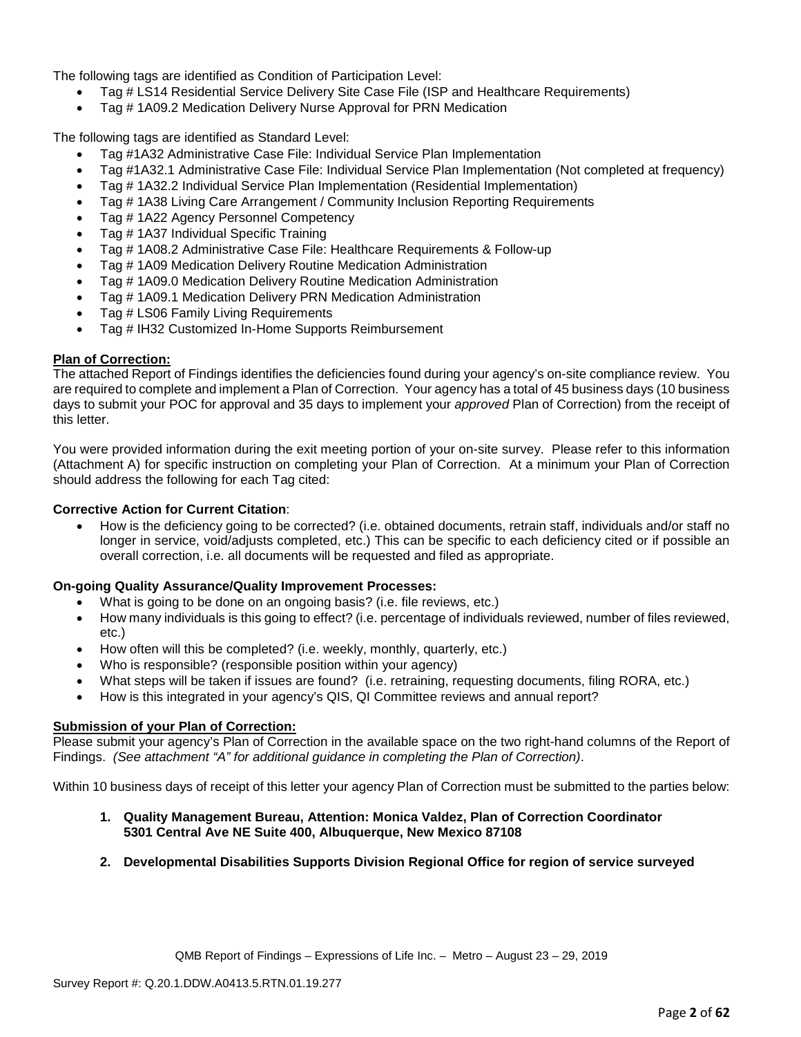The following tags are identified as Condition of Participation Level:

- Tag # LS14 Residential Service Delivery Site Case File (ISP and Healthcare Requirements)
- Tag # 1A09.2 Medication Delivery Nurse Approval for PRN Medication

The following tags are identified as Standard Level:

- Tag #1A32 Administrative Case File: Individual Service Plan Implementation
- Tag #1A32.1 Administrative Case File: Individual Service Plan Implementation (Not completed at frequency)
- Tag # 1A32.2 Individual Service Plan Implementation (Residential Implementation)
- Tag # 1A38 Living Care Arrangement / Community Inclusion Reporting Requirements
- Tag # 1A22 Agency Personnel Competency
- Tag # 1A37 Individual Specific Training
- Tag # 1A08.2 Administrative Case File: Healthcare Requirements & Follow-up
- Tag # 1A09 Medication Delivery Routine Medication Administration
- Tag # 1A09.0 Medication Delivery Routine Medication Administration
- Tag # 1A09.1 Medication Delivery PRN Medication Administration
- Tag # LS06 Family Living Requirements
- Tag # IH32 Customized In-Home Supports Reimbursement

**Plan of Correction:**

The attached Report of Findings identifies the deficiencies found during your agency's on-site compliance review. You are required to complete and implement a Plan of Correction. Your agency has a total of 45 business days (10 business days to submit your POC for approval and 35 days to implement your *approved* Plan of Correction) from the receipt of this letter.

You were provided information during the exit meeting portion of your on-site survey. Please refer to this information (Attachment A) for specific instruction on completing your Plan of Correction. At a minimum your Plan of Correction should address the following for each Tag cited:

**Corrective Action for Current Citation**:

- How is the deficiency going to be corrected? (i.e. obtained documents, retrain staff, individuals and/or staff no longer in service, void/adjusts completed, etc.) This can be specific to each deficiency cited or if possible an overall correction, i.e. all documents will be requested and filed as appropriate.

**On-going Quality Assurance/Quality Improvement Processes:**

- What is going to be done on an ongoing basis? (i.e. file reviews, etc.)
- How many individuals is this going to effect? (i.e. percentage of individuals reviewed, number of files reviewed, etc.)
- How often will this be completed? (i.e. weekly, monthly, quarterly, etc.)
- Who is responsible? (responsible position within your agency)
- What steps will be taken if issues are found? (i.e. retraining, requesting documents, filing RORA, etc.)
- How is this integrated in your agency's QIS, QI Committee reviews and annual report?

**Submission of your Plan of Correction:**

Please submit your agency's Plan of Correction in the available space on the two right-hand columns of the Report of Findings. *(See attachment "A" for additional guidance in completing the Plan of Correction)*.

Within 10 business days of receipt of this letter your agency Plan of Correction must be submitted to the parties below:

1. **Quality Management Bureau, Attention: Monica Valdez, Plan of Correction Coordinator 5301 Central Ave NE Suite 400, Albuquerque, New Mexico 87108**

2. **Developmental Disabilities Supports Division Regional Office for region of service surveyed**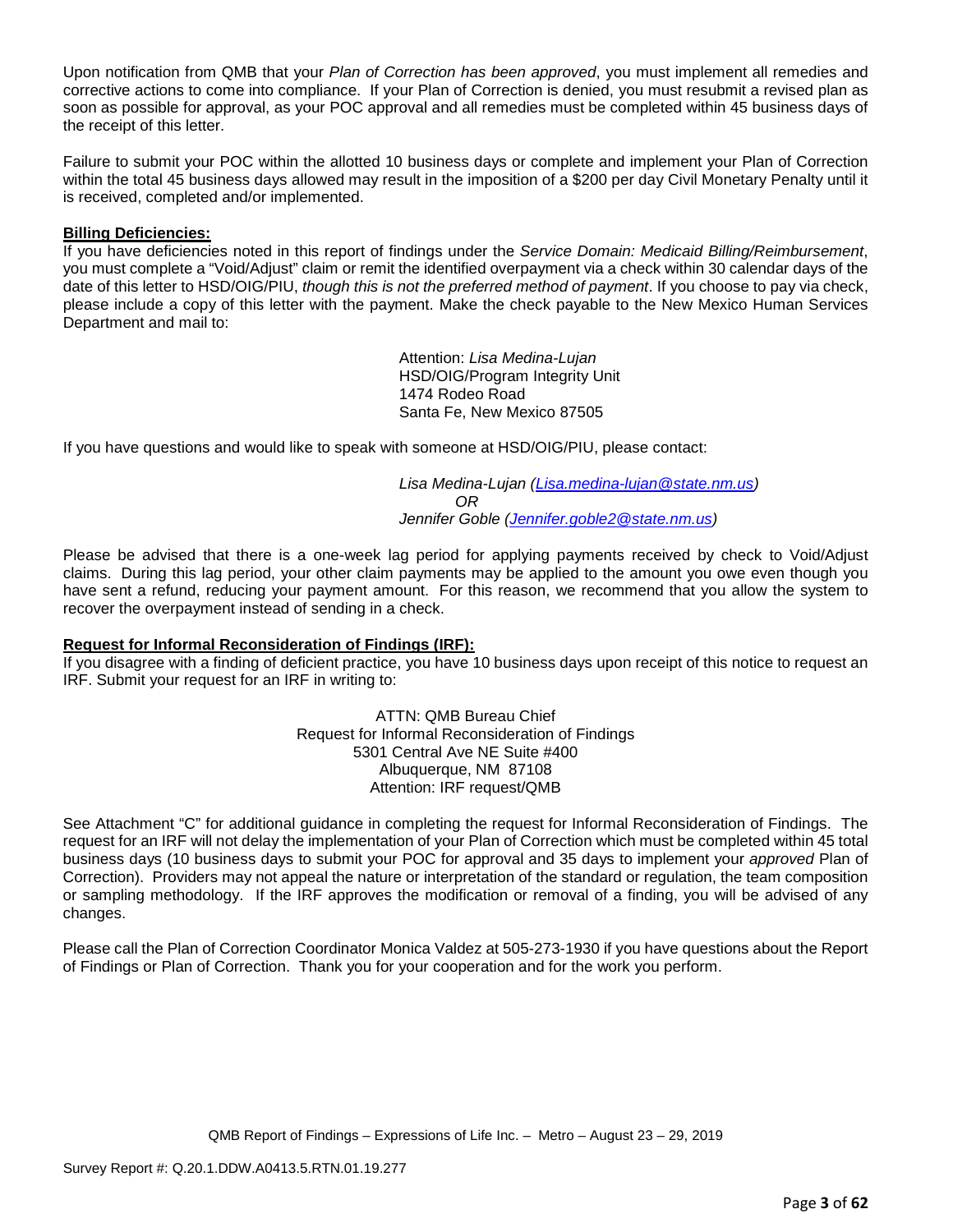Upon notification from QMB that your *Plan of Correction has been approved*, you must implement all remedies and corrective actions to come into compliance. If your Plan of Correction is denied, you must resubmit a revised plan as soon as possible for approval, as your POC approval and all remedies must be completed within 45 business days of the receipt of this letter.

Failure to submit your POC within the allotted 10 business days or complete and implement your Plan of Correction within the total 45 business days allowed may result in the imposition of a $200 per day Civil Monetary Penalty until it is received, completed and/or implemented.

**Billing Deficiencies:**

If you have deficiencies noted in this report of findings under the *Service Domain: Medicaid Billing/Reimbursement*, you must complete a "Void/Adjust" claim or remit the identified overpayment via a check within 30 calendar days of the date of this letter to HSD/OIG/PIU, *though this is not the preferred method of payment*. If you choose to pay via check, please include a copy of this letter with the payment. Make the check payable to the New Mexico Human Services Department and mail to:

> Attention: *Lisa Medina-Lujan*
> HSD/OIG/Program Integrity Unit
> 1474 Rodeo Road
> Santa Fe, New Mexico 87505

If you have questions and would like to speak with someone at HSD/OIG/PIU, please contact:

> *Lisa Medina-Lujan (Lisa.medina-lujan@state.nm.us)*
> *OR*
> *Jennifer Goble (Jennifer.goble2@state.nm.us)*

Please be advised that there is a one-week lag period for applying payments received by check to Void/Adjust claims. During this lag period, your other claim payments may be applied to the amount you owe even though you have sent a refund, reducing your payment amount. For this reason, we recommend that you allow the system to recover the overpayment instead of sending in a check.

**Request for Informal Reconsideration of Findings (IRF):**

If you disagree with a finding of deficient practice, you have 10 business days upon receipt of this notice to request an IRF. Submit your request for an IRF in writing to:

> ATTN: QMB Bureau Chief
> Request for Informal Reconsideration of Findings
> 5301 Central Ave NE Suite #400
> Albuquerque, NM 87108
> Attention: IRF request/QMB

See Attachment "C" for additional guidance in completing the request for Informal Reconsideration of Findings. The request for an IRF will not delay the implementation of your Plan of Correction which must be completed within 45 total business days (10 business days to submit your POC for approval and 35 days to implement your *approved* Plan of Correction). Providers may not appeal the nature or interpretation of the standard or regulation, the team composition or sampling methodology. If the IRF approves the modification or removal of a finding, you will be advised of any changes.

Please call the Plan of Correction Coordinator Monica Valdez at 505-273-1930 if you have questions about the Report of Findings or Plan of Correction. Thank you for your cooperation and for the work you perform.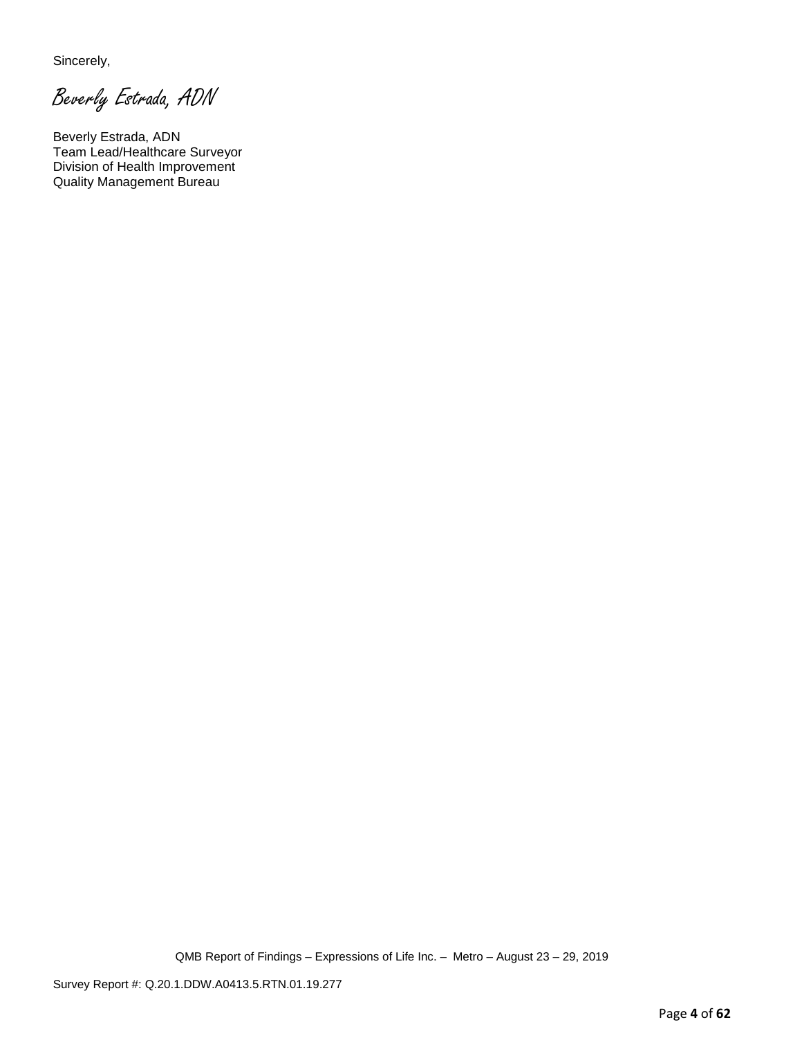Sincerely,

*Beverly Estrada, ADN*

Beverly Estrada, ADN
Team Lead/Healthcare Surveyor
Division of Health Improvement
Quality Management Bureau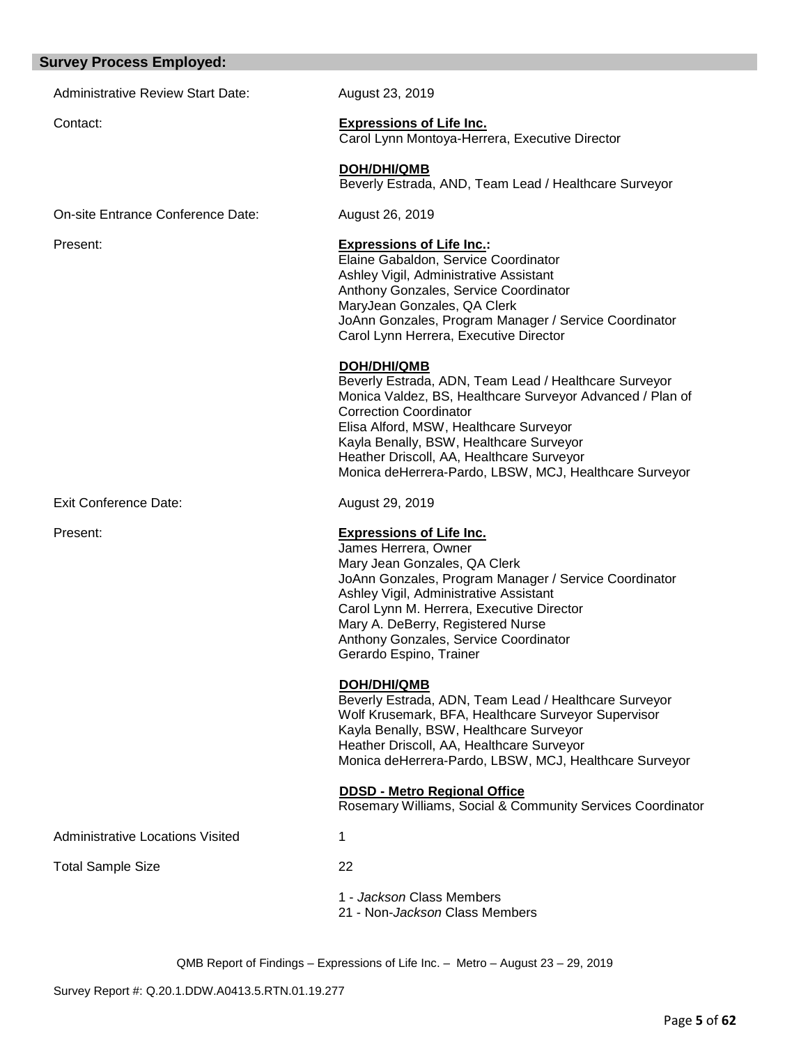## Survey Process Employed:

Administrative Review Start Date: August 23, 2019

Contact: **Expressions of Life Inc.**
Carol Lynn Montoya-Herrera, Executive Director

**DOH/DHI/QMB**
Beverly Estrada, AND, Team Lead / Healthcare Surveyor

On-site Entrance Conference Date: August 26, 2019

Present: **Expressions of Life Inc.:**
Elaine Gabaldon, Service Coordinator
Ashley Vigil, Administrative Assistant
Anthony Gonzales, Service Coordinator
MaryJean Gonzales, QA Clerk
JoAnn Gonzales, Program Manager / Service Coordinator
Carol Lynn Herrera, Executive Director

**DOH/DHI/QMB**
Beverly Estrada, ADN, Team Lead / Healthcare Surveyor
Monica Valdez, BS, Healthcare Surveyor Advanced / Plan of Correction Coordinator
Elisa Alford, MSW, Healthcare Surveyor
Kayla Benally, BSW, Healthcare Surveyor
Heather Driscoll, AA, Healthcare Surveyor
Monica deHerrera-Pardo, LBSW, MCJ, Healthcare Surveyor

Exit Conference Date: August 29, 2019

Present: **Expressions of Life Inc.**
James Herrera, Owner
Mary Jean Gonzales, QA Clerk
JoAnn Gonzales, Program Manager / Service Coordinator
Ashley Vigil, Administrative Assistant
Carol Lynn M. Herrera, Executive Director
Mary A. DeBerry, Registered Nurse
Anthony Gonzales, Service Coordinator
Gerardo Espino, Trainer

**DOH/DHI/QMB**
Beverly Estrada, ADN, Team Lead / Healthcare Surveyor
Wolf Krusemark, BFA, Healthcare Surveyor Supervisor
Kayla Benally, BSW, Healthcare Surveyor
Heather Driscoll, AA, Healthcare Surveyor
Monica deHerrera-Pardo, LBSW, MCJ, Healthcare Surveyor

**DDSD - Metro Regional Office**
Rosemary Williams, Social & Community Services Coordinator

Administrative Locations Visited 1

Total Sample Size 22

1 - *Jackson* Class Members
21 - Non-*Jackson* Class Members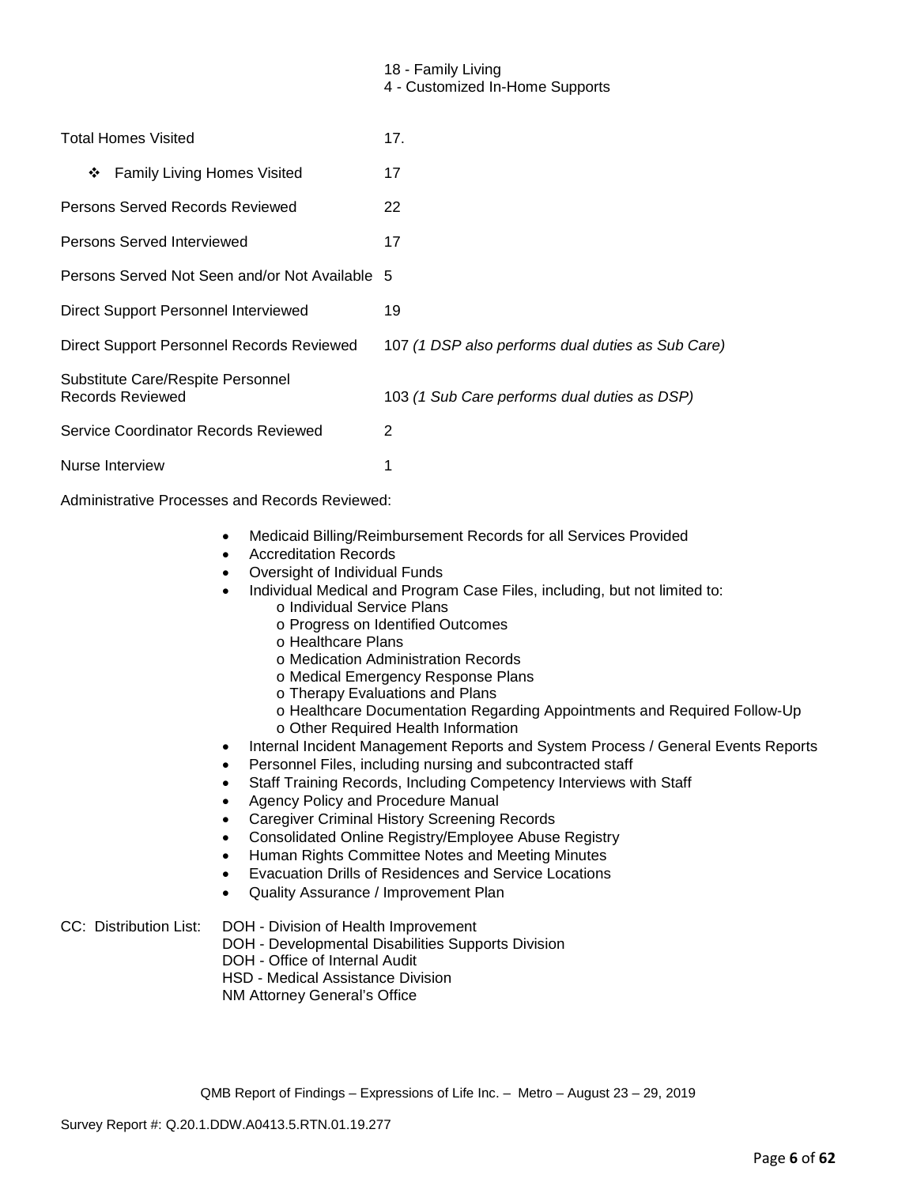18 - Family Living
4 - Customized In-Home Supports

| | |
|---|---|
| Total Homes Visited | 17. |
| ❖ Family Living Homes Visited | 17 |
| Persons Served Records Reviewed | 22 |
| Persons Served Interviewed | 17 |
| Persons Served Not Seen and/or Not Available | 5 |
| Direct Support Personnel Interviewed | 19 |
| Direct Support Personnel Records Reviewed | 107 *(1 DSP also performs dual duties as Sub Care)* |
| Substitute Care/Respite Personnel Records Reviewed | 103 *(1 Sub Care performs dual duties as DSP)* |
| Service Coordinator Records Reviewed | 2 |
| Nurse Interview | 1 |

Administrative Processes and Records Reviewed:

- Medicaid Billing/Reimbursement Records for all Services Provided
- Accreditation Records
- Oversight of Individual Funds
- Individual Medical and Program Case Files, including, but not limited to:
  - o Individual Service Plans
  - o Progress on Identified Outcomes
  - o Healthcare Plans
  - o Medication Administration Records
  - o Medical Emergency Response Plans
  - o Therapy Evaluations and Plans
  - o Healthcare Documentation Regarding Appointments and Required Follow-Up
  - o Other Required Health Information
- Internal Incident Management Reports and System Process / General Events Reports
- Personnel Files, including nursing and subcontracted staff
- Staff Training Records, Including Competency Interviews with Staff
- Agency Policy and Procedure Manual
- Caregiver Criminal History Screening Records
- Consolidated Online Registry/Employee Abuse Registry
- Human Rights Committee Notes and Meeting Minutes
- Evacuation Drills of Residences and Service Locations
- Quality Assurance / Improvement Plan

CC: Distribution List: DOH - Division of Health Improvement
DOH - Developmental Disabilities Supports Division
DOH - Office of Internal Audit
HSD - Medical Assistance Division
NM Attorney General's Office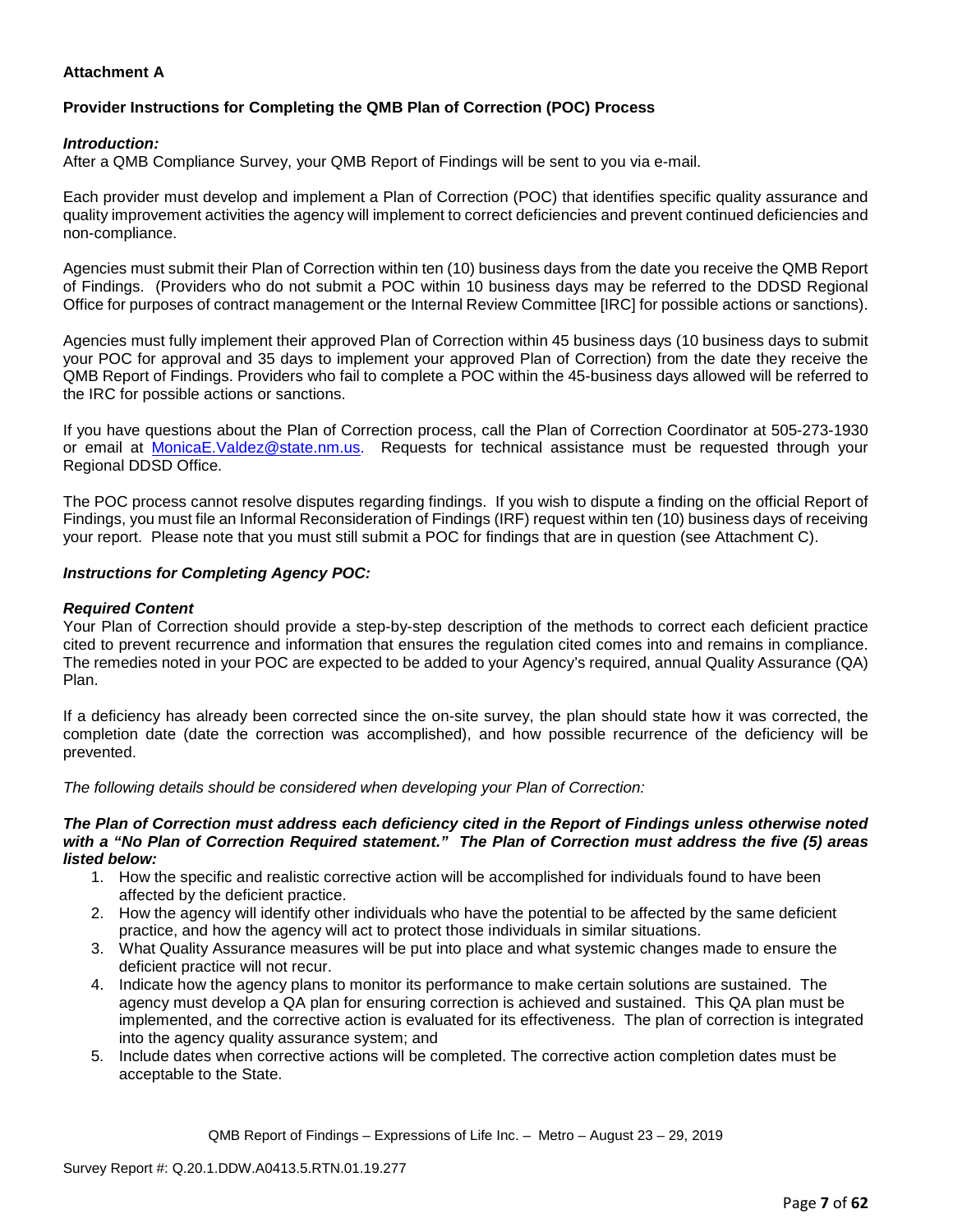**Attachment A**

**Provider Instructions for Completing the QMB Plan of Correction (POC) Process**

***Introduction:***
After a QMB Compliance Survey, your QMB Report of Findings will be sent to you via e-mail.

Each provider must develop and implement a Plan of Correction (POC) that identifies specific quality assurance and quality improvement activities the agency will implement to correct deficiencies and prevent continued deficiencies and non-compliance.

Agencies must submit their Plan of Correction within ten (10) business days from the date you receive the QMB Report of Findings. (Providers who do not submit a POC within 10 business days may be referred to the DDSD Regional Office for purposes of contract management or the Internal Review Committee [IRC] for possible actions or sanctions).

Agencies must fully implement their approved Plan of Correction within 45 business days (10 business days to submit your POC for approval and 35 days to implement your approved Plan of Correction) from the date they receive the QMB Report of Findings. Providers who fail to complete a POC within the 45-business days allowed will be referred to the IRC for possible actions or sanctions.

If you have questions about the Plan of Correction process, call the Plan of Correction Coordinator at 505-273-1930 or email at MonicaE.Valdez@state.nm.us. Requests for technical assistance must be requested through your Regional DDSD Office.

The POC process cannot resolve disputes regarding findings. If you wish to dispute a finding on the official Report of Findings, you must file an Informal Reconsideration of Findings (IRF) request within ten (10) business days of receiving your report. Please note that you must still submit a POC for findings that are in question (see Attachment C).

***Instructions for Completing Agency POC:***

***Required Content***
Your Plan of Correction should provide a step-by-step description of the methods to correct each deficient practice cited to prevent recurrence and information that ensures the regulation cited comes into and remains in compliance. The remedies noted in your POC are expected to be added to your Agency's required, annual Quality Assurance (QA) Plan.

If a deficiency has already been corrected since the on-site survey, the plan should state how it was corrected, the completion date (date the correction was accomplished), and how possible recurrence of the deficiency will be prevented.

*The following details should be considered when developing your Plan of Correction:*

***The Plan of Correction must address each deficiency cited in the Report of Findings unless otherwise noted with a "No Plan of Correction Required statement." The Plan of Correction must address the five (5) areas listed below:***

1. How the specific and realistic corrective action will be accomplished for individuals found to have been affected by the deficient practice.
2. How the agency will identify other individuals who have the potential to be affected by the same deficient practice, and how the agency will act to protect those individuals in similar situations.
3. What Quality Assurance measures will be put into place and what systemic changes made to ensure the deficient practice will not recur.
4. Indicate how the agency plans to monitor its performance to make certain solutions are sustained. The agency must develop a QA plan for ensuring correction is achieved and sustained. This QA plan must be implemented, and the corrective action is evaluated for its effectiveness. The plan of correction is integrated into the agency quality assurance system; and
5. Include dates when corrective actions will be completed. The corrective action completion dates must be acceptable to the State.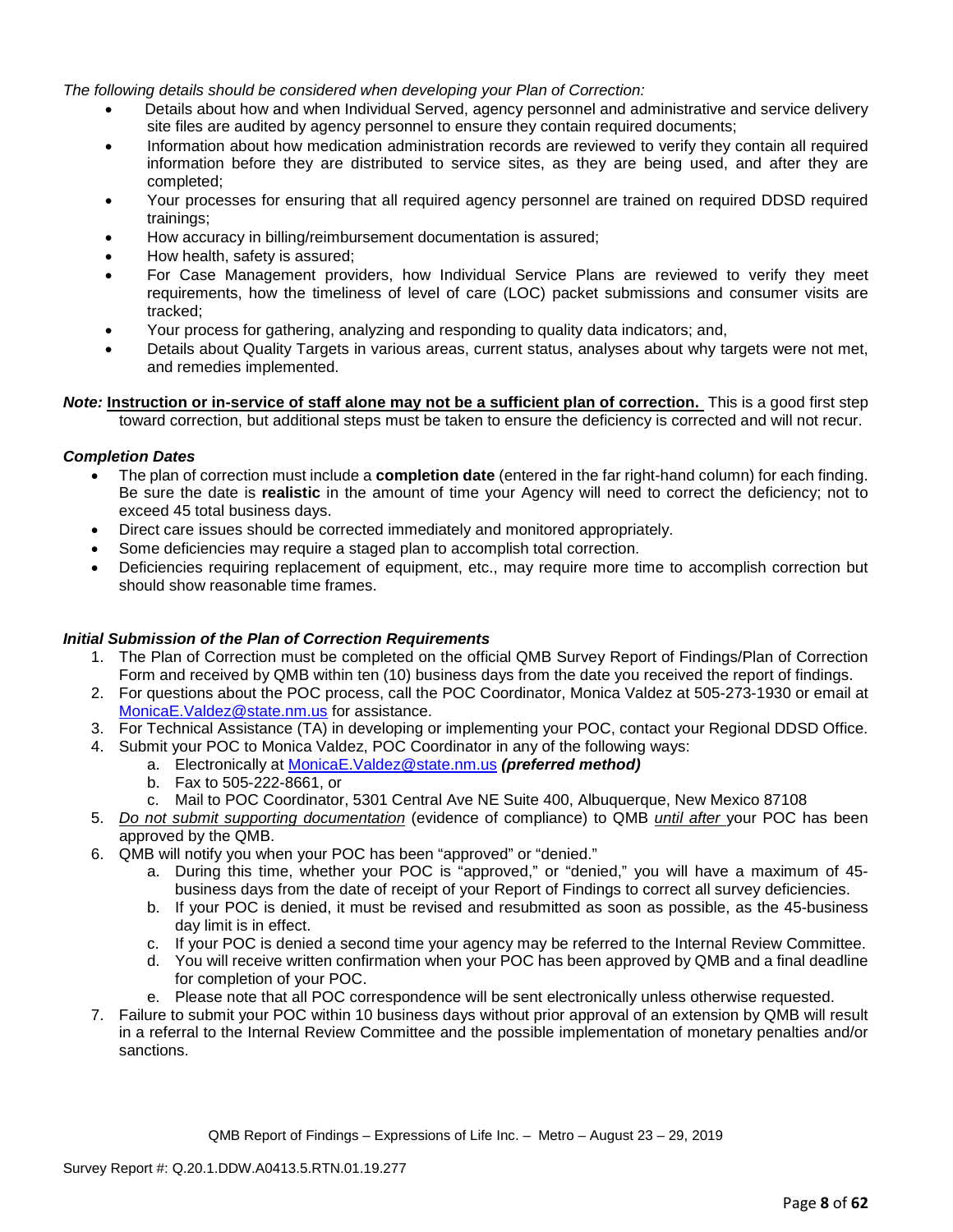*The following details should be considered when developing your Plan of Correction:*

- Details about how and when Individual Served, agency personnel and administrative and service delivery site files are audited by agency personnel to ensure they contain required documents;
- Information about how medication administration records are reviewed to verify they contain all required information before they are distributed to service sites, as they are being used, and after they are completed;
- Your processes for ensuring that all required agency personnel are trained on required DDSD required trainings;
- How accuracy in billing/reimbursement documentation is assured;
- How health, safety is assured;
- For Case Management providers, how Individual Service Plans are reviewed to verify they meet requirements, how the timeliness of level of care (LOC) packet submissions and consumer visits are tracked;
- Your process for gathering, analyzing and responding to quality data indicators; and,
- Details about Quality Targets in various areas, current status, analyses about why targets were not met, and remedies implemented.

***Note:*** **<u>Instruction or in-service of staff alone may not be a sufficient plan of correction.</u>** This is a good first step toward correction, but additional steps must be taken to ensure the deficiency is corrected and will not recur.

***Completion Dates***

- The plan of correction must include a **completion date** (entered in the far right-hand column) for each finding. Be sure the date is **realistic** in the amount of time your Agency will need to correct the deficiency; not to exceed 45 total business days.
- Direct care issues should be corrected immediately and monitored appropriately.
- Some deficiencies may require a staged plan to accomplish total correction.
- Deficiencies requiring replacement of equipment, etc., may require more time to accomplish correction but should show reasonable time frames.

***Initial Submission of the Plan of Correction Requirements***

1. The Plan of Correction must be completed on the official QMB Survey Report of Findings/Plan of Correction Form and received by QMB within ten (10) business days from the date you received the report of findings.
2. For questions about the POC process, call the POC Coordinator, Monica Valdez at 505-273-1930 or email at MonicaE.Valdez@state.nm.us for assistance.
3. For Technical Assistance (TA) in developing or implementing your POC, contact your Regional DDSD Office.
4. Submit your POC to Monica Valdez, POC Coordinator in any of the following ways:
   a. Electronically at MonicaE.Valdez@state.nm.us ***(preferred method)***
   b. Fax to 505-222-8661, or
   c. Mail to POC Coordinator, 5301 Central Ave NE Suite 400, Albuquerque, New Mexico 87108
5. *<u>Do not submit supporting documentation</u>* (evidence of compliance) to QMB *<u>until after</u>* your POC has been approved by the QMB.
6. QMB will notify you when your POC has been "approved" or "denied."
   a. During this time, whether your POC is "approved," or "denied," you will have a maximum of 45-business days from the date of receipt of your Report of Findings to correct all survey deficiencies.
   b. If your POC is denied, it must be revised and resubmitted as soon as possible, as the 45-business day limit is in effect.
   c. If your POC is denied a second time your agency may be referred to the Internal Review Committee.
   d. You will receive written confirmation when your POC has been approved by QMB and a final deadline for completion of your POC.
   e. Please note that all POC correspondence will be sent electronically unless otherwise requested.
7. Failure to submit your POC within 10 business days without prior approval of an extension by QMB will result in a referral to the Internal Review Committee and the possible implementation of monetary penalties and/or sanctions.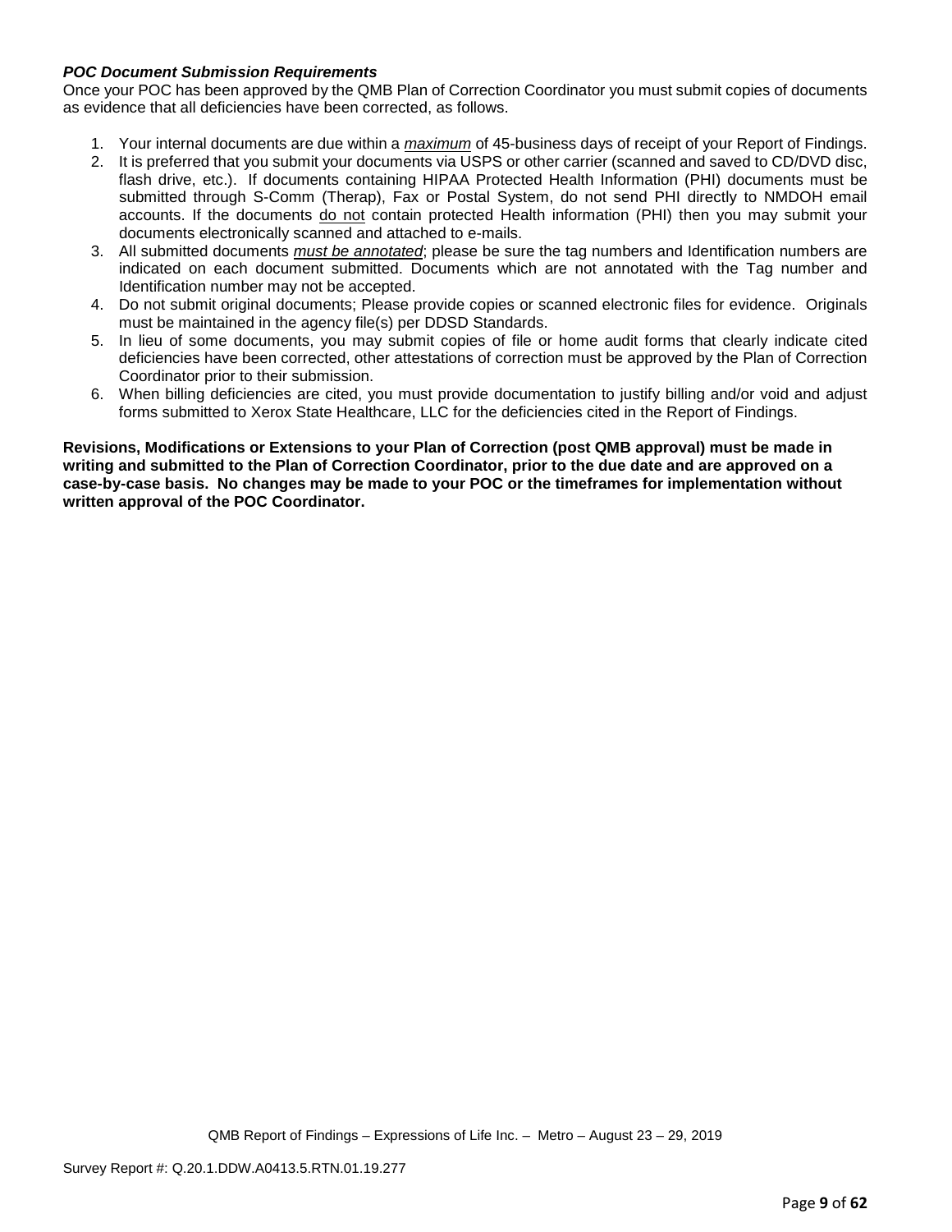***POC Document Submission Requirements***

Once your POC has been approved by the QMB Plan of Correction Coordinator you must submit copies of documents as evidence that all deficiencies have been corrected, as follows.

1. Your internal documents are due within a ***maximum*** of 45-business days of receipt of your Report of Findings.
2. It is preferred that you submit your documents via USPS or other carrier (scanned and saved to CD/DVD disc, flash drive, etc.). If documents containing HIPAA Protected Health Information (PHI) documents must be submitted through S-Comm (Therap), Fax or Postal System, do not send PHI directly to NMDOH email accounts. If the documents do not contain protected Health information (PHI) then you may submit your documents electronically scanned and attached to e-mails.
3. All submitted documents ***must be annotated***; please be sure the tag numbers and Identification numbers are indicated on each document submitted. Documents which are not annotated with the Tag number and Identification number may not be accepted.
4. Do not submit original documents; Please provide copies or scanned electronic files for evidence. Originals must be maintained in the agency file(s) per DDSD Standards.
5. In lieu of some documents, you may submit copies of file or home audit forms that clearly indicate cited deficiencies have been corrected, other attestations of correction must be approved by the Plan of Correction Coordinator prior to their submission.
6. When billing deficiencies are cited, you must provide documentation to justify billing and/or void and adjust forms submitted to Xerox State Healthcare, LLC for the deficiencies cited in the Report of Findings.

**Revisions, Modifications or Extensions to your Plan of Correction (post QMB approval) must be made in writing and submitted to the Plan of Correction Coordinator, prior to the due date and are approved on a case-by-case basis. No changes may be made to your POC or the timeframes for implementation without written approval of the POC Coordinator.**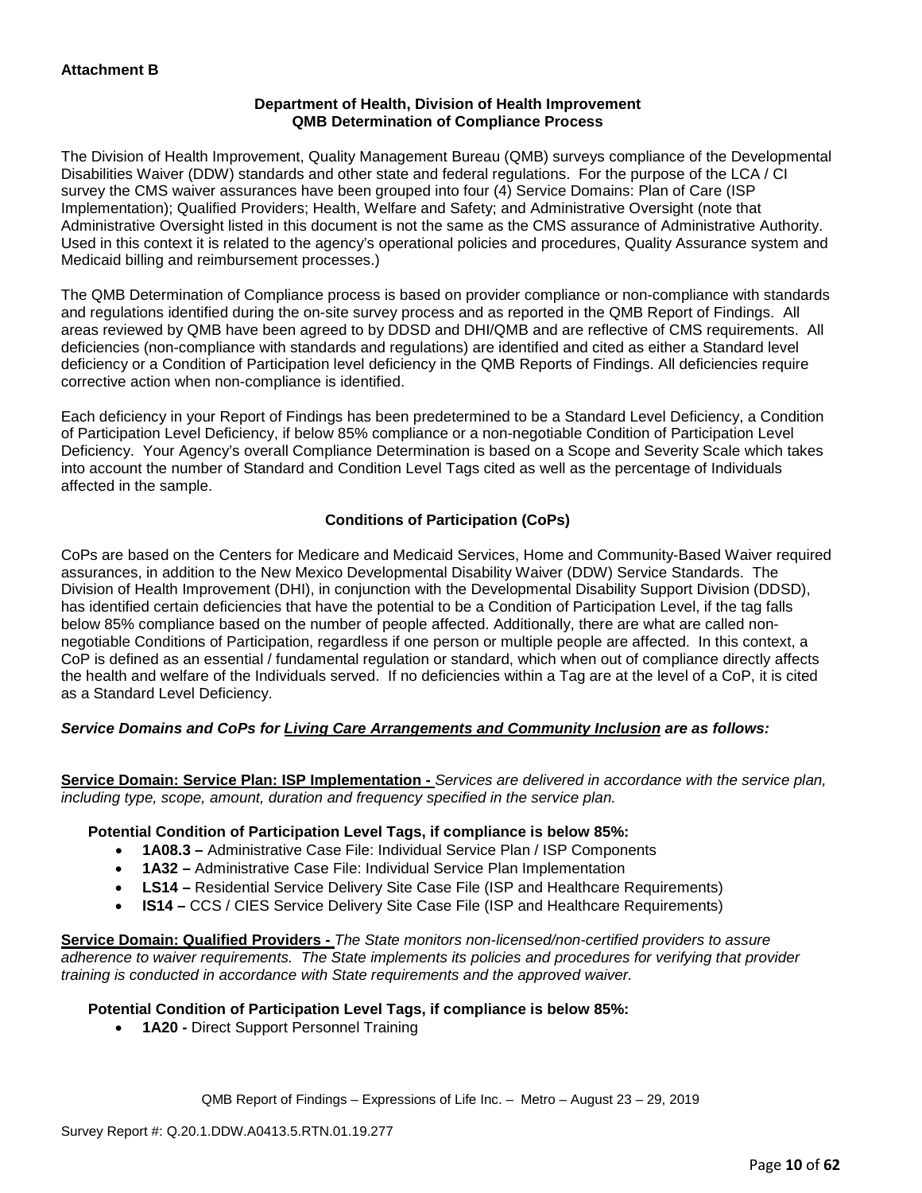**Attachment B**

**Department of Health, Division of Health Improvement**
**QMB Determination of Compliance Process**

The Division of Health Improvement, Quality Management Bureau (QMB) surveys compliance of the Developmental Disabilities Waiver (DDW) standards and other state and federal regulations. For the purpose of the LCA / CI survey the CMS waiver assurances have been grouped into four (4) Service Domains: Plan of Care (ISP Implementation); Qualified Providers; Health, Welfare and Safety; and Administrative Oversight (note that Administrative Oversight listed in this document is not the same as the CMS assurance of Administrative Authority. Used in this context it is related to the agency's operational policies and procedures, Quality Assurance system and Medicaid billing and reimbursement processes.)

The QMB Determination of Compliance process is based on provider compliance or non-compliance with standards and regulations identified during the on-site survey process and as reported in the QMB Report of Findings. All areas reviewed by QMB have been agreed to by DDSD and DHI/QMB and are reflective of CMS requirements. All deficiencies (non-compliance with standards and regulations) are identified and cited as either a Standard level deficiency or a Condition of Participation level deficiency in the QMB Reports of Findings. All deficiencies require corrective action when non-compliance is identified.

Each deficiency in your Report of Findings has been predetermined to be a Standard Level Deficiency, a Condition of Participation Level Deficiency, if below 85% compliance or a non-negotiable Condition of Participation Level Deficiency. Your Agency's overall Compliance Determination is based on a Scope and Severity Scale which takes into account the number of Standard and Condition Level Tags cited as well as the percentage of Individuals affected in the sample.

**Conditions of Participation (CoPs)**

CoPs are based on the Centers for Medicare and Medicaid Services, Home and Community-Based Waiver required assurances, in addition to the New Mexico Developmental Disability Waiver (DDW) Service Standards. The Division of Health Improvement (DHI), in conjunction with the Developmental Disability Support Division (DDSD), has identified certain deficiencies that have the potential to be a Condition of Participation Level, if the tag falls below 85% compliance based on the number of people affected. Additionally, there are what are called non-negotiable Conditions of Participation, regardless if one person or multiple people are affected. In this context, a CoP is defined as an essential / fundamental regulation or standard, which when out of compliance directly affects the health and welfare of the Individuals served. If no deficiencies within a Tag are at the level of a CoP, it is cited as a Standard Level Deficiency.

***Service Domains and CoPs for Living Care Arrangements and Community Inclusion are as follows:***

**Service Domain: Service Plan: ISP Implementation -** *Services are delivered in accordance with the service plan, including type, scope, amount, duration and frequency specified in the service plan.*

**Potential Condition of Participation Level Tags, if compliance is below 85%:**

- **1A08.3 –** Administrative Case File: Individual Service Plan / ISP Components
- **1A32 –** Administrative Case File: Individual Service Plan Implementation
- **LS14 –** Residential Service Delivery Site Case File (ISP and Healthcare Requirements)
- **IS14 –** CCS / CIES Service Delivery Site Case File (ISP and Healthcare Requirements)

**Service Domain: Qualified Providers -** *The State monitors non-licensed/non-certified providers to assure adherence to waiver requirements. The State implements its policies and procedures for verifying that provider training is conducted in accordance with State requirements and the approved waiver.*

**Potential Condition of Participation Level Tags, if compliance is below 85%:**

- **1A20 -** Direct Support Personnel Training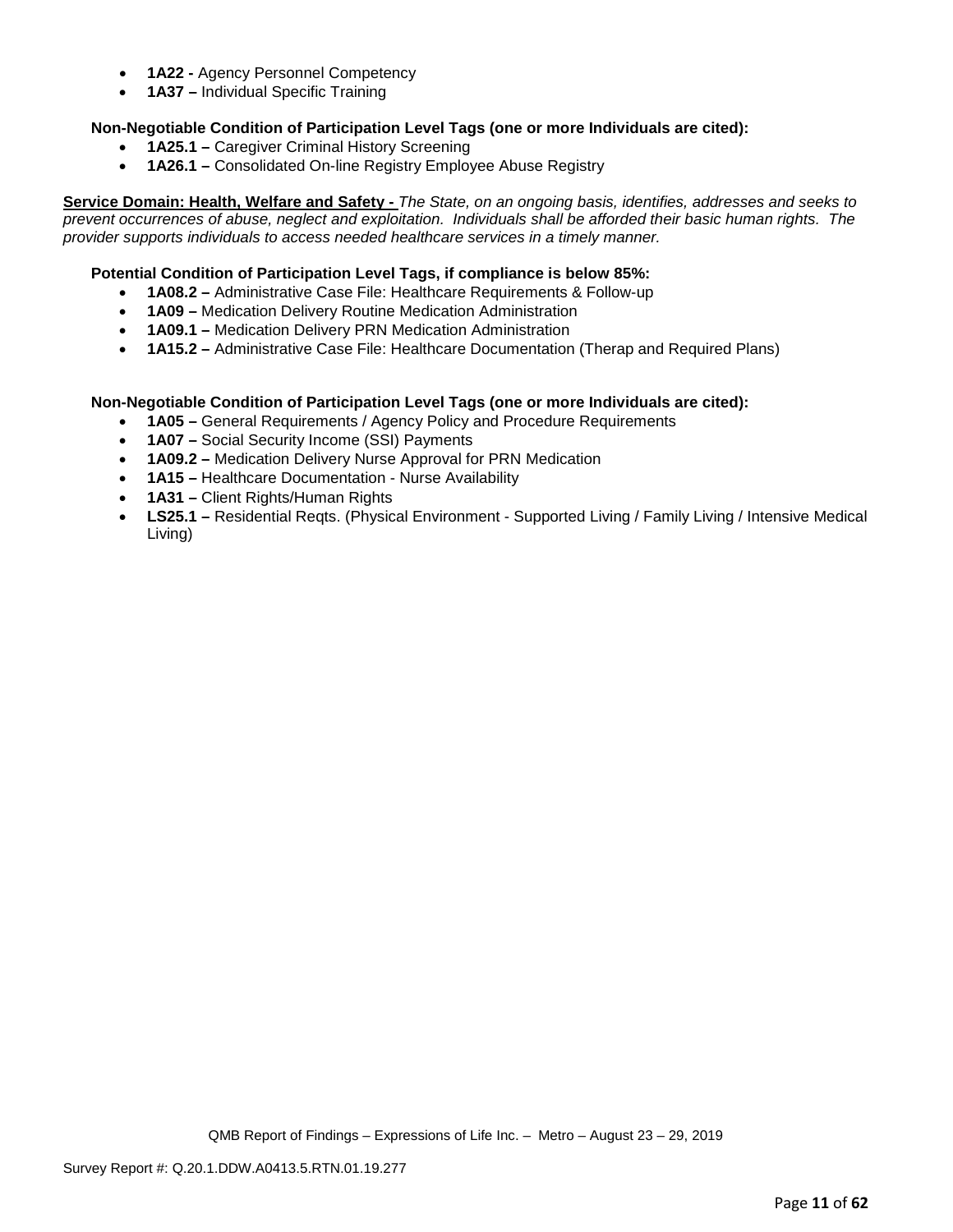- **1A22 -** Agency Personnel Competency
- **1A37 –** Individual Specific Training

**Non-Negotiable Condition of Participation Level Tags (one or more Individuals are cited):**

- **1A25.1 –** Caregiver Criminal History Screening
- **1A26.1 –** Consolidated On-line Registry Employee Abuse Registry

**Service Domain: Health, Welfare and Safety -** *The State, on an ongoing basis, identifies, addresses and seeks to prevent occurrences of abuse, neglect and exploitation. Individuals shall be afforded their basic human rights. The provider supports individuals to access needed healthcare services in a timely manner.*

**Potential Condition of Participation Level Tags, if compliance is below 85%:**

- **1A08.2 –** Administrative Case File: Healthcare Requirements & Follow-up
- **1A09 –** Medication Delivery Routine Medication Administration
- **1A09.1 –** Medication Delivery PRN Medication Administration
- **1A15.2 –** Administrative Case File: Healthcare Documentation (Therap and Required Plans)

**Non-Negotiable Condition of Participation Level Tags (one or more Individuals are cited):**

- **1A05 –** General Requirements / Agency Policy and Procedure Requirements
- **1A07 –** Social Security Income (SSI) Payments
- **1A09.2 –** Medication Delivery Nurse Approval for PRN Medication
- **1A15 –** Healthcare Documentation - Nurse Availability
- **1A31 –** Client Rights/Human Rights
- **LS25.1 –** Residential Reqts. (Physical Environment - Supported Living / Family Living / Intensive Medical Living)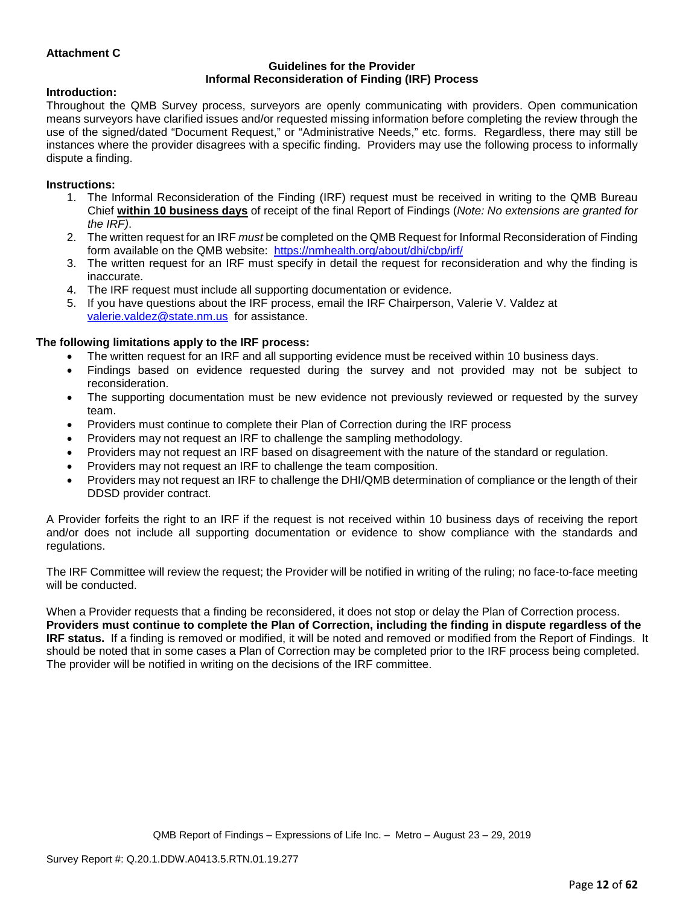**Attachment C**

**Guidelines for the Provider**
**Informal Reconsideration of Finding (IRF) Process**

**Introduction:**

Throughout the QMB Survey process, surveyors are openly communicating with providers. Open communication means surveyors have clarified issues and/or requested missing information before completing the review through the use of the signed/dated "Document Request," or "Administrative Needs," etc. forms. Regardless, there may still be instances where the provider disagrees with a specific finding. Providers may use the following process to informally dispute a finding.

**Instructions:**

1. The Informal Reconsideration of the Finding (IRF) request must be received in writing to the QMB Bureau Chief **within 10 business days** of receipt of the final Report of Findings (*Note: No extensions are granted for the IRF)*.
2. The written request for an IRF *must* be completed on the QMB Request for Informal Reconsideration of Finding form available on the QMB website: https://nmhealth.org/about/dhi/cbp/irf/
3. The written request for an IRF must specify in detail the request for reconsideration and why the finding is inaccurate.
4. The IRF request must include all supporting documentation or evidence.
5. If you have questions about the IRF process, email the IRF Chairperson, Valerie V. Valdez at valerie.valdez@state.nm.us for assistance.

**The following limitations apply to the IRF process:**

- The written request for an IRF and all supporting evidence must be received within 10 business days.
- Findings based on evidence requested during the survey and not provided may not be subject to reconsideration.
- The supporting documentation must be new evidence not previously reviewed or requested by the survey team.
- Providers must continue to complete their Plan of Correction during the IRF process
- Providers may not request an IRF to challenge the sampling methodology.
- Providers may not request an IRF based on disagreement with the nature of the standard or regulation.
- Providers may not request an IRF to challenge the team composition.
- Providers may not request an IRF to challenge the DHI/QMB determination of compliance or the length of their DDSD provider contract.

A Provider forfeits the right to an IRF if the request is not received within 10 business days of receiving the report and/or does not include all supporting documentation or evidence to show compliance with the standards and regulations.

The IRF Committee will review the request; the Provider will be notified in writing of the ruling; no face-to-face meeting will be conducted.

When a Provider requests that a finding be reconsidered, it does not stop or delay the Plan of Correction process. **Providers must continue to complete the Plan of Correction, including the finding in dispute regardless of the IRF status.** If a finding is removed or modified, it will be noted and removed or modified from the Report of Findings. It should be noted that in some cases a Plan of Correction may be completed prior to the IRF process being completed. The provider will be notified in writing on the decisions of the IRF committee.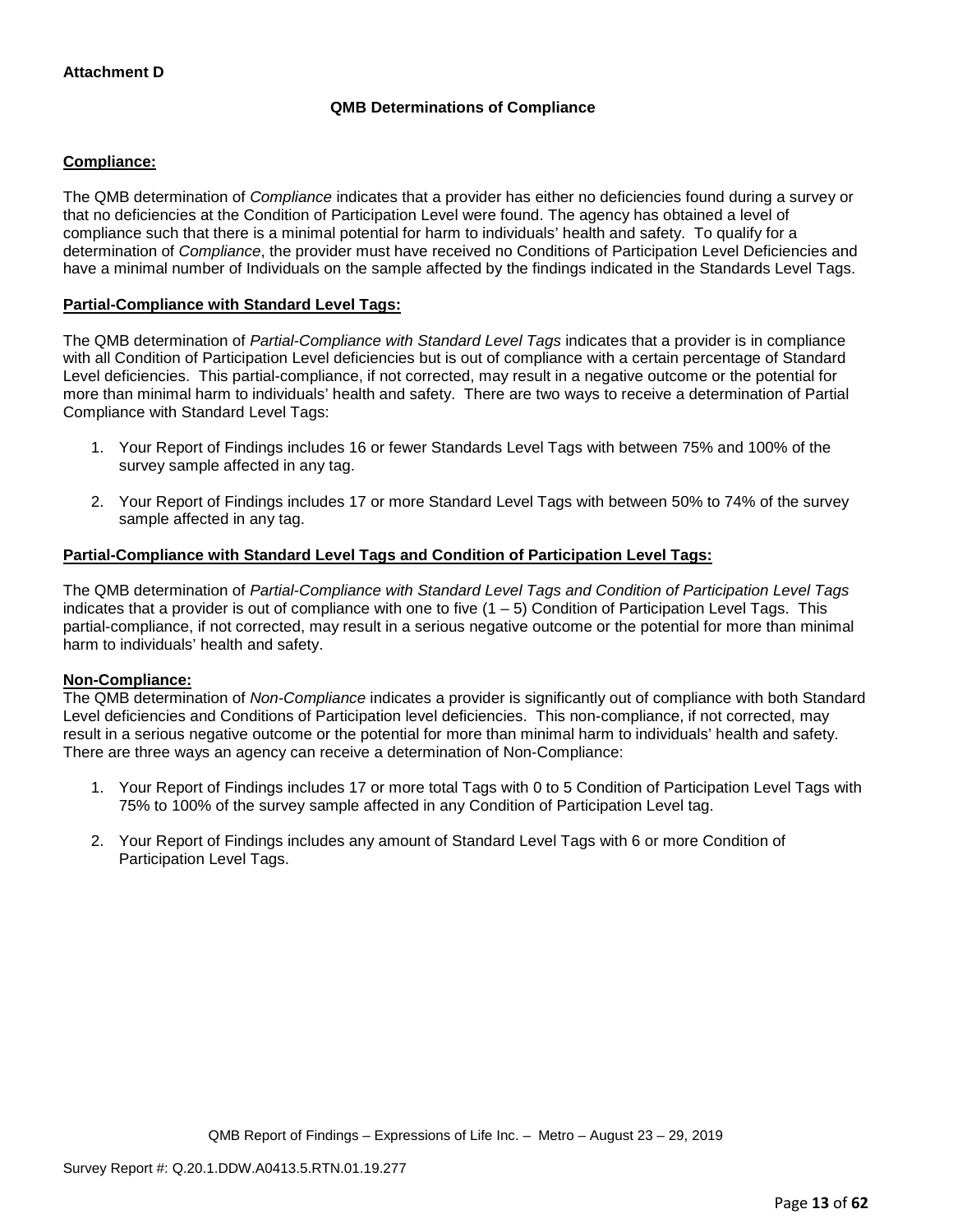**Attachment D**

**QMB Determinations of Compliance**

**Compliance:**

The QMB determination of *Compliance* indicates that a provider has either no deficiencies found during a survey or that no deficiencies at the Condition of Participation Level were found. The agency has obtained a level of compliance such that there is a minimal potential for harm to individuals' health and safety. To qualify for a determination of *Compliance*, the provider must have received no Conditions of Participation Level Deficiencies and have a minimal number of Individuals on the sample affected by the findings indicated in the Standards Level Tags.

**Partial-Compliance with Standard Level Tags:**

The QMB determination of *Partial-Compliance with Standard Level Tags* indicates that a provider is in compliance with all Condition of Participation Level deficiencies but is out of compliance with a certain percentage of Standard Level deficiencies. This partial-compliance, if not corrected, may result in a negative outcome or the potential for more than minimal harm to individuals' health and safety. There are two ways to receive a determination of Partial Compliance with Standard Level Tags:

1. Your Report of Findings includes 16 or fewer Standards Level Tags with between 75% and 100% of the survey sample affected in any tag.

2. Your Report of Findings includes 17 or more Standard Level Tags with between 50% to 74% of the survey sample affected in any tag.

**Partial-Compliance with Standard Level Tags and Condition of Participation Level Tags:**

The QMB determination of *Partial-Compliance with Standard Level Tags and Condition of Participation Level Tags* indicates that a provider is out of compliance with one to five (1 – 5) Condition of Participation Level Tags. This partial-compliance, if not corrected, may result in a serious negative outcome or the potential for more than minimal harm to individuals' health and safety.

**Non-Compliance:**

The QMB determination of *Non-Compliance* indicates a provider is significantly out of compliance with both Standard Level deficiencies and Conditions of Participation level deficiencies. This non-compliance, if not corrected, may result in a serious negative outcome or the potential for more than minimal harm to individuals' health and safety. There are three ways an agency can receive a determination of Non-Compliance:

1. Your Report of Findings includes 17 or more total Tags with 0 to 5 Condition of Participation Level Tags with 75% to 100% of the survey sample affected in any Condition of Participation Level tag.

2. Your Report of Findings includes any amount of Standard Level Tags with 6 or more Condition of Participation Level Tags.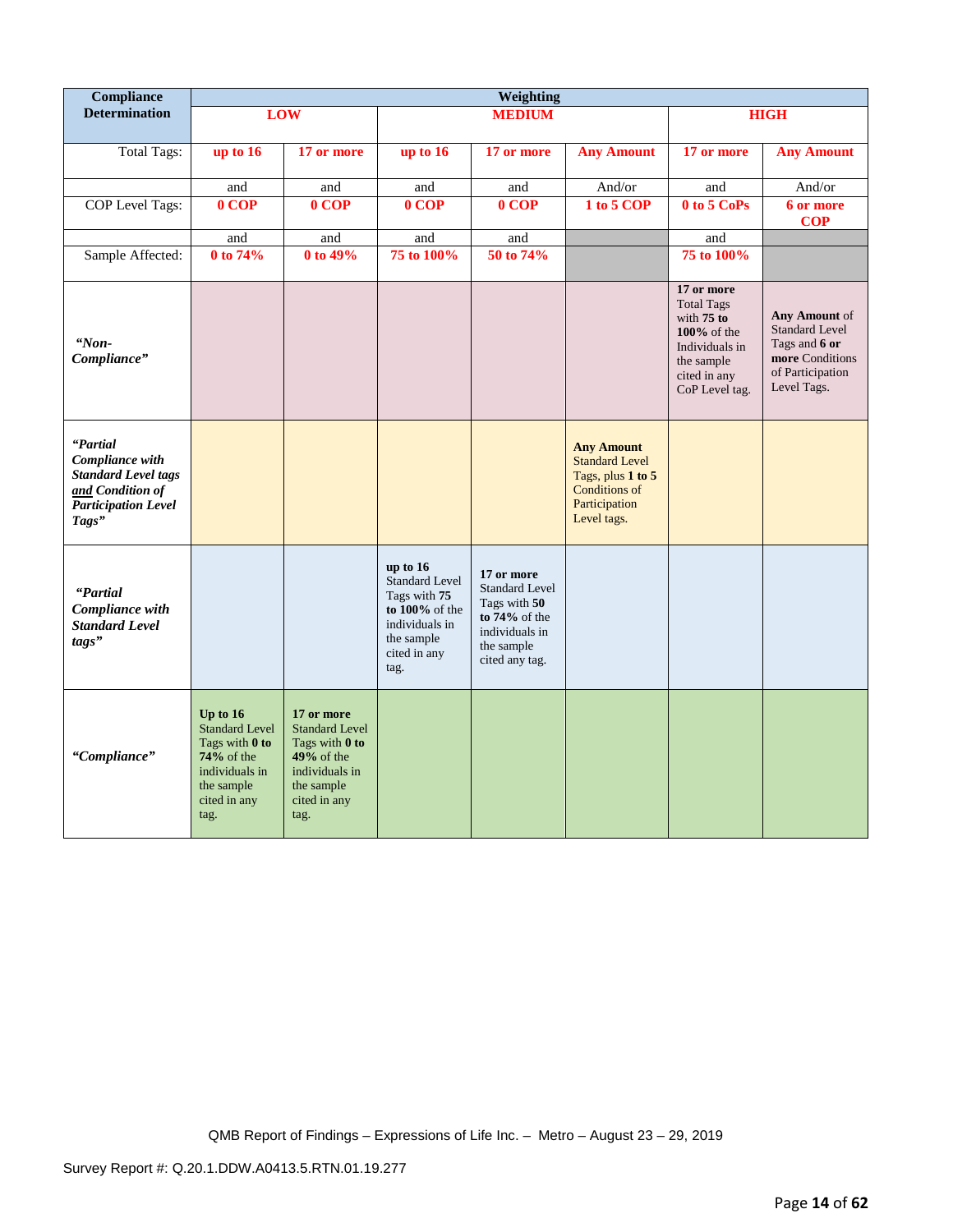| Compliance Determination | Weighting | | | | | | |
|---|---|---|---|---|---|---|---|
| | **LOW** | | **MEDIUM** | | | **HIGH** | |
| Total Tags: | **up to 16** | **17 or more** | **up to 16** | **17 or more** | **Any Amount** | **17 or more** | **Any Amount** |
| | and | and | and | and | And/or | and | And/or |
| COP Level Tags: | **0 COP** | **0 COP** | **0 COP** | **0 COP** | **1 to 5 COP** | **0 to 5 CoPs** | **6 or more COP** |
| | and | and | and | and | | and | |
| Sample Affected: | **0 to 74%** | **0 to 49%** | **75 to 100%** | **50 to 74%** | | **75 to 100%** | |
| ***"Non-Compliance"*** | | | | | | **17 or more** Total Tags with **75 to 100%** of the Individuals in the sample cited in any CoP Level tag. | **Any Amount** of Standard Level Tags and **6 or more** Conditions of Participation Level Tags. |
| ***"Partial Compliance with Standard Level tags and Condition of Participation Level Tags"*** | | | | | **Any Amount** Standard Level Tags, plus **1 to 5** Conditions of Participation Level tags. | | |
| ***"Partial Compliance with Standard Level tags"*** | | | **up to 16** Standard Level Tags with **75 to 100%** of the individuals in the sample cited in any tag. | **17 or more** Standard Level Tags with **50 to 74%** of the individuals in the sample cited any tag. | | | |
| ***"Compliance"*** | **Up to 16** Standard Level Tags with **0 to 74%** of the individuals in the sample cited in any tag. | **17 or more** Standard Level Tags with **0 to 49%** of the individuals in the sample cited in any tag. | | | | | |

QMB Report of Findings – Expressions of Life Inc. – Metro – August 23 – 29, 2019

Survey Report #: Q.20.1.DDW.A0413.5.RTN.01.19.277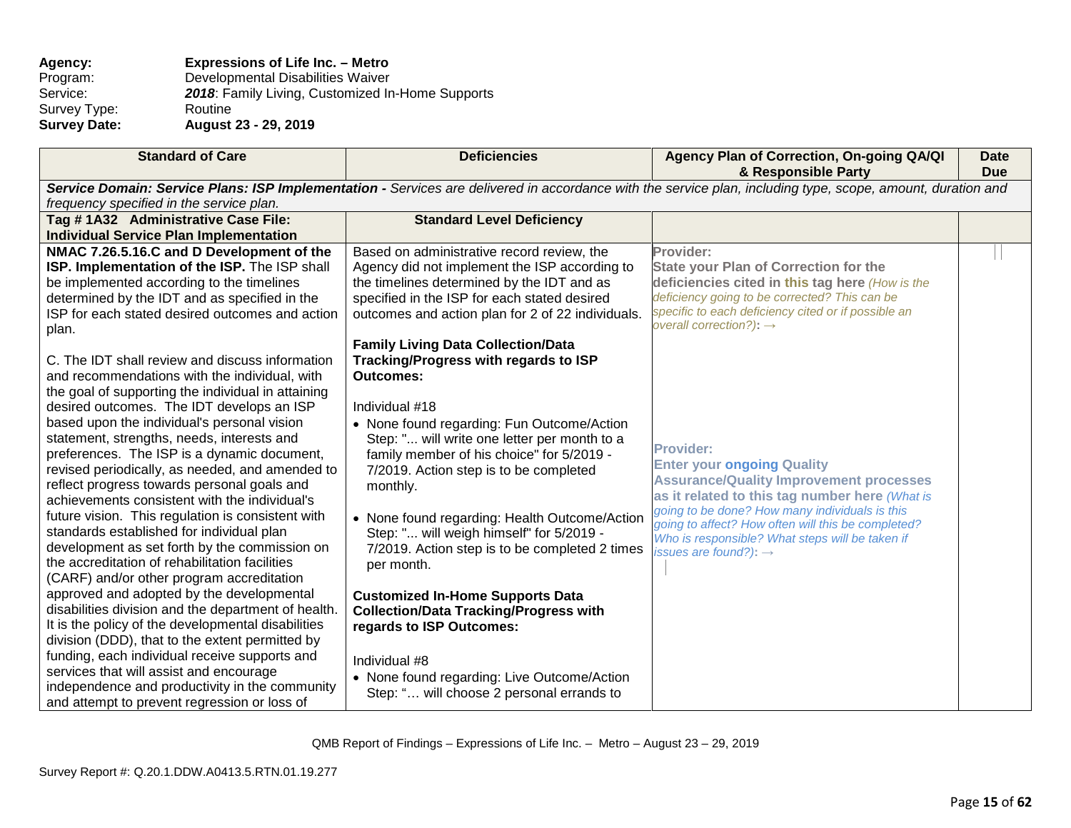**Agency:** **Expressions of Life Inc. – Metro**
Program: Developmental Disabilities Waiver
Service: ***2018***: Family Living, Customized In-Home Supports
Survey Type: Routine
**Survey Date:** **August 23 - 29, 2019**

| Standard of Care | Deficiencies | Agency Plan of Correction, On-going QA/QI & Responsible Party | Date Due |
|---|---|---|---|
| ***Service Domain: Service Plans: ISP Implementation -*** *Services are delivered in accordance with the service plan, including type, scope, amount, duration and frequency specified in the service plan.* | | | |
| **Tag # 1A32 Administrative Case File: Individual Service Plan Implementation** | **Standard Level Deficiency** | | |
| **NMAC 7.26.5.16.C and D Development of the ISP. Implementation of the ISP.** The ISP shall be implemented according to the timelines determined by the IDT and as specified in the ISP for each stated desired outcomes and action plan.<br><br>C. The IDT shall review and discuss information and recommendations with the individual, with the goal of supporting the individual in attaining desired outcomes. The IDT develops an ISP based upon the individual's personal vision statement, strengths, needs, interests and preferences. The ISP is a dynamic document, revised periodically, as needed, and amended to reflect progress towards personal goals and achievements consistent with the individual's future vision. This regulation is consistent with standards established for individual plan development as set forth by the commission on the accreditation of rehabilitation facilities (CARF) and/or other program accreditation approved and adopted by the developmental disabilities division and the department of health. It is the policy of the developmental disabilities division (DDD), that to the extent permitted by funding, each individual receive supports and services that will assist and encourage independence and productivity in the community and attempt to prevent regression or loss of | Based on administrative record review, the Agency did not implement the ISP according to the timelines determined by the IDT and as specified in the ISP for each stated desired outcomes and action plan for 2 of 22 individuals.<br><br>**Family Living Data Collection/Data Tracking/Progress with regards to ISP Outcomes:**<br><br>Individual #18<br>• None found regarding: Fun Outcome/Action Step: "... will write one letter per month to a family member of his choice" for 5/2019 - 7/2019. Action step is to be completed monthly.<br><br>• None found regarding: Health Outcome/Action Step: "... will weigh himself" for 5/2019 - 7/2019. Action step is to be completed 2 times per month.<br><br>**Customized In-Home Supports Data Collection/Data Tracking/Progress with regards to ISP Outcomes:**<br><br>Individual #8<br>• None found regarding: Live Outcome/Action Step: "… will choose 2 personal errands to | **Provider:**<br>**State your Plan of Correction for the deficiencies cited in this tag here** *(How is the deficiency going to be corrected? This can be specific to each deficiency cited or if possible an overall correction?):* →<br><br>**Provider:**<br>**Enter your ongoing Quality Assurance/Quality Improvement processes as it related to this tag number here** *(What is going to be done? How many individuals is this going to affect? How often will this be completed? Who is responsible? What steps will be taken if issues are found?):* → | |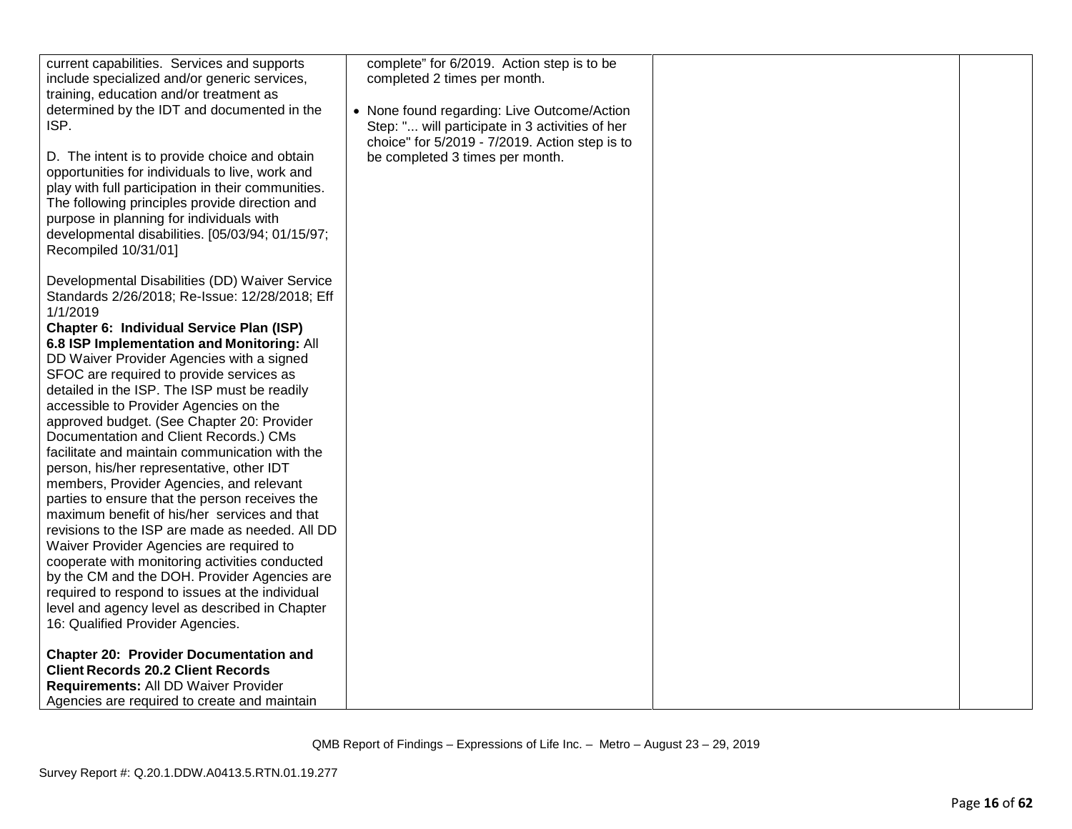| | | | |
|---|---|---|---|
| current capabilities. Services and supports include specialized and/or generic services, training, education and/or treatment as determined by the IDT and documented in the ISP.<br><br>D. The intent is to provide choice and obtain opportunities for individuals to live, work and play with full participation in their communities. The following principles provide direction and purpose in planning for individuals with developmental disabilities. [05/03/94; 01/15/97; Recompiled 10/31/01]<br><br>Developmental Disabilities (DD) Waiver Service Standards 2/26/2018; Re-Issue: 12/28/2018; Eff 1/1/2019<br>**Chapter 6: Individual Service Plan (ISP) 6.8 ISP Implementation and Monitoring:** All DD Waiver Provider Agencies with a signed SFOC are required to provide services as detailed in the ISP. The ISP must be readily accessible to Provider Agencies on the approved budget. (See Chapter 20: Provider Documentation and Client Records.) CMs facilitate and maintain communication with the person, his/her representative, other IDT members, Provider Agencies, and relevant parties to ensure that the person receives the maximum benefit of his/her services and that revisions to the ISP are made as needed. All DD Waiver Provider Agencies are required to cooperate with monitoring activities conducted by the CM and the DOH. Provider Agencies are required to respond to issues at the individual level and agency level as described in Chapter 16: Qualified Provider Agencies.<br><br>**Chapter 20: Provider Documentation and Client Records 20.2 Client Records Requirements:** All DD Waiver Provider Agencies are required to create and maintain | complete" for 6/2019. Action step is to be completed 2 times per month.<br><br>• None found regarding: Live Outcome/Action Step: "... will participate in 3 activities of her choice" for 5/2019 - 7/2019. Action step is to be completed 3 times per month. | | |

QMB Report of Findings – Expressions of Life Inc. – Metro – August 23 – 29, 2019

Survey Report #: Q.20.1.DDW.A0413.5.RTN.01.19.277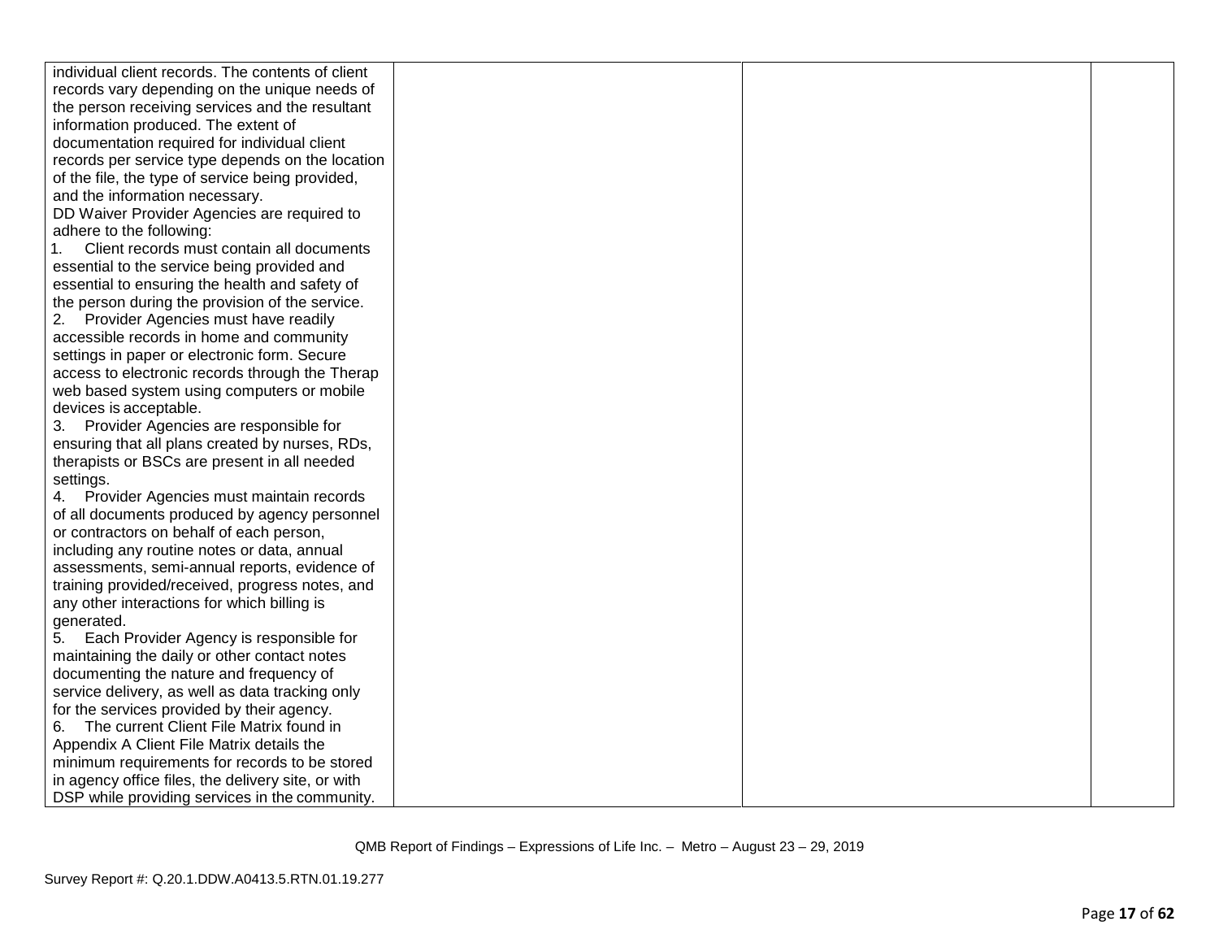| | | | |
|---|---|---|---|
| individual client records. The contents of client records vary depending on the unique needs of the person receiving services and the resultant information produced. The extent of documentation required for individual client records per service type depends on the location of the file, the type of service being provided, and the information necessary.<br>DD Waiver Provider Agencies are required to adhere to the following:<br>1. Client records must contain all documents essential to the service being provided and essential to ensuring the health and safety of the person during the provision of the service.<br>2. Provider Agencies must have readily accessible records in home and community settings in paper or electronic form. Secure access to electronic records through the Therap web based system using computers or mobile devices is acceptable.<br>3. Provider Agencies are responsible for ensuring that all plans created by nurses, RDs, therapists or BSCs are present in all needed settings.<br>4. Provider Agencies must maintain records of all documents produced by agency personnel or contractors on behalf of each person, including any routine notes or data, annual assessments, semi-annual reports, evidence of training provided/received, progress notes, and any other interactions for which billing is generated.<br>5. Each Provider Agency is responsible for maintaining the daily or other contact notes documenting the nature and frequency of service delivery, as well as data tracking only for the services provided by their agency.<br>6. The current Client File Matrix found in Appendix A Client File Matrix details the minimum requirements for records to be stored in agency office files, the delivery site, or with DSP while providing services in the community. | | | |

QMB Report of Findings – Expressions of Life Inc. – Metro – August 23 – 29, 2019

Survey Report #: Q.20.1.DDW.A0413.5.RTN.01.19.277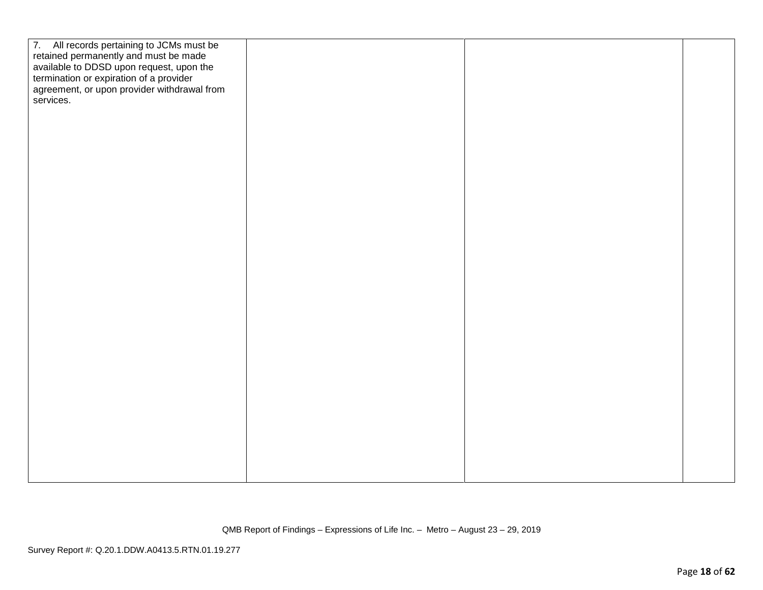| | | | |
|---|---|---|---|
| 7. All records pertaining to JCMs must be retained permanently and must be made available to DDSD upon request, upon the termination or expiration of a provider agreement, or upon provider withdrawal from services. | | | |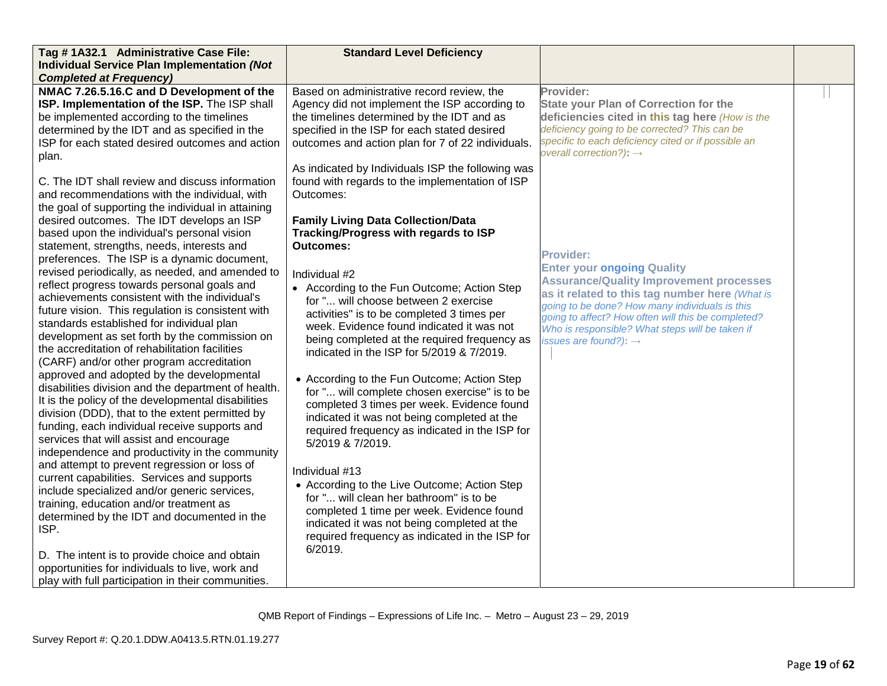| Tag # 1A32.1 Administrative Case File: Individual Service Plan Implementation *(Not Completed at Frequency)* | Standard Level Deficiency | | |
|---|---|---|---|
| **NMAC 7.26.5.16.C and D Development of the ISP. Implementation of the ISP.** The ISP shall be implemented according to the timelines determined by the IDT and as specified in the ISP for each stated desired outcomes and action plan.<br><br>C. The IDT shall review and discuss information and recommendations with the individual, with the goal of supporting the individual in attaining desired outcomes. The IDT develops an ISP based upon the individual's personal vision statement, strengths, needs, interests and preferences. The ISP is a dynamic document, revised periodically, as needed, and amended to reflect progress towards personal goals and achievements consistent with the individual's future vision. This regulation is consistent with standards established for individual plan development as set forth by the commission on the accreditation of rehabilitation facilities (CARF) and/or other program accreditation approved and adopted by the developmental disabilities division and the department of health. It is the policy of the developmental disabilities division (DDD), that to the extent permitted by funding, each individual receive supports and services that will assist and encourage independence and productivity in the community and attempt to prevent regression or loss of current capabilities. Services and supports include specialized and/or generic services, training, education and/or treatment as determined by the IDT and documented in the ISP.<br><br>D. The intent is to provide choice and obtain opportunities for individuals to live, work and play with full participation in their communities. | Based on administrative record review, the Agency did not implement the ISP according to the timelines determined by the IDT and as specified in the ISP for each stated desired outcomes and action plan for 7 of 22 individuals.<br><br>As indicated by Individuals ISP the following was found with regards to the implementation of ISP Outcomes:<br><br>**Family Living Data Collection/Data Tracking/Progress with regards to ISP Outcomes:**<br><br>Individual #2<br>• According to the Fun Outcome; Action Step for "... will choose between 2 exercise activities" is to be completed 3 times per week. Evidence found indicated it was not being completed at the required frequency as indicated in the ISP for 5/2019 & 7/2019.<br><br>• According to the Fun Outcome; Action Step for "... will complete chosen exercise" is to be completed 3 times per week. Evidence found indicated it was not being completed at the required frequency as indicated in the ISP for 5/2019 & 7/2019.<br><br>Individual #13<br>• According to the Live Outcome; Action Step for "... will clean her bathroom" is to be completed 1 time per week. Evidence found indicated it was not being completed at the required frequency as indicated in the ISP for 6/2019. | **Provider:**<br>**State your Plan of Correction for the deficiencies cited in this tag here** *(How is the deficiency going to be corrected? This can be specific to each deficiency cited or if possible an overall correction?)*: →<br><br>**Provider:**<br>**Enter your ongoing Quality Assurance/Quality Improvement processes as it related to this tag number here** *(What is going to be done? How many individuals is this going to affect? How often will this be completed? Who is responsible? What steps will be taken if issues are found?)*: → | |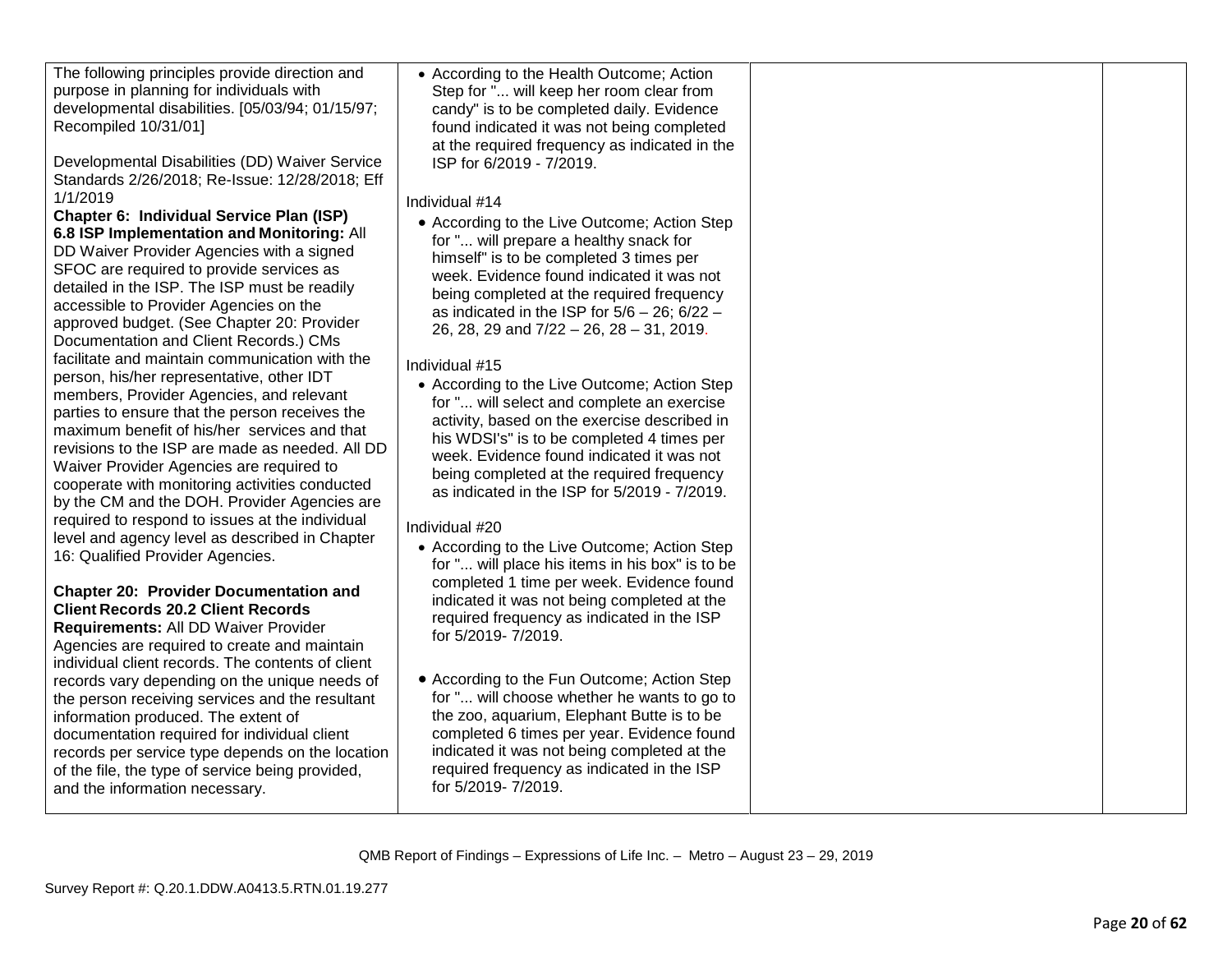| | | | |
|---|---|---|---|
| The following principles provide direction and purpose in planning for individuals with developmental disabilities. [05/03/94; 01/15/97; Recompiled 10/31/01]<br><br>Developmental Disabilities (DD) Waiver Service Standards 2/26/2018; Re-Issue: 12/28/2018; Eff 1/1/2019<br>**Chapter 6: Individual Service Plan (ISP) 6.8 ISP Implementation and Monitoring:** All DD Waiver Provider Agencies with a signed SFOC are required to provide services as detailed in the ISP. The ISP must be readily accessible to Provider Agencies on the approved budget. (See Chapter 20: Provider Documentation and Client Records.) CMs facilitate and maintain communication with the person, his/her representative, other IDT members, Provider Agencies, and relevant parties to ensure that the person receives the maximum benefit of his/her services and that revisions to the ISP are made as needed. All DD Waiver Provider Agencies are required to cooperate with monitoring activities conducted by the CM and the DOH. Provider Agencies are required to respond to issues at the individual level and agency level as described in Chapter 16: Qualified Provider Agencies.<br><br>**Chapter 20: Provider Documentation and Client Records 20.2 Client Records Requirements:** All DD Waiver Provider Agencies are required to create and maintain individual client records. The contents of client records vary depending on the unique needs of the person receiving services and the resultant information produced. The extent of documentation required for individual client records per service type depends on the location of the file, the type of service being provided, and the information necessary. | • According to the Health Outcome; Action Step for "... will keep her room clear from candy" is to be completed daily. Evidence found indicated it was not being completed at the required frequency as indicated in the ISP for 6/2019 - 7/2019.<br><br>Individual #14<br>• According to the Live Outcome; Action Step for "... will prepare a healthy snack for himself" is to be completed 3 times per week. Evidence found indicated it was not being completed at the required frequency as indicated in the ISP for 5/6 – 26; 6/22 – 26, 28, 29 and 7/22 – 26, 28 – 31, 2019.<br><br>Individual #15<br>• According to the Live Outcome; Action Step for "... will select and complete an exercise activity, based on the exercise described in his WDSI's" is to be completed 4 times per week. Evidence found indicated it was not being completed at the required frequency as indicated in the ISP for 5/2019 - 7/2019.<br><br>Individual #20<br>• According to the Live Outcome; Action Step for "... will place his items in his box" is to be completed 1 time per week. Evidence found indicated it was not being completed at the required frequency as indicated in the ISP for 5/2019- 7/2019.<br><br>• According to the Fun Outcome; Action Step for "... will choose whether he wants to go to the zoo, aquarium, Elephant Butte is to be completed 6 times per year. Evidence found indicated it was not being completed at the required frequency as indicated in the ISP for 5/2019- 7/2019. | | |

QMB Report of Findings – Expressions of Life Inc. – Metro – August 23 – 29, 2019

Survey Report #: Q.20.1.DDW.A0413.5.RTN.01.19.277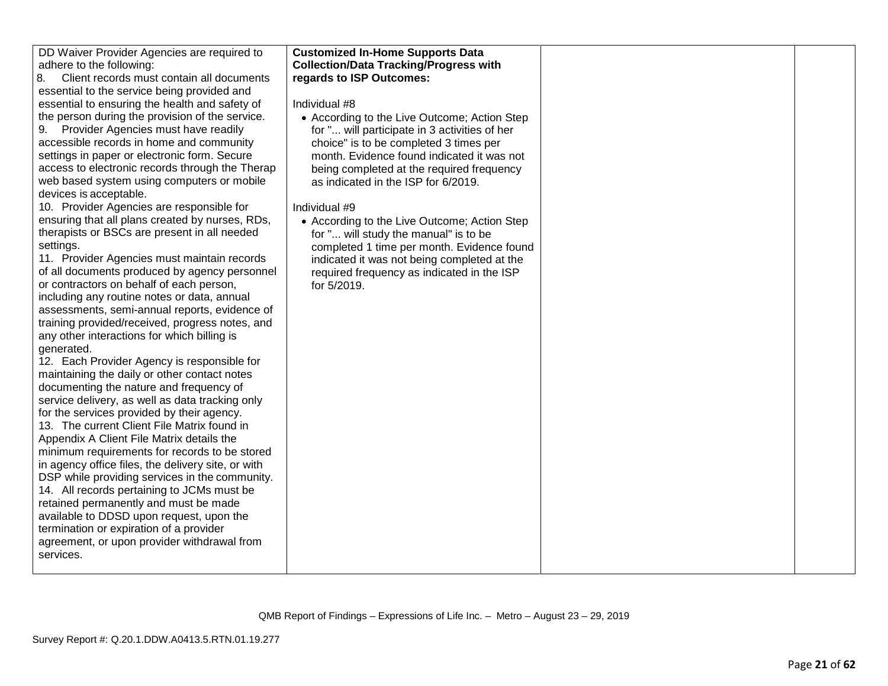| | | | |
|---|---|---|---|
| DD Waiver Provider Agencies are required to adhere to the following:<br>8. Client records must contain all documents essential to the service being provided and essential to ensuring the health and safety of the person during the provision of the service.<br>9. Provider Agencies must have readily accessible records in home and community settings in paper or electronic form. Secure access to electronic records through the Therap web based system using computers or mobile devices is acceptable.<br>10. Provider Agencies are responsible for ensuring that all plans created by nurses, RDs, therapists or BSCs are present in all needed settings.<br>11. Provider Agencies must maintain records of all documents produced by agency personnel or contractors on behalf of each person, including any routine notes or data, annual assessments, semi-annual reports, evidence of training provided/received, progress notes, and any other interactions for which billing is generated.<br>12. Each Provider Agency is responsible for maintaining the daily or other contact notes documenting the nature and frequency of service delivery, as well as data tracking only for the services provided by their agency.<br>13. The current Client File Matrix found in Appendix A Client File Matrix details the minimum requirements for records to be stored in agency office files, the delivery site, or with DSP while providing services in the community.<br>14. All records pertaining to JCMs must be retained permanently and must be made available to DDSD upon request, upon the termination or expiration of a provider agreement, or upon provider withdrawal from services. | **Customized In-Home Supports Data Collection/Data Tracking/Progress with regards to ISP Outcomes:**<br><br>Individual #8<br>• According to the Live Outcome; Action Step for "... will participate in 3 activities of her choice" is to be completed 3 times per month. Evidence found indicated it was not being completed at the required frequency as indicated in the ISP for 6/2019.<br><br>Individual #9<br>• According to the Live Outcome; Action Step for "... will study the manual" is to be completed 1 time per month. Evidence found indicated it was not being completed at the required frequency as indicated in the ISP for 5/2019. | | |

QMB Report of Findings – Expressions of Life Inc. – Metro – August 23 – 29, 2019

Survey Report #: Q.20.1.DDW.A0413.5.RTN.01.19.277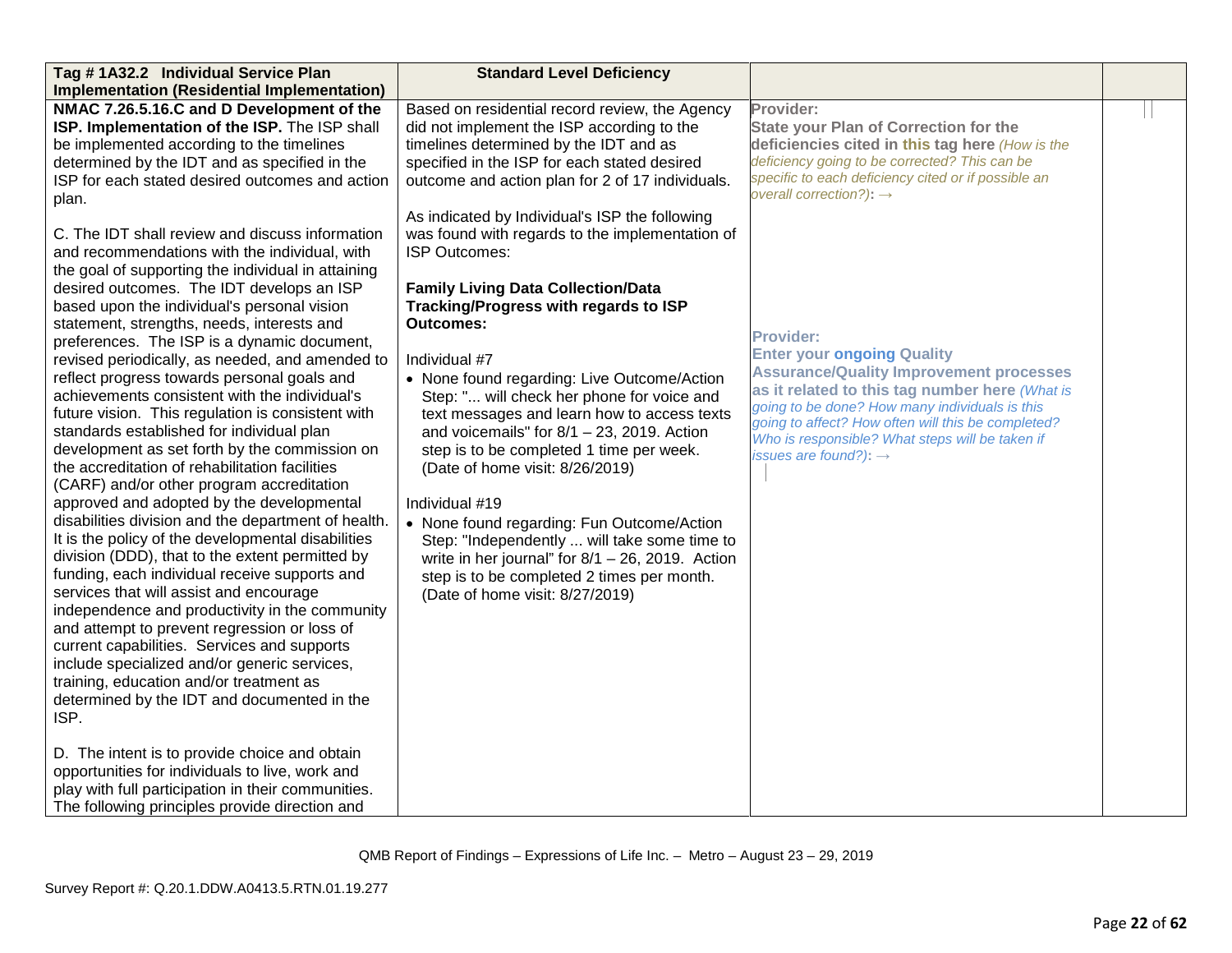| Tag # 1A32.2 Individual Service Plan Implementation (Residential Implementation) | Standard Level Deficiency | | |
|---|---|---|---|
| **NMAC 7.26.5.16.C and D Development of the ISP. Implementation of the ISP.** The ISP shall be implemented according to the timelines determined by the IDT and as specified in the ISP for each stated desired outcomes and action plan.<br><br>C. The IDT shall review and discuss information and recommendations with the individual, with the goal of supporting the individual in attaining desired outcomes. The IDT develops an ISP based upon the individual's personal vision statement, strengths, needs, interests and preferences. The ISP is a dynamic document, revised periodically, as needed, and amended to reflect progress towards personal goals and achievements consistent with the individual's future vision. This regulation is consistent with standards established for individual plan development as set forth by the commission on the accreditation of rehabilitation facilities (CARF) and/or other program accreditation approved and adopted by the developmental disabilities division and the department of health. It is the policy of the developmental disabilities division (DDD), that to the extent permitted by funding, each individual receive supports and services that will assist and encourage independence and productivity in the community and attempt to prevent regression or loss of current capabilities. Services and supports include specialized and/or generic services, training, education and/or treatment as determined by the IDT and documented in the ISP.<br><br>D. The intent is to provide choice and obtain opportunities for individuals to live, work and play with full participation in their communities. The following principles provide direction and | Based on residential record review, the Agency did not implement the ISP according to the timelines determined by the IDT and as specified in the ISP for each stated desired outcome and action plan for 2 of 17 individuals.<br><br>As indicated by Individual's ISP the following was found with regards to the implementation of ISP Outcomes:<br><br>**Family Living Data Collection/Data Tracking/Progress with regards to ISP Outcomes:**<br><br>Individual #7<br>• None found regarding: Live Outcome/Action Step: "... will check her phone for voice and text messages and learn how to access texts and voicemails" for 8/1 – 23, 2019. Action step is to be completed 1 time per week. (Date of home visit: 8/26/2019)<br><br>Individual #19<br>• None found regarding: Fun Outcome/Action Step: "Independently ... will take some time to write in her journal" for 8/1 – 26, 2019. Action step is to be completed 2 times per month. (Date of home visit: 8/27/2019) | **Provider:**<br>**State your Plan of Correction for the deficiencies cited in this tag here** *(How is the deficiency going to be corrected? This can be specific to each deficiency cited or if possible an overall correction?)*: →<br><br>**Provider:**<br>**Enter your ongoing Quality Assurance/Quality Improvement processes as it related to this tag number here** *(What is going to be done? How many individuals is this going to affect? How often will this be completed? Who is responsible? What steps will be taken if issues are found?)*: → | |

QMB Report of Findings – Expressions of Life Inc. – Metro – August 23 – 29, 2019

Survey Report #: Q.20.1.DDW.A0413.5.RTN.01.19.277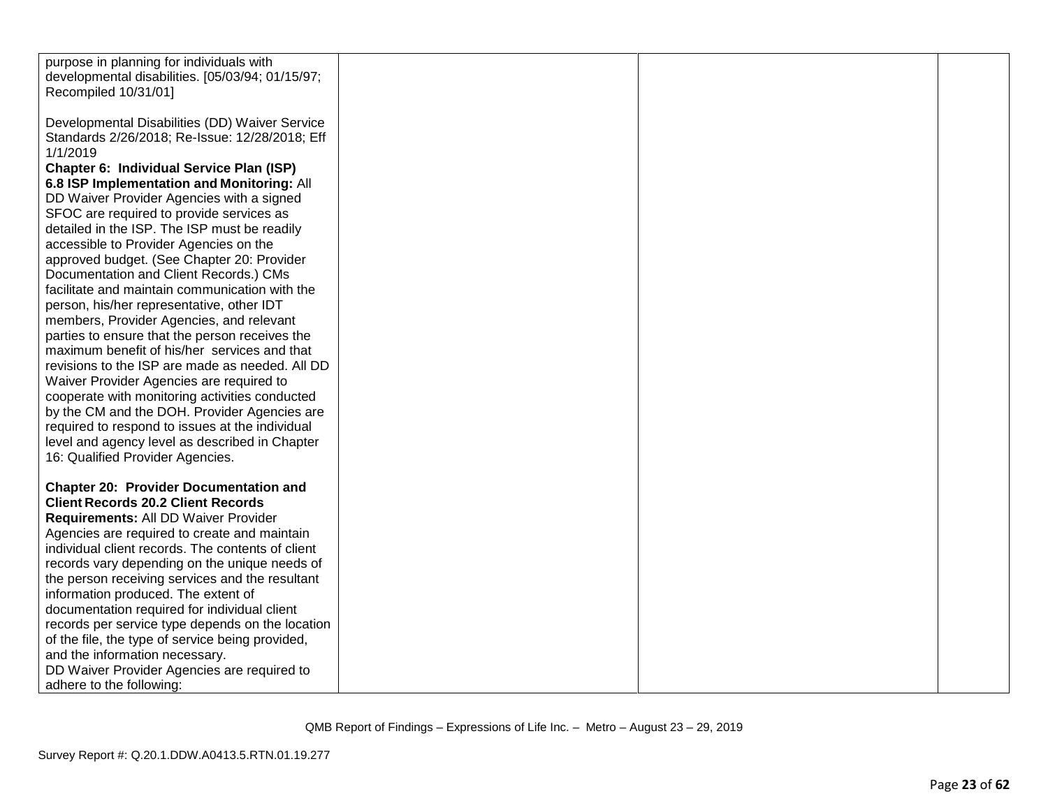| | | | |
|---|---|---|---|
| purpose in planning for individuals with developmental disabilities. [05/03/94; 01/15/97; Recompiled 10/31/01]<br><br>Developmental Disabilities (DD) Waiver Service Standards 2/26/2018; Re-Issue: 12/28/2018; Eff 1/1/2019<br>**Chapter 6: Individual Service Plan (ISP) 6.8 ISP Implementation and Monitoring:** All DD Waiver Provider Agencies with a signed SFOC are required to provide services as detailed in the ISP. The ISP must be readily accessible to Provider Agencies on the approved budget. (See Chapter 20: Provider Documentation and Client Records.) CMs facilitate and maintain communication with the person, his/her representative, other IDT members, Provider Agencies, and relevant parties to ensure that the person receives the maximum benefit of his/her services and that revisions to the ISP are made as needed. All DD Waiver Provider Agencies are required to cooperate with monitoring activities conducted by the CM and the DOH. Provider Agencies are required to respond to issues at the individual level and agency level as described in Chapter 16: Qualified Provider Agencies.<br><br>**Chapter 20: Provider Documentation and Client Records 20.2 Client Records Requirements:** All DD Waiver Provider Agencies are required to create and maintain individual client records. The contents of client records vary depending on the unique needs of the person receiving services and the resultant information produced. The extent of documentation required for individual client records per service type depends on the location of the file, the type of service being provided, and the information necessary.<br>DD Waiver Provider Agencies are required to adhere to the following: | | | |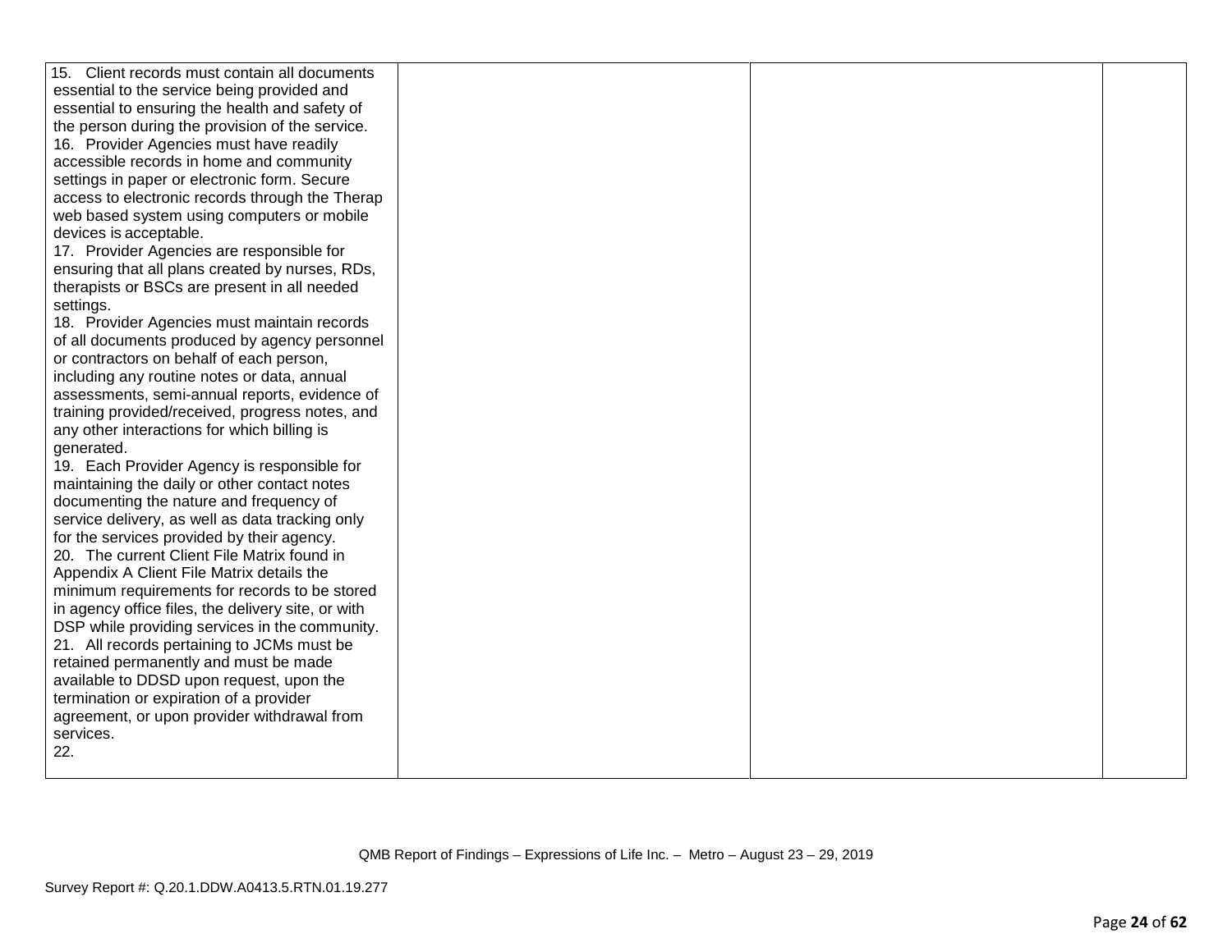| | | | |
|---|---|---|---|
| 15. Client records must contain all documents essential to the service being provided and essential to ensuring the health and safety of the person during the provision of the service.<br>16. Provider Agencies must have readily accessible records in home and community settings in paper or electronic form. Secure access to electronic records through the Therap web based system using computers or mobile devices is acceptable.<br>17. Provider Agencies are responsible for ensuring that all plans created by nurses, RDs, therapists or BSCs are present in all needed settings.<br>18. Provider Agencies must maintain records of all documents produced by agency personnel or contractors on behalf of each person, including any routine notes or data, annual assessments, semi-annual reports, evidence of training provided/received, progress notes, and any other interactions for which billing is generated.<br>19. Each Provider Agency is responsible for maintaining the daily or other contact notes documenting the nature and frequency of service delivery, as well as data tracking only for the services provided by their agency.<br>20. The current Client File Matrix found in Appendix A Client File Matrix details the minimum requirements for records to be stored in agency office files, the delivery site, or with DSP while providing services in the community.<br>21. All records pertaining to JCMs must be retained permanently and must be made available to DDSD upon request, upon the termination or expiration of a provider agreement, or upon provider withdrawal from services.<br>22. | | | |

QMB Report of Findings – Expressions of Life Inc. – Metro – August 23 – 29, 2019

Survey Report #: Q.20.1.DDW.A0413.5.RTN.01.19.277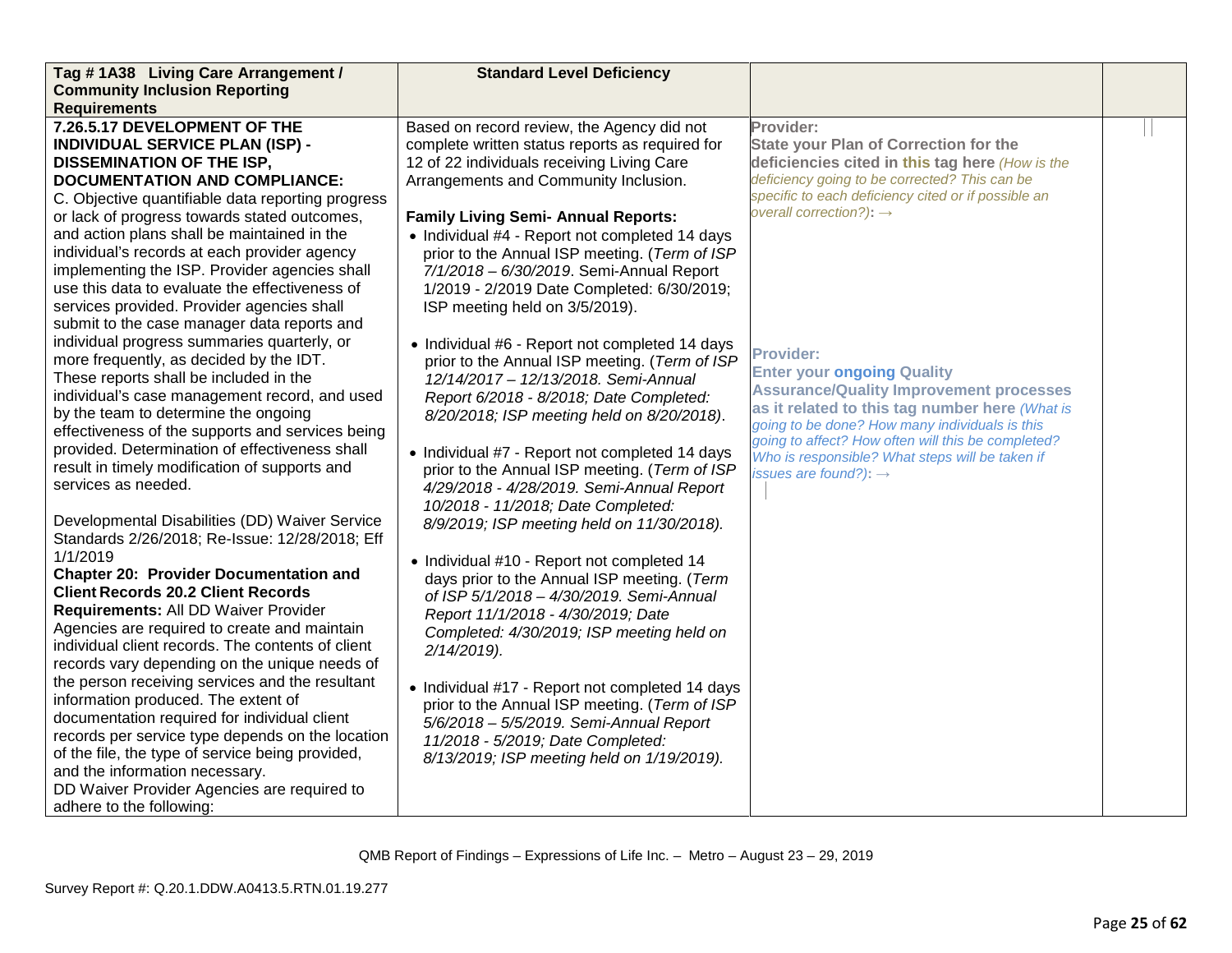| Tag # 1A38 Living Care Arrangement / Community Inclusion Reporting Requirements | Standard Level Deficiency | | |
|---|---|---|---|
| **7.26.5.17 DEVELOPMENT OF THE INDIVIDUAL SERVICE PLAN (ISP) - DISSEMINATION OF THE ISP, DOCUMENTATION AND COMPLIANCE:**<br>C. Objective quantifiable data reporting progress or lack of progress towards stated outcomes, and action plans shall be maintained in the individual's records at each provider agency implementing the ISP. Provider agencies shall use this data to evaluate the effectiveness of services provided. Provider agencies shall submit to the case manager data reports and individual progress summaries quarterly, or more frequently, as decided by the IDT. These reports shall be included in the individual's case management record, and used by the team to determine the ongoing effectiveness of the supports and services being provided. Determination of effectiveness shall result in timely modification of supports and services as needed.<br><br>Developmental Disabilities (DD) Waiver Service Standards 2/26/2018; Re-Issue: 12/28/2018; Eff 1/1/2019<br>**Chapter 20: Provider Documentation and Client Records 20.2 Client Records Requirements:** All DD Waiver Provider Agencies are required to create and maintain individual client records. The contents of client records vary depending on the unique needs of the person receiving services and the resultant information produced. The extent of documentation required for individual client records per service type depends on the location of the file, the type of service being provided, and the information necessary.<br>DD Waiver Provider Agencies are required to adhere to the following: | Based on record review, the Agency did not complete written status reports as required for 12 of 22 individuals receiving Living Care Arrangements and Community Inclusion.<br><br>**Family Living Semi- Annual Reports:**<br>• Individual #4 - Report not completed 14 days prior to the Annual ISP meeting. (*Term of ISP 7/1/2018 – 6/30/2019*. Semi-Annual Report 1/2019 - 2/2019 Date Completed: 6/30/2019; ISP meeting held on 3/5/2019).<br><br>• Individual #6 - Report not completed 14 days prior to the Annual ISP meeting. (*Term of ISP 12/14/2017 – 12/13/2018. Semi-Annual Report 6/2018 - 8/2018; Date Completed: 8/20/2018; ISP meeting held on 8/20/2018)*.<br><br>• Individual #7 - Report not completed 14 days prior to the Annual ISP meeting. (*Term of ISP 4/29/2018 - 4/28/2019. Semi-Annual Report 10/2018 - 11/2018; Date Completed: 8/9/2019; ISP meeting held on 11/30/2018).*<br><br>• Individual #10 - Report not completed 14 days prior to the Annual ISP meeting. (*Term of ISP 5/1/2018 – 4/30/2019. Semi-Annual Report 11/1/2018 - 4/30/2019; Date Completed: 4/30/2019; ISP meeting held on 2/14/2019).*<br><br>• Individual #17 - Report not completed 14 days prior to the Annual ISP meeting. (*Term of ISP 5/6/2018 – 5/5/2019. Semi-Annual Report 11/2018 - 5/2019; Date Completed: 8/13/2019; ISP meeting held on 1/19/2019).* | **Provider:**<br>**State your Plan of Correction for the deficiencies cited in this tag here** *(How is the deficiency going to be corrected? This can be specific to each deficiency cited or if possible an overall correction?)*: →<br><br>**Provider:**<br>**Enter your ongoing Quality Assurance/Quality Improvement processes as it related to this tag number here** *(What is going to be done? How many individuals is this going to affect? How often will this be completed? Who is responsible? What steps will be taken if issues are found?)*: → | |

QMB Report of Findings – Expressions of Life Inc. – Metro – August 23 – 29, 2019

Survey Report #: Q.20.1.DDW.A0413.5.RTN.01.19.277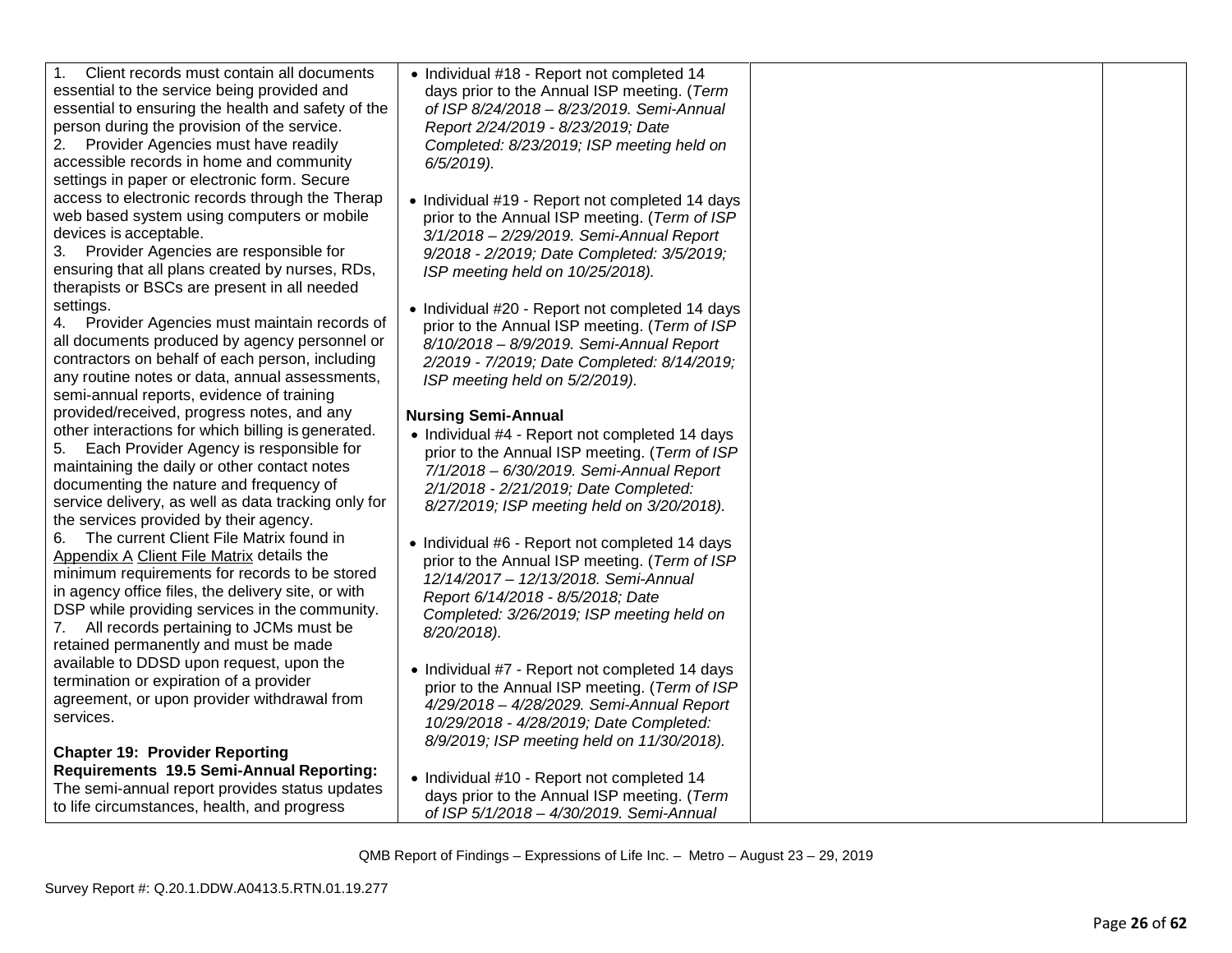| | | | |
|---|---|---|---|
| 1. Client records must contain all documents essential to the service being provided and essential to ensuring the health and safety of the person during the provision of the service.<br>2. Provider Agencies must have readily accessible records in home and community settings in paper or electronic form. Secure access to electronic records through the Therap web based system using computers or mobile devices is acceptable.<br>3. Provider Agencies are responsible for ensuring that all plans created by nurses, RDs, therapists or BSCs are present in all needed settings.<br>4. Provider Agencies must maintain records of all documents produced by agency personnel or contractors on behalf of each person, including any routine notes or data, annual assessments, semi-annual reports, evidence of training provided/received, progress notes, and any other interactions for which billing is generated.<br>5. Each Provider Agency is responsible for maintaining the daily or other contact notes documenting the nature and frequency of service delivery, as well as data tracking only for the services provided by their agency.<br>6. The current Client File Matrix found in Appendix A Client File Matrix details the minimum requirements for records to be stored in agency office files, the delivery site, or with DSP while providing services in the community.<br>7. All records pertaining to JCMs must be retained permanently and must be made available to DDSD upon request, upon the termination or expiration of a provider agreement, or upon provider withdrawal from services.<br><br>**Chapter 19: Provider Reporting Requirements 19.5 Semi-Annual Reporting:** The semi-annual report provides status updates to life circumstances, health, and progress | • Individual #18 - Report not completed 14 days prior to the Annual ISP meeting. (*Term of ISP 8/24/2018 – 8/23/2019. Semi-Annual Report 2/24/2019 - 8/23/2019; Date Completed: 8/23/2019; ISP meeting held on 6/5/2019).*<br><br>• Individual #19 - Report not completed 14 days prior to the Annual ISP meeting. (*Term of ISP 3/1/2018 – 2/29/2019. Semi-Annual Report 9/2018 - 2/2019; Date Completed: 3/5/2019; ISP meeting held on 10/25/2018).*<br><br>• Individual #20 - Report not completed 14 days prior to the Annual ISP meeting. (*Term of ISP 8/10/2018 – 8/9/2019. Semi-Annual Report 2/2019 - 7/2019; Date Completed: 8/14/2019; ISP meeting held on 5/2/2019).*<br><br>**Nursing Semi-Annual**<br>• Individual #4 - Report not completed 14 days prior to the Annual ISP meeting. (*Term of ISP 7/1/2018 – 6/30/2019. Semi-Annual Report 2/1/2018 - 2/21/2019; Date Completed: 8/27/2019; ISP meeting held on 3/20/2018).*<br><br>• Individual #6 - Report not completed 14 days prior to the Annual ISP meeting. (*Term of ISP 12/14/2017 – 12/13/2018. Semi-Annual Report 6/14/2018 - 8/5/2018; Date Completed: 3/26/2019; ISP meeting held on 8/20/2018).*<br><br>• Individual #7 - Report not completed 14 days prior to the Annual ISP meeting. (*Term of ISP 4/29/2018 – 4/28/2029. Semi-Annual Report 10/29/2018 - 4/28/2019; Date Completed: 8/9/2019; ISP meeting held on 11/30/2018).*<br><br>• Individual #10 - Report not completed 14 days prior to the Annual ISP meeting. (*Term of ISP 5/1/2018 – 4/30/2019. Semi-Annual* | | |

QMB Report of Findings – Expressions of Life Inc. – Metro – August 23 – 29, 2019

Survey Report #: Q.20.1.DDW.A0413.5.RTN.01.19.277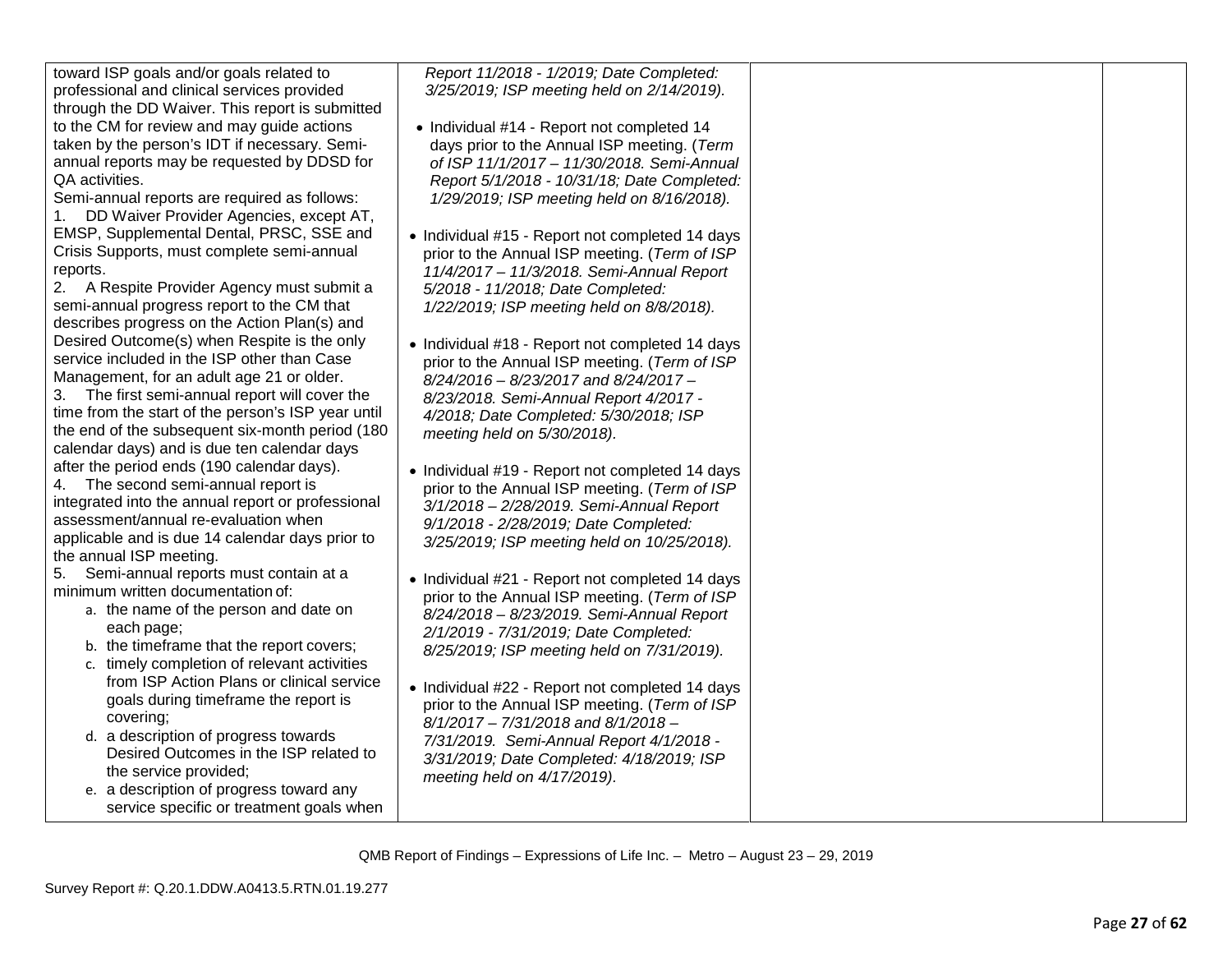| | | | |
|---|---|---|---|
| toward ISP goals and/or goals related to professional and clinical services provided through the DD Waiver. This report is submitted to the CM for review and may guide actions taken by the person's IDT if necessary. Semi-annual reports may be requested by DDSD for QA activities.<br>Semi-annual reports are required as follows:<br>1. DD Waiver Provider Agencies, except AT, EMSP, Supplemental Dental, PRSC, SSE and Crisis Supports, must complete semi-annual reports.<br>2. A Respite Provider Agency must submit a semi-annual progress report to the CM that describes progress on the Action Plan(s) and Desired Outcome(s) when Respite is the only service included in the ISP other than Case Management, for an adult age 21 or older.<br>3. The first semi-annual report will cover the time from the start of the person's ISP year until the end of the subsequent six-month period (180 calendar days) and is due ten calendar days after the period ends (190 calendar days).<br>4. The second semi-annual report is integrated into the annual report or professional assessment/annual re-evaluation when applicable and is due 14 calendar days prior to the annual ISP meeting.<br>5. Semi-annual reports must contain at a minimum written documentation of:<br>a. the name of the person and date on each page;<br>b. the timeframe that the report covers;<br>c. timely completion of relevant activities from ISP Action Plans or clinical service goals during timeframe the report is covering;<br>d. a description of progress towards Desired Outcomes in the ISP related to the service provided;<br>e. a description of progress toward any service specific or treatment goals when | *Report 11/2018 - 1/2019; Date Completed: 3/25/2019; ISP meeting held on 2/14/2019).*<br><br>• Individual #14 - Report not completed 14 days prior to the Annual ISP meeting. (*Term of ISP 11/1/2017 – 11/30/2018. Semi-Annual Report 5/1/2018 - 10/31/18; Date Completed: 1/29/2019; ISP meeting held on 8/16/2018).*<br><br>• Individual #15 - Report not completed 14 days prior to the Annual ISP meeting. (*Term of ISP 11/4/2017 – 11/3/2018. Semi-Annual Report 5/2018 - 11/2018; Date Completed: 1/22/2019; ISP meeting held on 8/8/2018).*<br><br>• Individual #18 - Report not completed 14 days prior to the Annual ISP meeting. (*Term of ISP 8/24/2016 – 8/23/2017 and 8/24/2017 – 8/23/2018. Semi-Annual Report 4/2017 - 4/2018; Date Completed: 5/30/2018; ISP meeting held on 5/30/2018).*<br><br>• Individual #19 - Report not completed 14 days prior to the Annual ISP meeting. (*Term of ISP 3/1/2018 – 2/28/2019. Semi-Annual Report 9/1/2018 - 2/28/2019; Date Completed: 3/25/2019; ISP meeting held on 10/25/2018).*<br><br>• Individual #21 - Report not completed 14 days prior to the Annual ISP meeting. (*Term of ISP 8/24/2018 – 8/23/2019. Semi-Annual Report 2/1/2019 - 7/31/2019; Date Completed: 8/25/2019; ISP meeting held on 7/31/2019).*<br><br>• Individual #22 - Report not completed 14 days prior to the Annual ISP meeting. (*Term of ISP 8/1/2017 – 7/31/2018 and 8/1/2018 – 7/31/2019. Semi-Annual Report 4/1/2018 - 3/31/2019; Date Completed: 4/18/2019; ISP meeting held on 4/17/2019).* | | |

QMB Report of Findings – Expressions of Life Inc. – Metro – August 23 – 29, 2019

Survey Report #: Q.20.1.DDW.A0413.5.RTN.01.19.277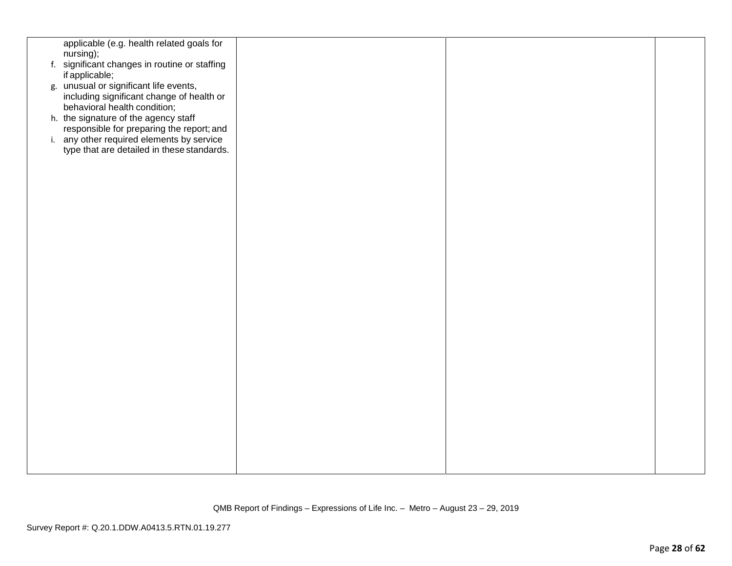| | | | |
|---|---|---|---|
| applicable (e.g. health related goals for nursing);<br>f. significant changes in routine or staffing if applicable;<br>g. unusual or significant life events, including significant change of health or behavioral health condition;<br>h. the signature of the agency staff responsible for preparing the report; and<br>i. any other required elements by service type that are detailed in these standards. | | | |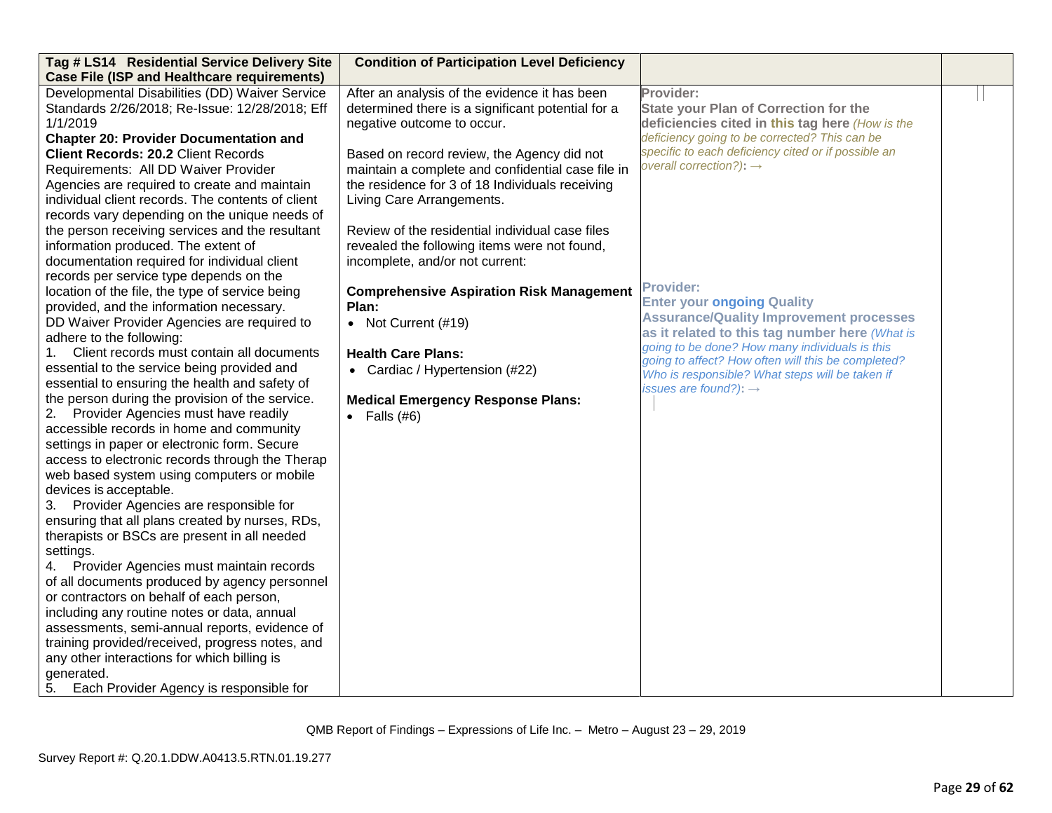| Tag # LS14 Residential Service Delivery Site Case File (ISP and Healthcare requirements) | Condition of Participation Level Deficiency | | |
|---|---|---|---|
| Developmental Disabilities (DD) Waiver Service Standards 2/26/2018; Re-Issue: 12/28/2018; Eff 1/1/2019<br>**Chapter 20: Provider Documentation and Client Records: 20.2** Client Records Requirements: All DD Waiver Provider Agencies are required to create and maintain individual client records. The contents of client records vary depending on the unique needs of the person receiving services and the resultant information produced. The extent of documentation required for individual client records per service type depends on the location of the file, the type of service being provided, and the information necessary.<br>DD Waiver Provider Agencies are required to adhere to the following:<br>1. Client records must contain all documents essential to the service being provided and essential to ensuring the health and safety of the person during the provision of the service.<br>2. Provider Agencies must have readily accessible records in home and community settings in paper or electronic form. Secure access to electronic records through the Therap web based system using computers or mobile devices is acceptable.<br>3. Provider Agencies are responsible for ensuring that all plans created by nurses, RDs, therapists or BSCs are present in all needed settings.<br>4. Provider Agencies must maintain records of all documents produced by agency personnel or contractors on behalf of each person, including any routine notes or data, annual assessments, semi-annual reports, evidence of training provided/received, progress notes, and any other interactions for which billing is generated.<br>5. Each Provider Agency is responsible for | After an analysis of the evidence it has been determined there is a significant potential for a negative outcome to occur.<br><br>Based on record review, the Agency did not maintain a complete and confidential case file in the residence for 3 of 18 Individuals receiving Living Care Arrangements.<br><br>Review of the residential individual case files revealed the following items were not found, incomplete, and/or not current:<br><br>**Comprehensive Aspiration Risk Management Plan:**<br>• Not Current (#19)<br><br>**Health Care Plans:**<br>• Cardiac / Hypertension (#22)<br><br>**Medical Emergency Response Plans:**<br>• Falls (#6) | **Provider:**<br>**State your Plan of Correction for the deficiencies cited in this tag here** *(How is the deficiency going to be corrected? This can be specific to each deficiency cited or if possible an overall correction?):* →<br><br>**Provider:**<br>**Enter your ongoing Quality Assurance/Quality Improvement processes as it related to this tag number here** *(What is going to be done? How many individuals is this going to affect? How often will this be completed? Who is responsible? What steps will be taken if issues are found?):* → | |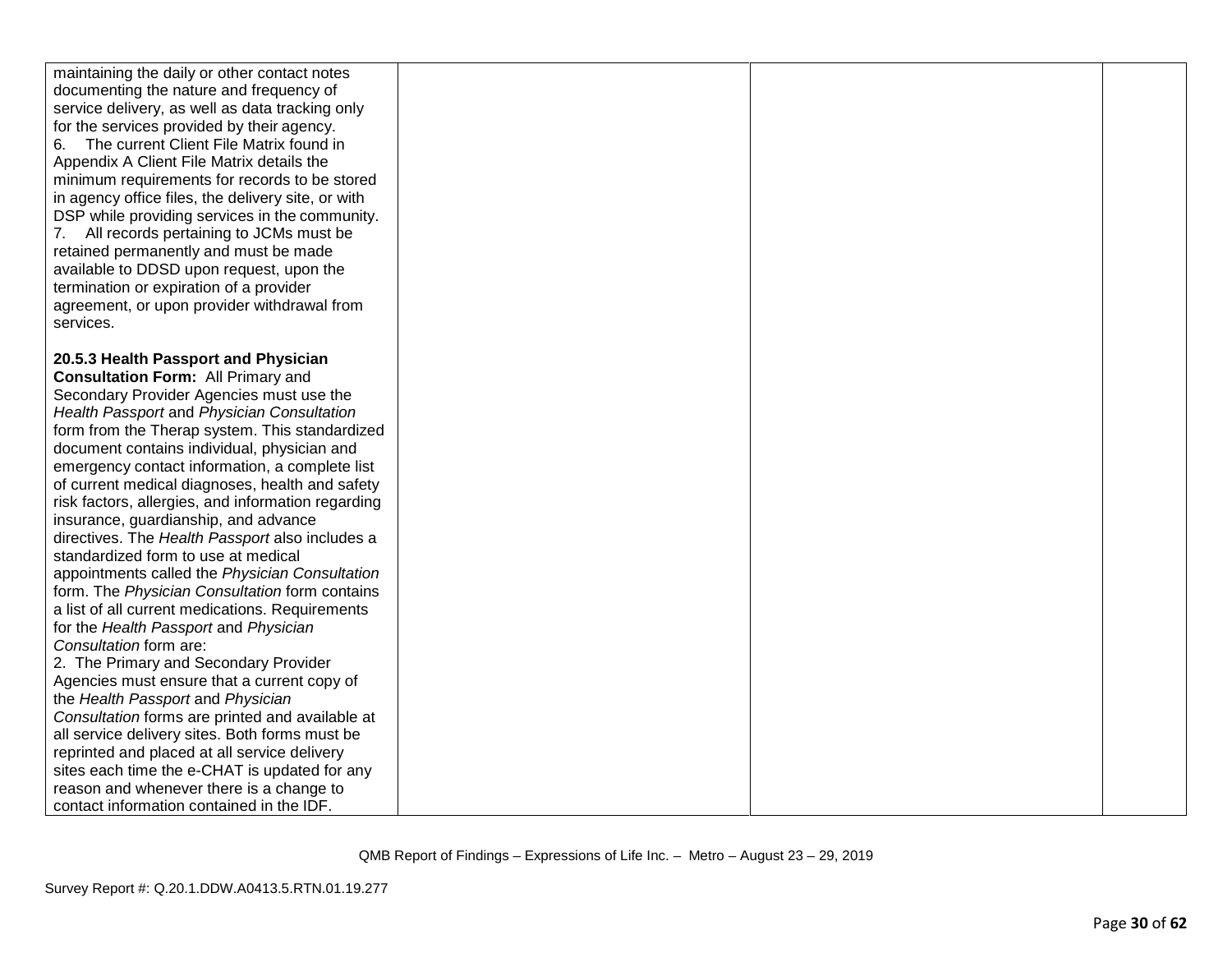| | | | |
|---|---|---|---|
| maintaining the daily or other contact notes documenting the nature and frequency of service delivery, as well as data tracking only for the services provided by their agency.<br>6. The current Client File Matrix found in Appendix A Client File Matrix details the minimum requirements for records to be stored in agency office files, the delivery site, or with DSP while providing services in the community.<br>7. All records pertaining to JCMs must be retained permanently and must be made available to DDSD upon request, upon the termination or expiration of a provider agreement, or upon provider withdrawal from services.<br><br>**20.5.3 Health Passport and Physician Consultation Form:** All Primary and Secondary Provider Agencies must use the *Health Passport* and *Physician Consultation* form from the Therap system. This standardized document contains individual, physician and emergency contact information, a complete list of current medical diagnoses, health and safety risk factors, allergies, and information regarding insurance, guardianship, and advance directives. The *Health Passport* also includes a standardized form to use at medical appointments called the *Physician Consultation* form. The *Physician Consultation* form contains a list of all current medications. Requirements for the *Health Passport* and *Physician Consultation* form are:<br>2. The Primary and Secondary Provider Agencies must ensure that a current copy of the *Health Passport* and *Physician Consultation* forms are printed and available at all service delivery sites. Both forms must be reprinted and placed at all service delivery sites each time the e-CHAT is updated for any reason and whenever there is a change to contact information contained in the IDF. | | | |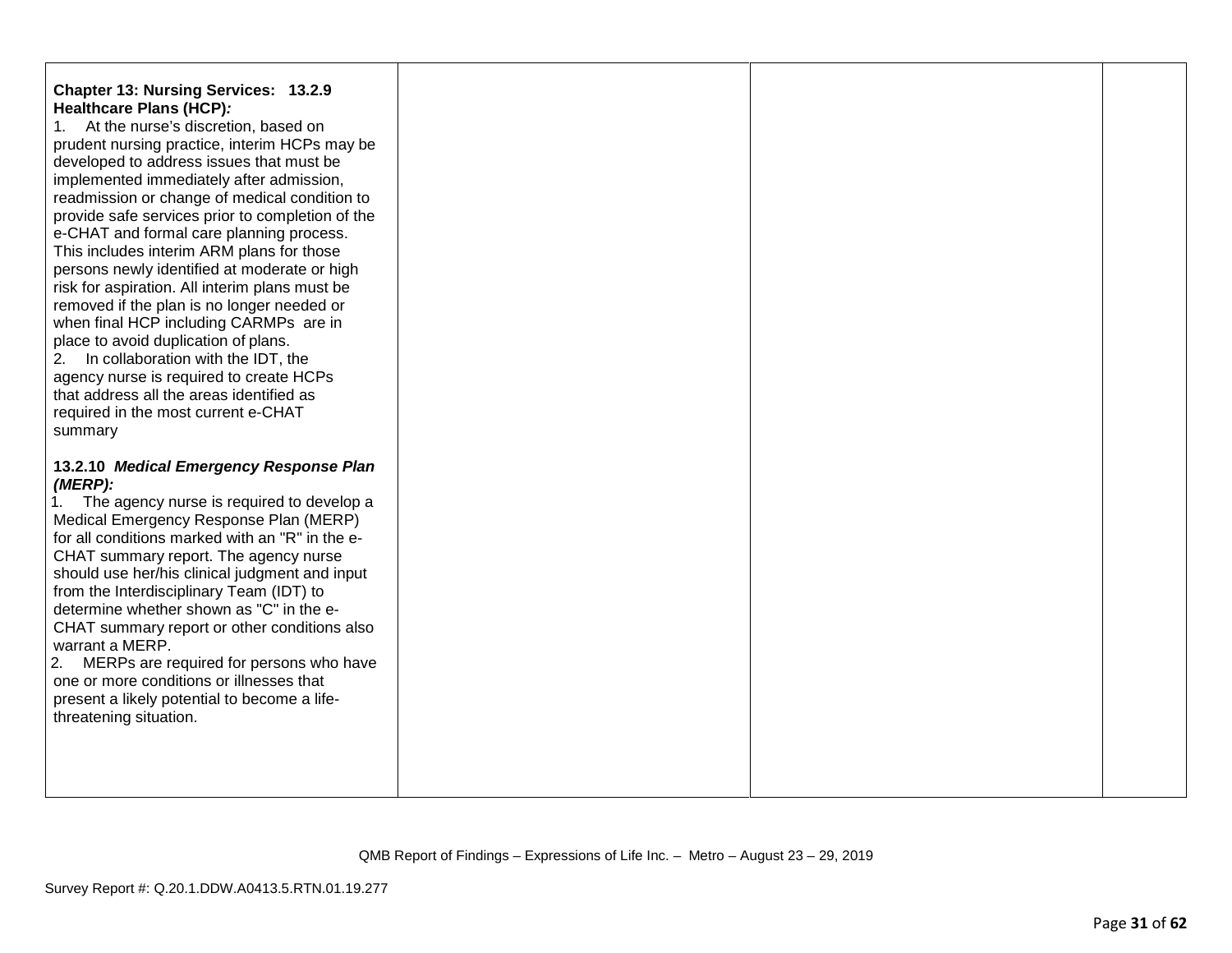| | | | |
|---|---|---|---|
| **Chapter 13: Nursing Services: 13.2.9 Healthcare Plans (HCP)*:*** <br>1. At the nurse's discretion, based on prudent nursing practice, interim HCPs may be developed to address issues that must be implemented immediately after admission, readmission or change of medical condition to provide safe services prior to completion of the e-CHAT and formal care planning process. This includes interim ARM plans for those persons newly identified at moderate or high risk for aspiration. All interim plans must be removed if the plan is no longer needed or when final HCP including CARMPs are in place to avoid duplication of plans.<br>2. In collaboration with the IDT, the agency nurse is required to create HCPs that address all the areas identified as required in the most current e-CHAT summary<br><br>**13.2.10 *Medical Emergency Response Plan (MERP):*** <br>1. The agency nurse is required to develop a Medical Emergency Response Plan (MERP) for all conditions marked with an "R" in the e-CHAT summary report. The agency nurse should use her/his clinical judgment and input from the Interdisciplinary Team (IDT) to determine whether shown as "C" in the e-CHAT summary report or other conditions also warrant a MERP.<br>2. MERPs are required for persons who have one or more conditions or illnesses that present a likely potential to become a life-threatening situation. | | | |

QMB Report of Findings – Expressions of Life Inc. – Metro – August 23 – 29, 2019

Survey Report #: Q.20.1.DDW.A0413.5.RTN.01.19.277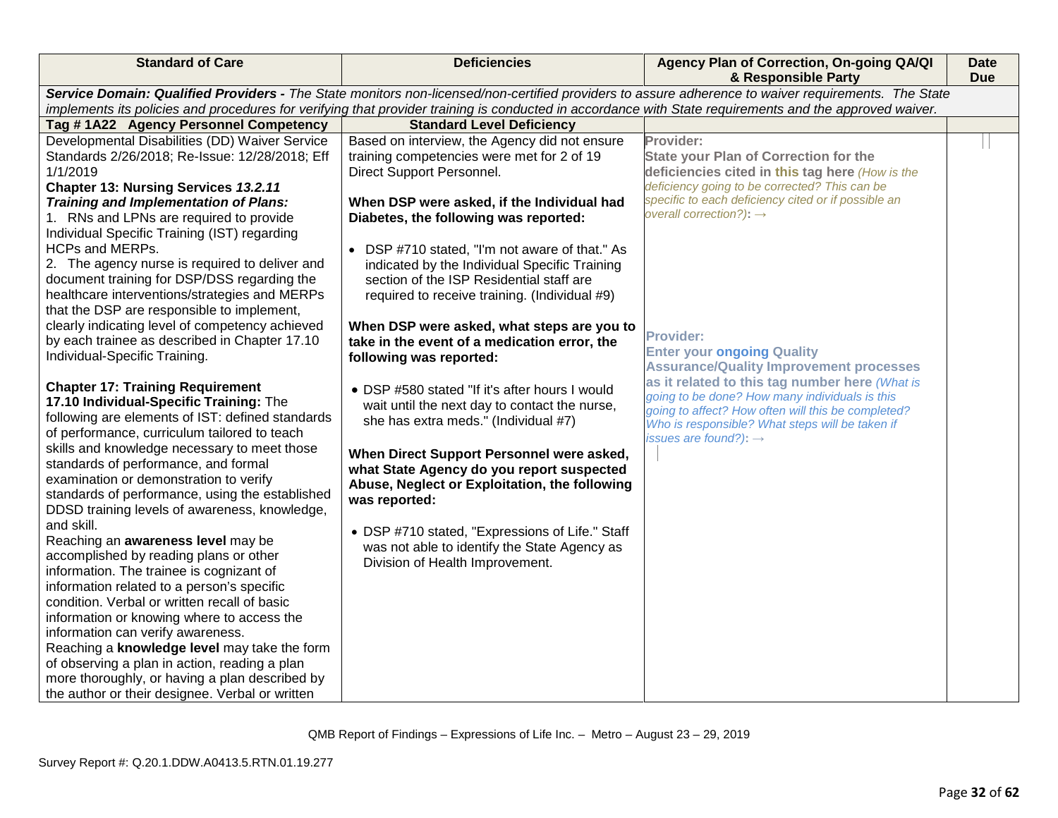| Standard of Care | Deficiencies | Agency Plan of Correction, On-going QA/QI & Responsible Party | Date Due |
|---|---|---|---|
| ***Service Domain: Qualified Providers -*** *The State monitors non-licensed/non-certified providers to assure adherence to waiver requirements. The State implements its policies and procedures for verifying that provider training is conducted in accordance with State requirements and the approved waiver.* | | | |
| **Tag # 1A22 Agency Personnel Competency** | **Standard Level Deficiency** | | |
| Developmental Disabilities (DD) Waiver Service Standards 2/26/2018; Re-Issue: 12/28/2018; Eff 1/1/2019<br>**Chapter 13: Nursing Services *13.2.11 Training and Implementation of Plans:***<br>1. RNs and LPNs are required to provide Individual Specific Training (IST) regarding HCPs and MERPs.<br>2. The agency nurse is required to deliver and document training for DSP/DSS regarding the healthcare interventions/strategies and MERPs that the DSP are responsible to implement, clearly indicating level of competency achieved by each trainee as described in Chapter 17.10 Individual-Specific Training.<br><br>**Chapter 17: Training Requirement 17.10 Individual-Specific Training:** The following are elements of IST: defined standards of performance, curriculum tailored to teach skills and knowledge necessary to meet those standards of performance, and formal examination or demonstration to verify standards of performance, using the established DDSD training levels of awareness, knowledge, and skill.<br>Reaching an **awareness level** may be accomplished by reading plans or other information. The trainee is cognizant of information related to a person's specific condition. Verbal or written recall of basic information or knowing where to access the information can verify awareness.<br>Reaching a **knowledge level** may take the form of observing a plan in action, reading a plan more thoroughly, or having a plan described by the author or their designee. Verbal or written | Based on interview, the Agency did not ensure training competencies were met for 2 of 19 Direct Support Personnel.<br><br>**When DSP were asked, if the Individual had Diabetes, the following was reported:**<br><br>• DSP #710 stated, "I'm not aware of that." As indicated by the Individual Specific Training section of the ISP Residential staff are required to receive training. (Individual #9)<br><br>**When DSP were asked, what steps are you to take in the event of a medication error, the following was reported:**<br><br>• DSP #580 stated "If it's after hours I would wait until the next day to contact the nurse, she has extra meds." (Individual #7)<br><br>**When Direct Support Personnel were asked, what State Agency do you report suspected Abuse, Neglect or Exploitation, the following was reported:**<br><br>• DSP #710 stated, "Expressions of Life." Staff was not able to identify the State Agency as Division of Health Improvement. | **Provider:**<br>**State your Plan of Correction for the deficiencies cited in this tag here** *(How is the deficiency going to be corrected? This can be specific to each deficiency cited or if possible an overall correction?)*: →<br><br><br><br><br>**Provider:**<br>**Enter your ongoing Quality Assurance/Quality Improvement processes as it related to this tag number here** *(What is going to be done? How many individuals is this going to affect? How often will this be completed? Who is responsible? What steps will be taken if issues are found?)*: → | |

QMB Report of Findings – Expressions of Life Inc. – Metro – August 23 – 29, 2019

Survey Report #: Q.20.1.DDW.A0413.5.RTN.01.19.277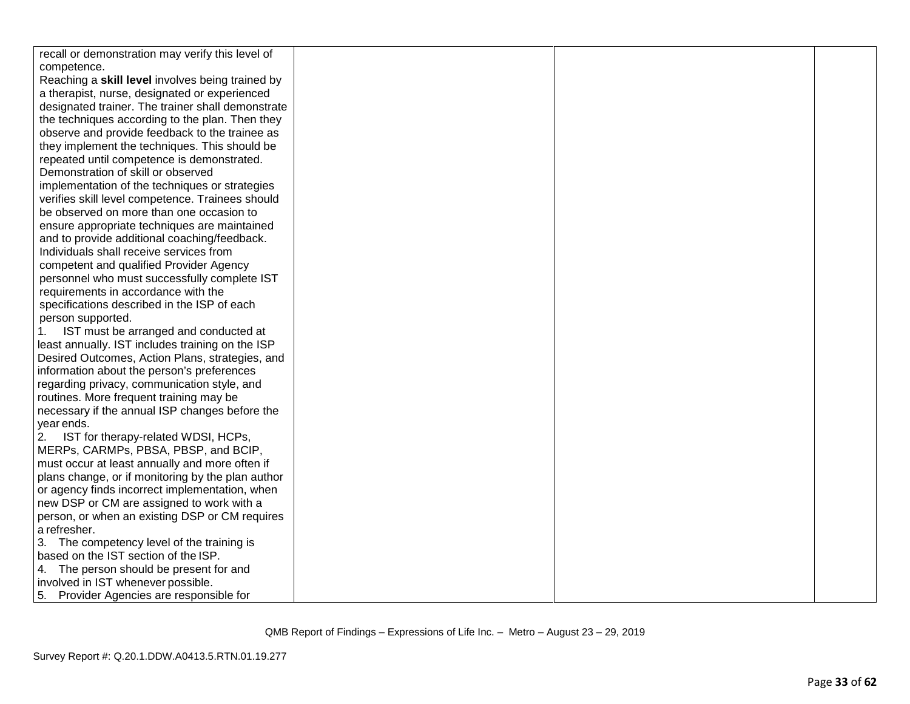| | | | |
|---|---|---|---|
| recall or demonstration may verify this level of competence.<br>Reaching a **skill level** involves being trained by a therapist, nurse, designated or experienced designated trainer. The trainer shall demonstrate the techniques according to the plan. Then they observe and provide feedback to the trainee as they implement the techniques. This should be repeated until competence is demonstrated. Demonstration of skill or observed implementation of the techniques or strategies verifies skill level competence. Trainees should be observed on more than one occasion to ensure appropriate techniques are maintained and to provide additional coaching/feedback.<br>Individuals shall receive services from competent and qualified Provider Agency personnel who must successfully complete IST requirements in accordance with the specifications described in the ISP of each person supported.<br>1. IST must be arranged and conducted at least annually. IST includes training on the ISP Desired Outcomes, Action Plans, strategies, and information about the person's preferences regarding privacy, communication style, and routines. More frequent training may be necessary if the annual ISP changes before the year ends.<br>2. IST for therapy-related WDSI, HCPs, MERPs, CARMPs, PBSA, PBSP, and BCIP, must occur at least annually and more often if plans change, or if monitoring by the plan author or agency finds incorrect implementation, when new DSP or CM are assigned to work with a person, or when an existing DSP or CM requires a refresher.<br>3. The competency level of the training is based on the IST section of the ISP.<br>4. The person should be present for and involved in IST whenever possible.<br>5. Provider Agencies are responsible for | | | |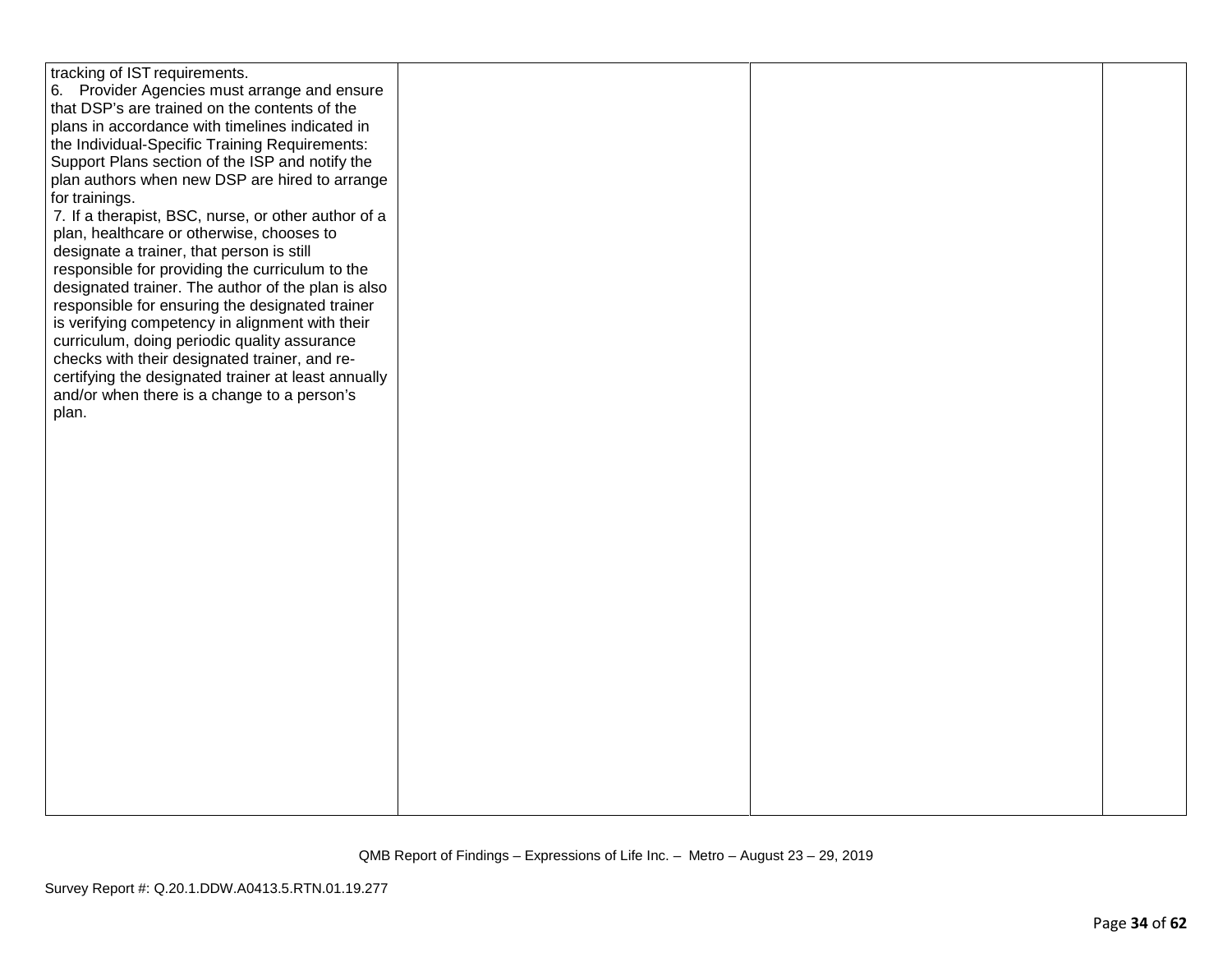| | | | |
|---|---|---|---|
| tracking of IST requirements.<br>6. Provider Agencies must arrange and ensure that DSP's are trained on the contents of the plans in accordance with timelines indicated in the Individual-Specific Training Requirements: Support Plans section of the ISP and notify the plan authors when new DSP are hired to arrange for trainings.<br>7. If a therapist, BSC, nurse, or other author of a plan, healthcare or otherwise, chooses to designate a trainer, that person is still responsible for providing the curriculum to the designated trainer. The author of the plan is also responsible for ensuring the designated trainer is verifying competency in alignment with their curriculum, doing periodic quality assurance checks with their designated trainer, and re-certifying the designated trainer at least annually and/or when there is a change to a person's plan. | | | |

QMB Report of Findings – Expressions of Life Inc. – Metro – August 23 – 29, 2019

Survey Report #: Q.20.1.DDW.A0413.5.RTN.01.19.277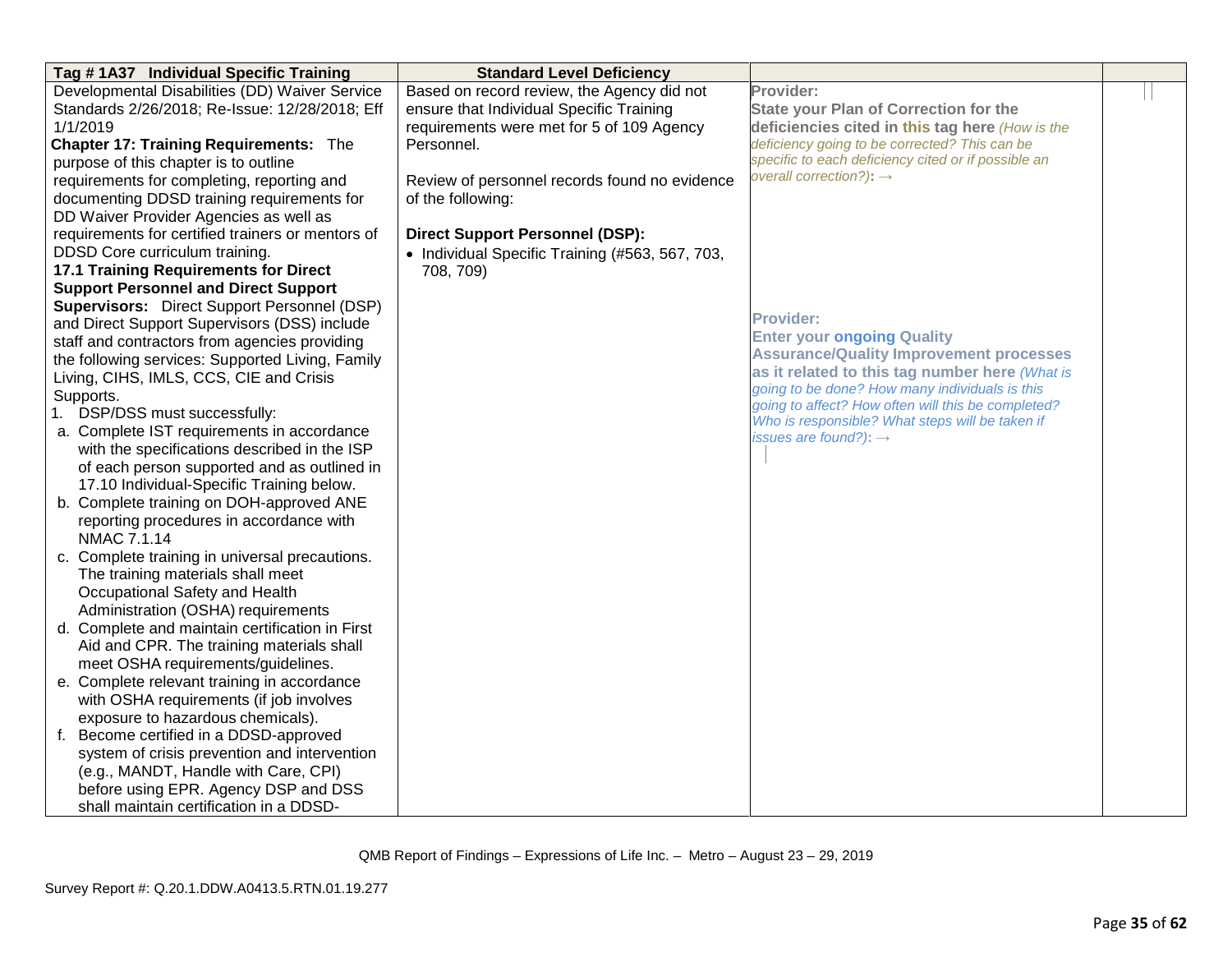| Tag # 1A37 Individual Specific Training | Standard Level Deficiency | | |
|---|---|---|---|
| Developmental Disabilities (DD) Waiver Service Standards 2/26/2018; Re-Issue: 12/28/2018; Eff 1/1/2019<br>**Chapter 17: Training Requirements:** The purpose of this chapter is to outline requirements for completing, reporting and documenting DDSD training requirements for DD Waiver Provider Agencies as well as requirements for certified trainers or mentors of DDSD Core curriculum training.<br>**17.1 Training Requirements for Direct Support Personnel and Direct Support Supervisors:** Direct Support Personnel (DSP) and Direct Support Supervisors (DSS) include staff and contractors from agencies providing the following services: Supported Living, Family Living, CIHS, IMLS, CCS, CIE and Crisis Supports.<br>1. DSP/DSS must successfully:<br>a. Complete IST requirements in accordance with the specifications described in the ISP of each person supported and as outlined in 17.10 Individual-Specific Training below.<br>b. Complete training on DOH-approved ANE reporting procedures in accordance with NMAC 7.1.14<br>c. Complete training in universal precautions. The training materials shall meet Occupational Safety and Health Administration (OSHA) requirements<br>d. Complete and maintain certification in First Aid and CPR. The training materials shall meet OSHA requirements/guidelines.<br>e. Complete relevant training in accordance with OSHA requirements (if job involves exposure to hazardous chemicals).<br>f. Become certified in a DDSD-approved system of crisis prevention and intervention (e.g., MANDT, Handle with Care, CPI) before using EPR. Agency DSP and DSS shall maintain certification in a DDSD- | Based on record review, the Agency did not ensure that Individual Specific Training requirements were met for 5 of 109 Agency Personnel.<br><br>Review of personnel records found no evidence of the following:<br><br>**Direct Support Personnel (DSP):**<br>• Individual Specific Training (#563, 567, 703, 708, 709) | **Provider:**<br>**State your Plan of Correction for the deficiencies cited in this tag here** *(How is the deficiency going to be corrected? This can be specific to each deficiency cited or if possible an overall correction?)*: →<br><br>**Provider:**<br>**Enter your ongoing Quality Assurance/Quality Improvement processes as it related to this tag number here** *(What is going to be done? How many individuals is this going to affect? How often will this be completed? Who is responsible? What steps will be taken if issues are found?)*: → | |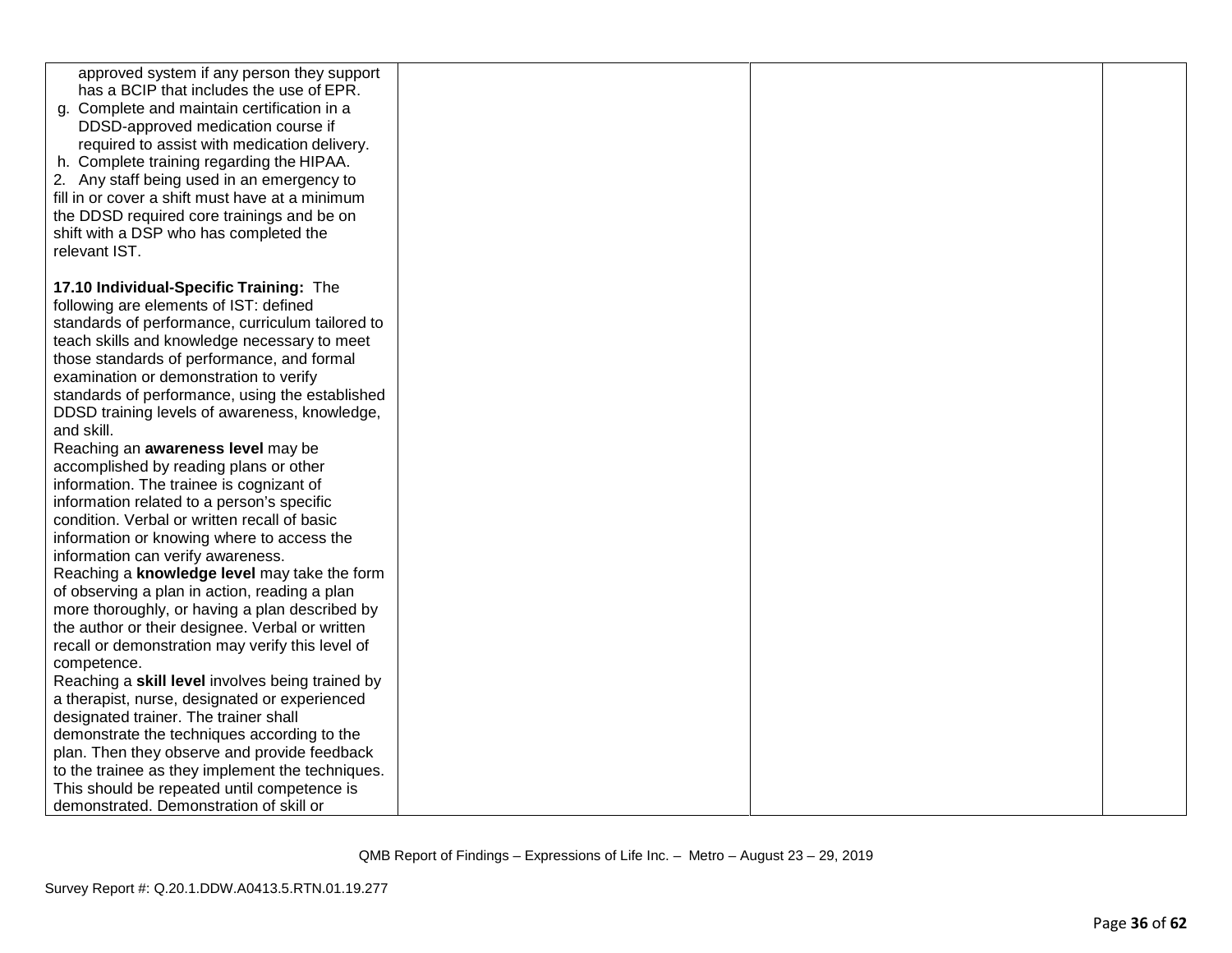| | | | |
|---|---|---|---|
| approved system if any person they support has a BCIP that includes the use of EPR.<br>g. Complete and maintain certification in a DDSD-approved medication course if required to assist with medication delivery.<br>h. Complete training regarding the HIPAA.<br>2. Any staff being used in an emergency to fill in or cover a shift must have at a minimum the DDSD required core trainings and be on shift with a DSP who has completed the relevant IST.<br><br>**17.10 Individual-Specific Training:** The following are elements of IST: defined standards of performance, curriculum tailored to teach skills and knowledge necessary to meet those standards of performance, and formal examination or demonstration to verify standards of performance, using the established DDSD training levels of awareness, knowledge, and skill.<br>Reaching an **awareness level** may be accomplished by reading plans or other information. The trainee is cognizant of information related to a person's specific condition. Verbal or written recall of basic information or knowing where to access the information can verify awareness.<br>Reaching a **knowledge level** may take the form of observing a plan in action, reading a plan more thoroughly, or having a plan described by the author or their designee. Verbal or written recall or demonstration may verify this level of competence.<br>Reaching a **skill level** involves being trained by a therapist, nurse, designated or experienced designated trainer. The trainer shall demonstrate the techniques according to the plan. Then they observe and provide feedback to the trainee as they implement the techniques. This should be repeated until competence is demonstrated. Demonstration of skill or | | | |

QMB Report of Findings – Expressions of Life Inc. – Metro – August 23 – 29, 2019

Survey Report #: Q.20.1.DDW.A0413.5.RTN.01.19.277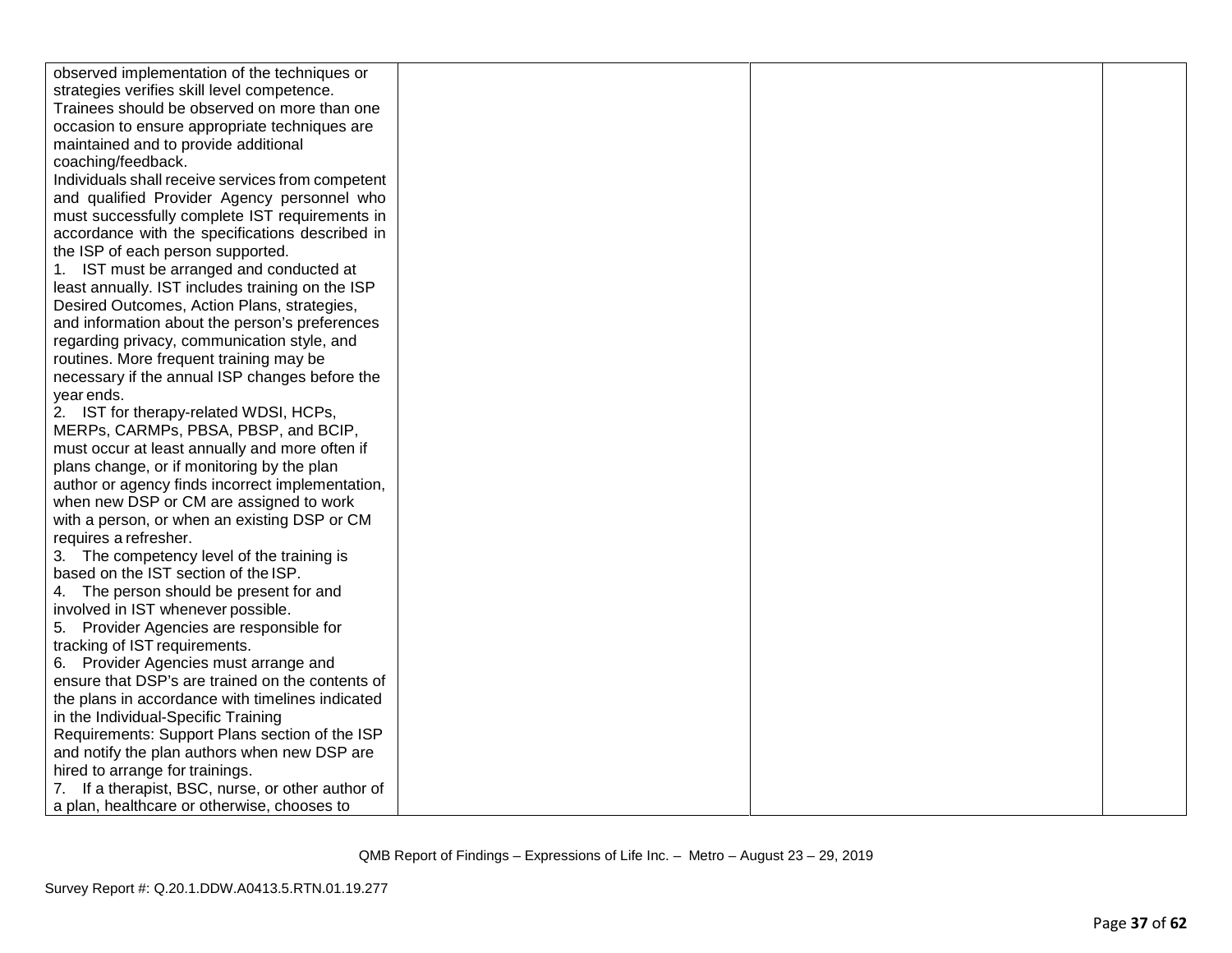| | | | |
|---|---|---|---|
| observed implementation of the techniques or strategies verifies skill level competence. Trainees should be observed on more than one occasion to ensure appropriate techniques are maintained and to provide additional coaching/feedback.<br>Individuals shall receive services from competent and qualified Provider Agency personnel who must successfully complete IST requirements in accordance with the specifications described in the ISP of each person supported.<br>1. IST must be arranged and conducted at least annually. IST includes training on the ISP Desired Outcomes, Action Plans, strategies, and information about the person's preferences regarding privacy, communication style, and routines. More frequent training may be necessary if the annual ISP changes before the year ends.<br>2. IST for therapy-related WDSI, HCPs, MERPs, CARMPs, PBSA, PBSP, and BCIP, must occur at least annually and more often if plans change, or if monitoring by the plan author or agency finds incorrect implementation, when new DSP or CM are assigned to work with a person, or when an existing DSP or CM requires a refresher.<br>3. The competency level of the training is based on the IST section of the ISP.<br>4. The person should be present for and involved in IST whenever possible.<br>5. Provider Agencies are responsible for tracking of IST requirements.<br>6. Provider Agencies must arrange and ensure that DSP's are trained on the contents of the plans in accordance with timelines indicated in the Individual-Specific Training Requirements: Support Plans section of the ISP and notify the plan authors when new DSP are hired to arrange for trainings.<br>7. If a therapist, BSC, nurse, or other author of a plan, healthcare or otherwise, chooses to | | | |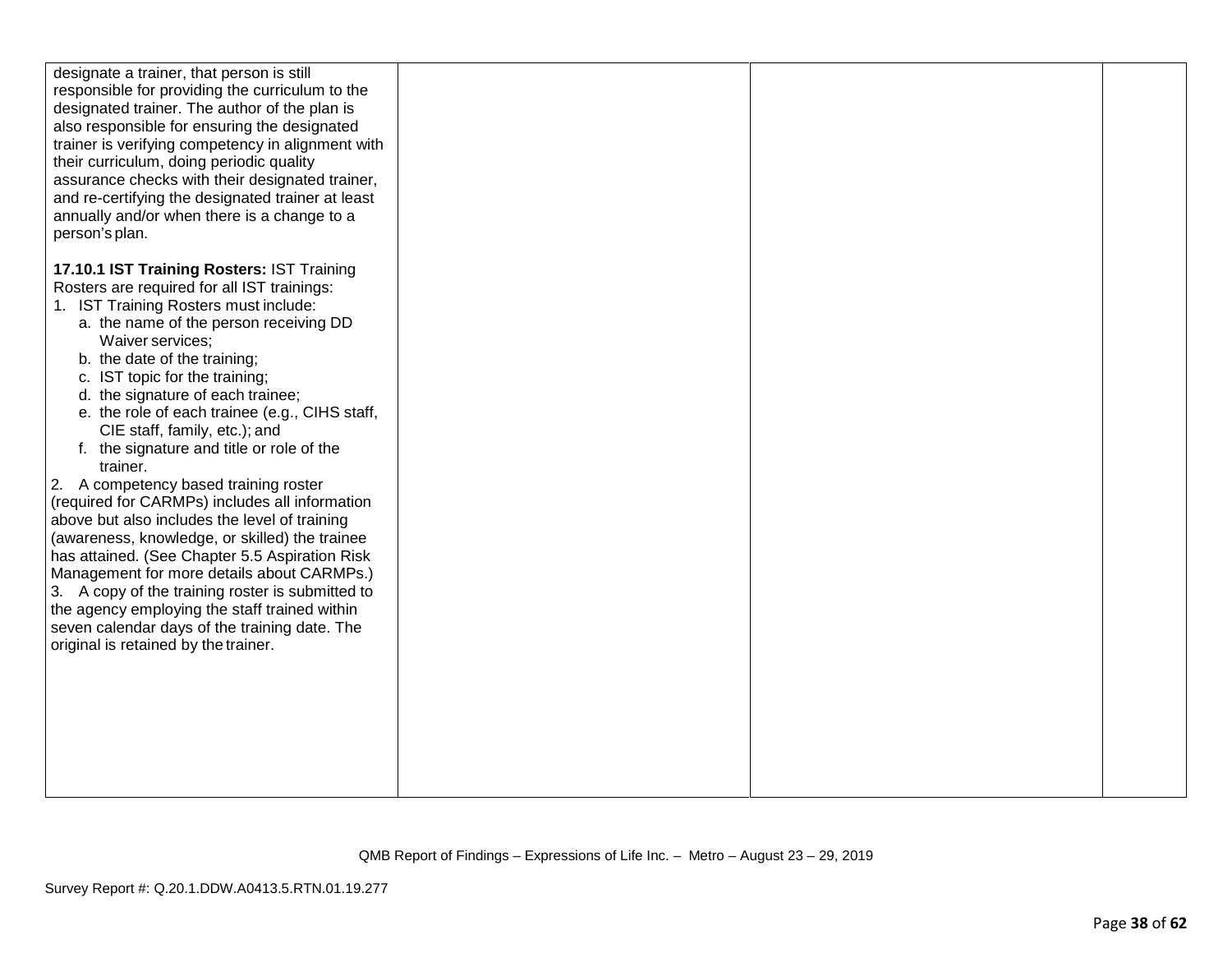| | | | |
|---|---|---|---|
| designate a trainer, that person is still responsible for providing the curriculum to the designated trainer. The author of the plan is also responsible for ensuring the designated trainer is verifying competency in alignment with their curriculum, doing periodic quality assurance checks with their designated trainer, and re-certifying the designated trainer at least annually and/or when there is a change to a person's plan.<br><br>**17.10.1 IST Training Rosters:** IST Training Rosters are required for all IST trainings:<br>1. IST Training Rosters must include:<br>a. the name of the person receiving DD Waiver services;<br>b. the date of the training;<br>c. IST topic for the training;<br>d. the signature of each trainee;<br>e. the role of each trainee (e.g., CIHS staff, CIE staff, family, etc.); and<br>f. the signature and title or role of the trainer.<br>2. A competency based training roster (required for CARMPs) includes all information above but also includes the level of training (awareness, knowledge, or skilled) the trainee has attained. (See Chapter 5.5 Aspiration Risk Management for more details about CARMPs.)<br>3. A copy of the training roster is submitted to the agency employing the staff trained within seven calendar days of the training date. The original is retained by the trainer. | | | |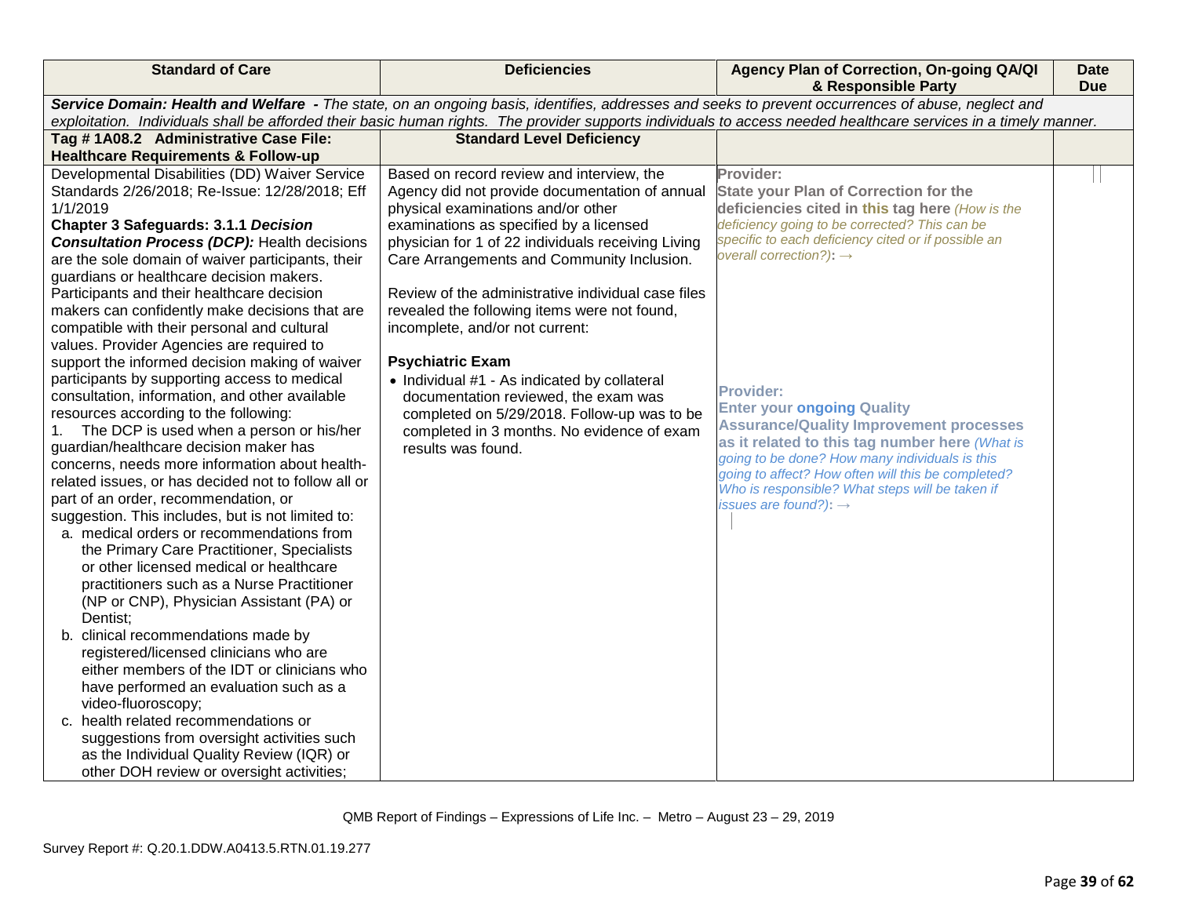| Standard of Care | Deficiencies | Agency Plan of Correction, On-going QA/QI & Responsible Party | Date Due |
|---|---|---|---|
| ***Service Domain: Health and Welfare** - The state, on an ongoing basis, identifies, addresses and seeks to prevent occurrences of abuse, neglect and exploitation. Individuals shall be afforded their basic human rights. The provider supports individuals to access needed healthcare services in a timely manner.* | | | |
| **Tag # 1A08.2 Administrative Case File: Healthcare Requirements & Follow-up** | **Standard Level Deficiency** | | |
| Developmental Disabilities (DD) Waiver Service Standards 2/26/2018; Re-Issue: 12/28/2018; Eff 1/1/2019<br>**Chapter 3 Safeguards: 3.1.1 *Decision Consultation Process (DCP):*** Health decisions are the sole domain of waiver participants, their guardians or healthcare decision makers. Participants and their healthcare decision makers can confidently make decisions that are compatible with their personal and cultural values. Provider Agencies are required to support the informed decision making of waiver participants by supporting access to medical consultation, information, and other available resources according to the following:<br>1. The DCP is used when a person or his/her guardian/healthcare decision maker has concerns, needs more information about health-related issues, or has decided not to follow all or part of an order, recommendation, or suggestion. This includes, but is not limited to:<br>a. medical orders or recommendations from the Primary Care Practitioner, Specialists or other licensed medical or healthcare practitioners such as a Nurse Practitioner (NP or CNP), Physician Assistant (PA) or Dentist;<br>b. clinical recommendations made by registered/licensed clinicians who are either members of the IDT or clinicians who have performed an evaluation such as a video-fluoroscopy;<br>c. health related recommendations or suggestions from oversight activities such as the Individual Quality Review (IQR) or other DOH review or oversight activities; | Based on record review and interview, the Agency did not provide documentation of annual physical examinations and/or other examinations as specified by a licensed physician for 1 of 22 individuals receiving Living Care Arrangements and Community Inclusion.<br><br>Review of the administrative individual case files revealed the following items were not found, incomplete, and/or not current:<br><br>**Psychiatric Exam**<br>• Individual #1 - As indicated by collateral documentation reviewed, the exam was completed on 5/29/2018. Follow-up was to be completed in 3 months. No evidence of exam results was found. | **Provider:**<br>**State your Plan of Correction for the deficiencies cited in this tag here** *(How is the deficiency going to be corrected? This can be specific to each deficiency cited or if possible an overall correction?):* →<br><br>**Provider:**<br>**Enter your ongoing Quality Assurance/Quality Improvement processes as it related to this tag number here** *(What is going to be done? How many individuals is this going to affect? How often will this be completed? Who is responsible? What steps will be taken if issues are found?):* → | |

QMB Report of Findings – Expressions of Life Inc. – Metro – August 23 – 29, 2019

Survey Report #: Q.20.1.DDW.A0413.5.RTN.01.19.277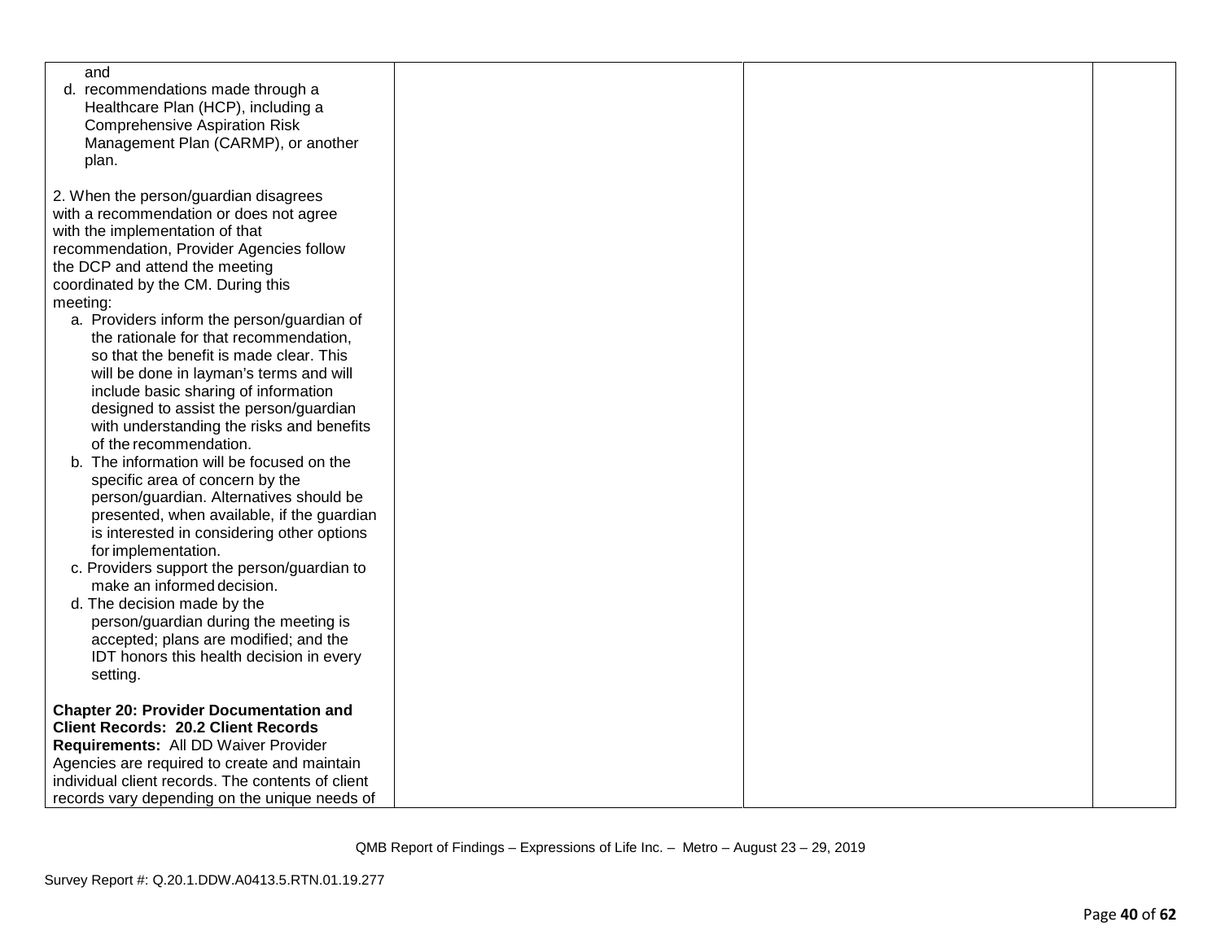| | | | |
|---|---|---|---|
| and<br>d. recommendations made through a Healthcare Plan (HCP), including a Comprehensive Aspiration Risk Management Plan (CARMP), or another plan.<br><br>2. When the person/guardian disagrees with a recommendation or does not agree with the implementation of that recommendation, Provider Agencies follow the DCP and attend the meeting coordinated by the CM. During this meeting:<br>a. Providers inform the person/guardian of the rationale for that recommendation, so that the benefit is made clear. This will be done in layman's terms and will include basic sharing of information designed to assist the person/guardian with understanding the risks and benefits of the recommendation.<br>b. The information will be focused on the specific area of concern by the person/guardian. Alternatives should be presented, when available, if the guardian is interested in considering other options for implementation.<br>c. Providers support the person/guardian to make an informed decision.<br>d. The decision made by the person/guardian during the meeting is accepted; plans are modified; and the IDT honors this health decision in every setting.<br><br>**Chapter 20: Provider Documentation and Client Records: 20.2 Client Records Requirements:** All DD Waiver Provider Agencies are required to create and maintain individual client records. The contents of client records vary depending on the unique needs of | | | |

QMB Report of Findings – Expressions of Life Inc. – Metro – August 23 – 29, 2019

Survey Report #: Q.20.1.DDW.A0413.5.RTN.01.19.277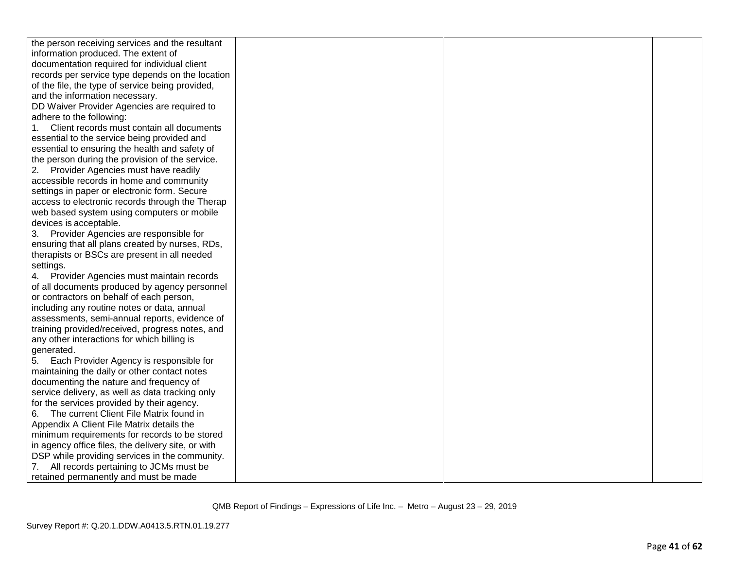| | | | |
|---|---|---|---|
| the person receiving services and the resultant information produced. The extent of documentation required for individual client records per service type depends on the location of the file, the type of service being provided, and the information necessary.<br>DD Waiver Provider Agencies are required to adhere to the following:<br>1. Client records must contain all documents essential to the service being provided and essential to ensuring the health and safety of the person during the provision of the service.<br>2. Provider Agencies must have readily accessible records in home and community settings in paper or electronic form. Secure access to electronic records through the Therap web based system using computers or mobile devices is acceptable.<br>3. Provider Agencies are responsible for ensuring that all plans created by nurses, RDs, therapists or BSCs are present in all needed settings.<br>4. Provider Agencies must maintain records of all documents produced by agency personnel or contractors on behalf of each person, including any routine notes or data, annual assessments, semi-annual reports, evidence of training provided/received, progress notes, and any other interactions for which billing is generated.<br>5. Each Provider Agency is responsible for maintaining the daily or other contact notes documenting the nature and frequency of service delivery, as well as data tracking only for the services provided by their agency.<br>6. The current Client File Matrix found in Appendix A Client File Matrix details the minimum requirements for records to be stored in agency office files, the delivery site, or with DSP while providing services in the community.<br>7. All records pertaining to JCMs must be retained permanently and must be made | | | |

QMB Report of Findings – Expressions of Life Inc. – Metro – August 23 – 29, 2019

Survey Report #: Q.20.1.DDW.A0413.5.RTN.01.19.277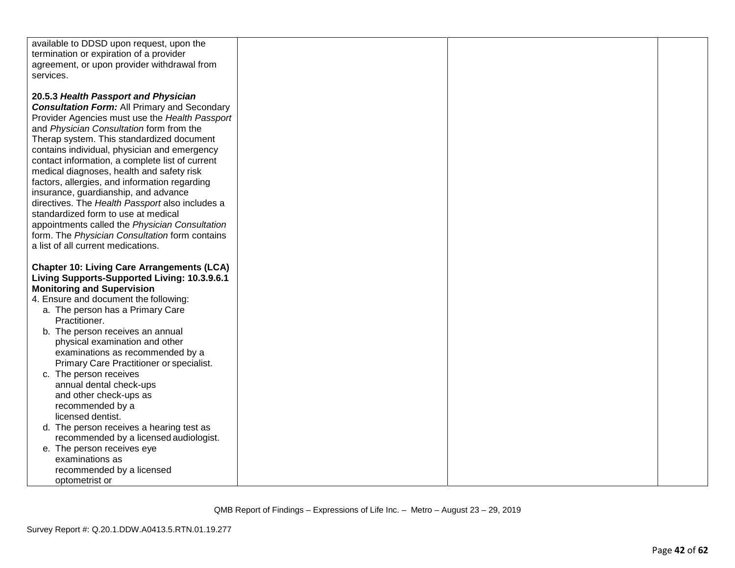| | | | |
|---|---|---|---|
| available to DDSD upon request, upon the termination or expiration of a provider agreement, or upon provider withdrawal from services.<br><br>**20.5.3 *Health Passport and Physician Consultation Form:*** All Primary and Secondary Provider Agencies must use the *Health Passport* and *Physician Consultation* form from the Therap system. This standardized document contains individual, physician and emergency contact information, a complete list of current medical diagnoses, health and safety risk factors, allergies, and information regarding insurance, guardianship, and advance directives. The *Health Passport* also includes a standardized form to use at medical appointments called the *Physician Consultation* form. The *Physician Consultation* form contains a list of all current medications.<br><br>**Chapter 10: Living Care Arrangements (LCA) Living Supports-Supported Living: 10.3.9.6.1 Monitoring and Supervision**<br>4. Ensure and document the following:<br>a. The person has a Primary Care Practitioner.<br>b. The person receives an annual physical examination and other examinations as recommended by a Primary Care Practitioner or specialist.<br>c. The person receives annual dental check-ups and other check-ups as recommended by a licensed dentist.<br>d. The person receives a hearing test as recommended by a licensed audiologist.<br>e. The person receives eye examinations as recommended by a licensed optometrist or | | | |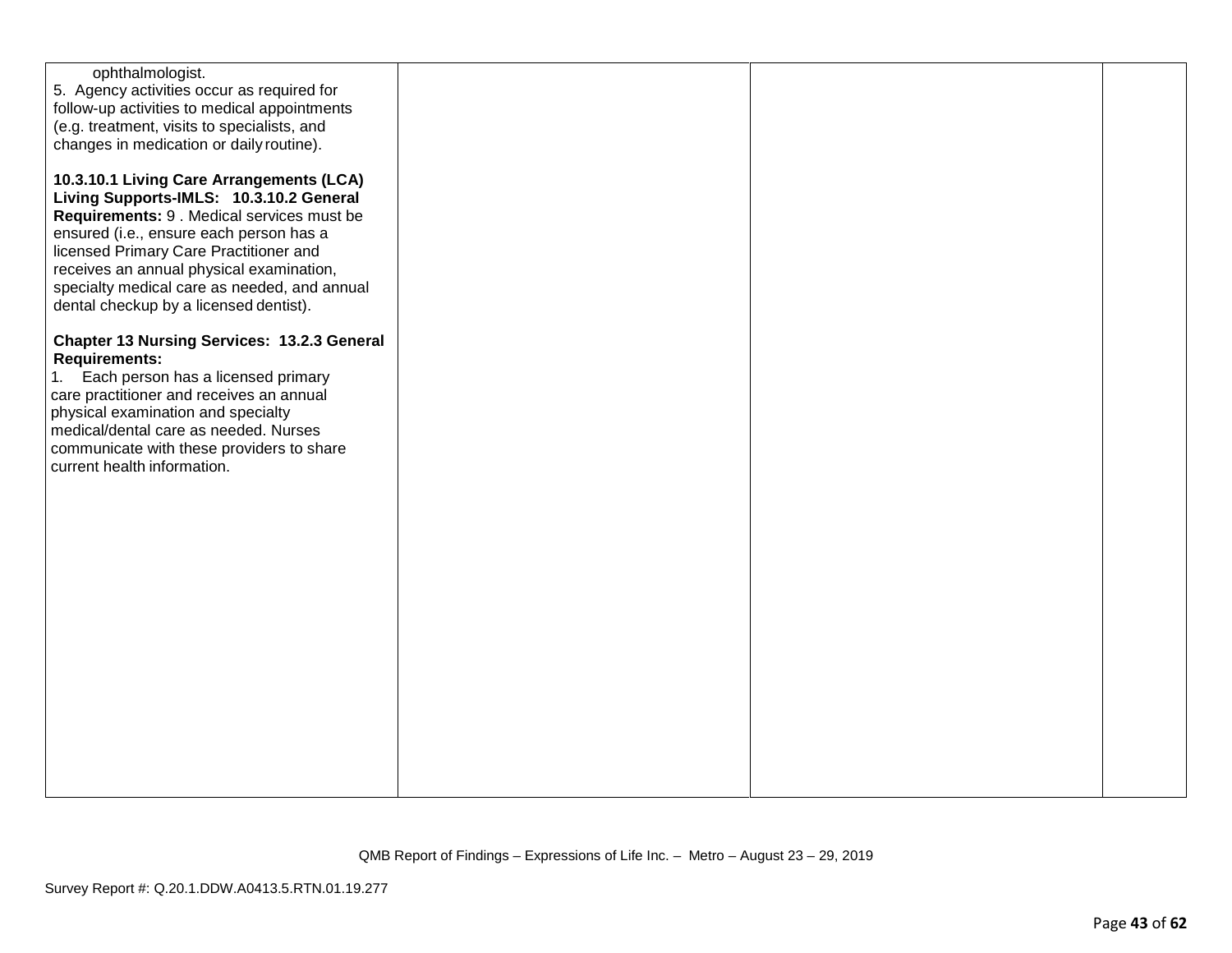| | | | |
|---|---|---|---|
| ophthalmologist.<br>5. Agency activities occur as required for follow-up activities to medical appointments (e.g. treatment, visits to specialists, and changes in medication or daily routine).<br><br>**10.3.10.1 Living Care Arrangements (LCA) Living Supports-IMLS: 10.3.10.2 General Requirements:** 9 . Medical services must be ensured (i.e., ensure each person has a licensed Primary Care Practitioner and receives an annual physical examination, specialty medical care as needed, and annual dental checkup by a licensed dentist).<br><br>**Chapter 13 Nursing Services: 13.2.3 General Requirements:**<br>1. Each person has a licensed primary care practitioner and receives an annual physical examination and specialty medical/dental care as needed. Nurses communicate with these providers to share current health information. | | | |

QMB Report of Findings – Expressions of Life Inc. – Metro – August 23 – 29, 2019

Survey Report #: Q.20.1.DDW.A0413.5.RTN.01.19.277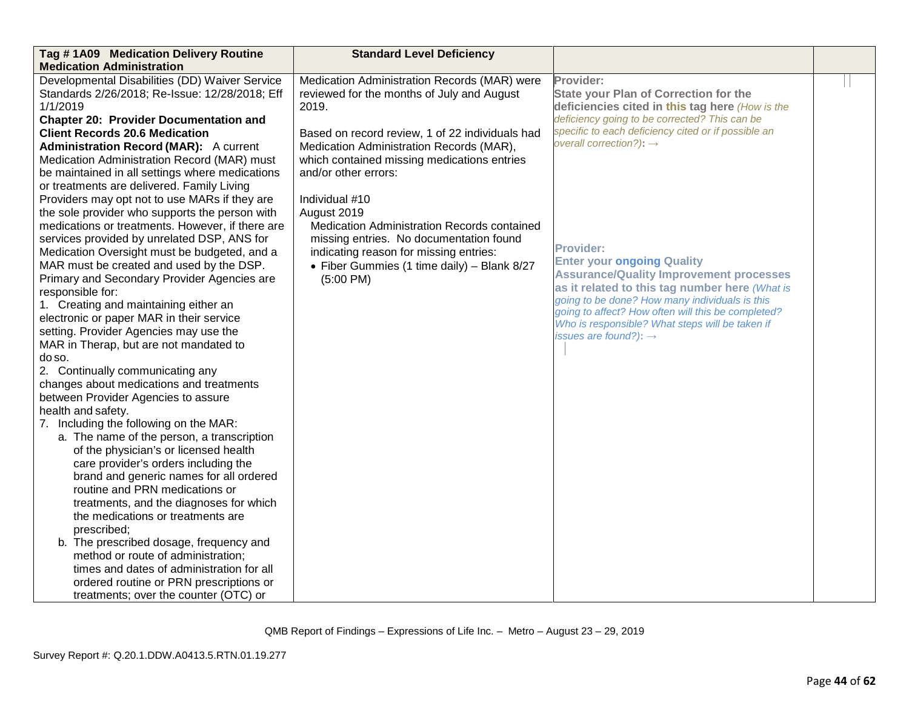| Tag # 1A09 Medication Delivery Routine Medication Administration | Standard Level Deficiency | | |
|---|---|---|---|
| Developmental Disabilities (DD) Waiver Service Standards 2/26/2018; Re-Issue: 12/28/2018; Eff 1/1/2019<br>**Chapter 20: Provider Documentation and Client Records 20.6 Medication Administration Record (MAR):** A current Medication Administration Record (MAR) must be maintained in all settings where medications or treatments are delivered. Family Living Providers may opt not to use MARs if they are the sole provider who supports the person with medications or treatments. However, if there are services provided by unrelated DSP, ANS for Medication Oversight must be budgeted, and a MAR must be created and used by the DSP. Primary and Secondary Provider Agencies are responsible for:<br>1. Creating and maintaining either an electronic or paper MAR in their service setting. Provider Agencies may use the MAR in Therap, but are not mandated to do so.<br>2. Continually communicating any changes about medications and treatments between Provider Agencies to assure health and safety.<br>7. Including the following on the MAR:<br>a. The name of the person, a transcription of the physician's or licensed health care provider's orders including the brand and generic names for all ordered routine and PRN medications or treatments, and the diagnoses for which the medications or treatments are prescribed;<br>b. The prescribed dosage, frequency and method or route of administration; times and dates of administration for all ordered routine or PRN prescriptions or treatments; over the counter (OTC) or | Medication Administration Records (MAR) were reviewed for the months of July and August 2019.<br><br>Based on record review, 1 of 22 individuals had Medication Administration Records (MAR), which contained missing medications entries and/or other errors:<br><br>Individual #10<br>August 2019<br>Medication Administration Records contained missing entries. No documentation found indicating reason for missing entries:<br>• Fiber Gummies (1 time daily) – Blank 8/27 (5:00 PM) | **Provider:**<br>**State your Plan of Correction for the deficiencies cited in this tag here** *(How is the deficiency going to be corrected? This can be specific to each deficiency cited or if possible an overall correction?)*: →<br><br>**Provider:**<br>**Enter your ongoing Quality Assurance/Quality Improvement processes as it related to this tag number here** *(What is going to be done? How many individuals is this going to affect? How often will this be completed? Who is responsible? What steps will be taken if issues are found?)*: → | |

QMB Report of Findings – Expressions of Life Inc. – Metro – August 23 – 29, 2019

Survey Report #: Q.20.1.DDW.A0413.5.RTN.01.19.277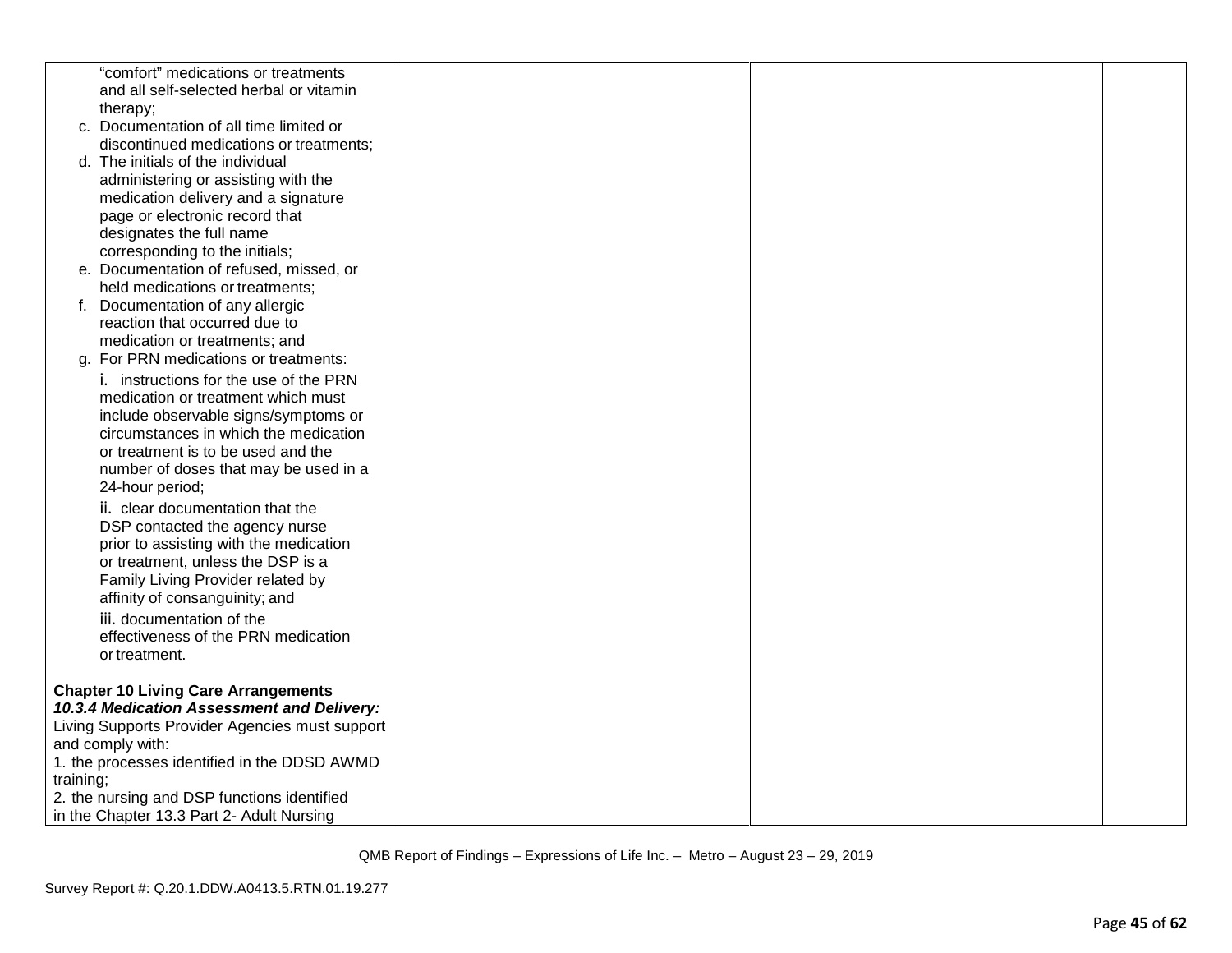| | | | |
|---|---|---|---|
| "comfort" medications or treatments and all self-selected herbal or vitamin therapy;<br>c. Documentation of all time limited or discontinued medications or treatments;<br>d. The initials of the individual administering or assisting with the medication delivery and a signature page or electronic record that designates the full name corresponding to the initials;<br>e. Documentation of refused, missed, or held medications or treatments;<br>f. Documentation of any allergic reaction that occurred due to medication or treatments; and<br>g. For PRN medications or treatments:<br>i. instructions for the use of the PRN medication or treatment which must include observable signs/symptoms or circumstances in which the medication or treatment is to be used and the number of doses that may be used in a 24-hour period;<br>ii. clear documentation that the DSP contacted the agency nurse prior to assisting with the medication or treatment, unless the DSP is a Family Living Provider related by affinity of consanguinity; and<br>iii. documentation of the effectiveness of the PRN medication or treatment.<br><br>**Chapter 10 Living Care Arrangements**<br>***10.3.4 Medication Assessment and Delivery:*** Living Supports Provider Agencies must support and comply with:<br>1. the processes identified in the DDSD AWMD training;<br>2. the nursing and DSP functions identified in the Chapter 13.3 Part 2- Adult Nursing | | | |

QMB Report of Findings – Expressions of Life Inc. – Metro – August 23 – 29, 2019

Survey Report #: Q.20.1.DDW.A0413.5.RTN.01.19.277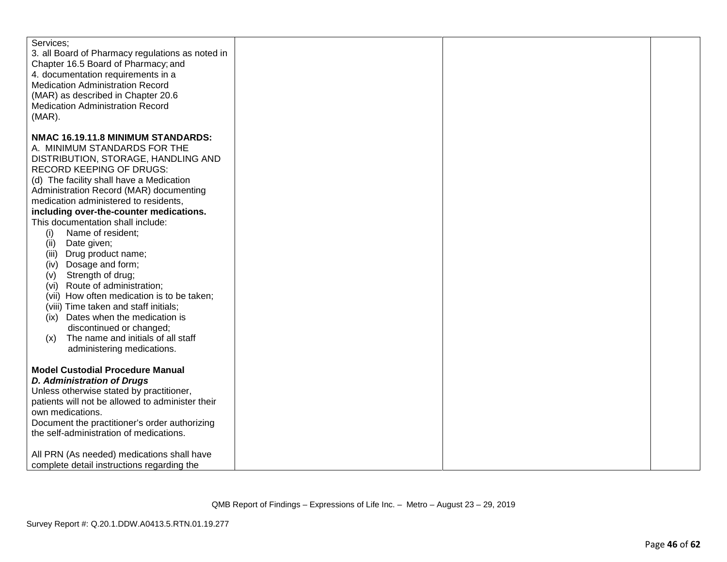| | | | |
|---|---|---|---|
| Services;<br>3. all Board of Pharmacy regulations as noted in Chapter 16.5 Board of Pharmacy; and<br>4. documentation requirements in a Medication Administration Record (MAR) as described in Chapter 20.6 Medication Administration Record (MAR).<br><br>**NMAC 16.19.11.8 MINIMUM STANDARDS:**<br>A. MINIMUM STANDARDS FOR THE DISTRIBUTION, STORAGE, HANDLING AND RECORD KEEPING OF DRUGS:<br>(d) The facility shall have a Medication Administration Record (MAR) documenting medication administered to residents, **including over-the-counter medications.** This documentation shall include:<br>(i) Name of resident;<br>(ii) Date given;<br>(iii) Drug product name;<br>(iv) Dosage and form;<br>(v) Strength of drug;<br>(vi) Route of administration;<br>(vii) How often medication is to be taken;<br>(viii) Time taken and staff initials;<br>(ix) Dates when the medication is discontinued or changed;<br>(x) The name and initials of all staff administering medications.<br><br>**Model Custodial Procedure Manual**<br>***D. Administration of Drugs***<br>Unless otherwise stated by practitioner, patients will not be allowed to administer their own medications.<br>Document the practitioner's order authorizing the self-administration of medications.<br><br>All PRN (As needed) medications shall have complete detail instructions regarding the | | | |

QMB Report of Findings – Expressions of Life Inc. – Metro – August 23 – 29, 2019

Survey Report #: Q.20.1.DDW.A0413.5.RTN.01.19.277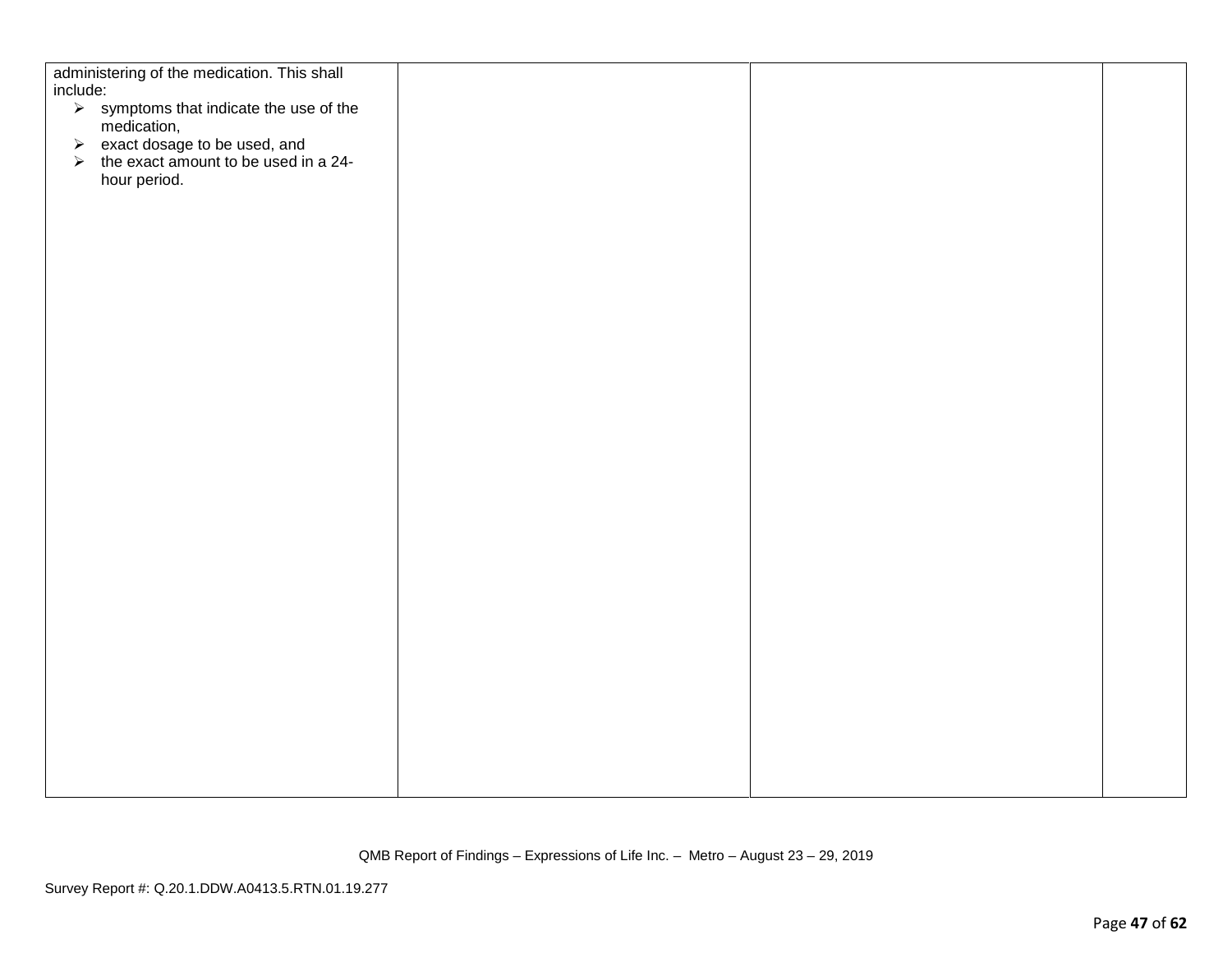| | | | |
|---|---|---|---|
| administering of the medication. This shall include:<br>➢ symptoms that indicate the use of the medication,<br>➢ exact dosage to be used, and<br>➢ the exact amount to be used in a 24-hour period. | | | |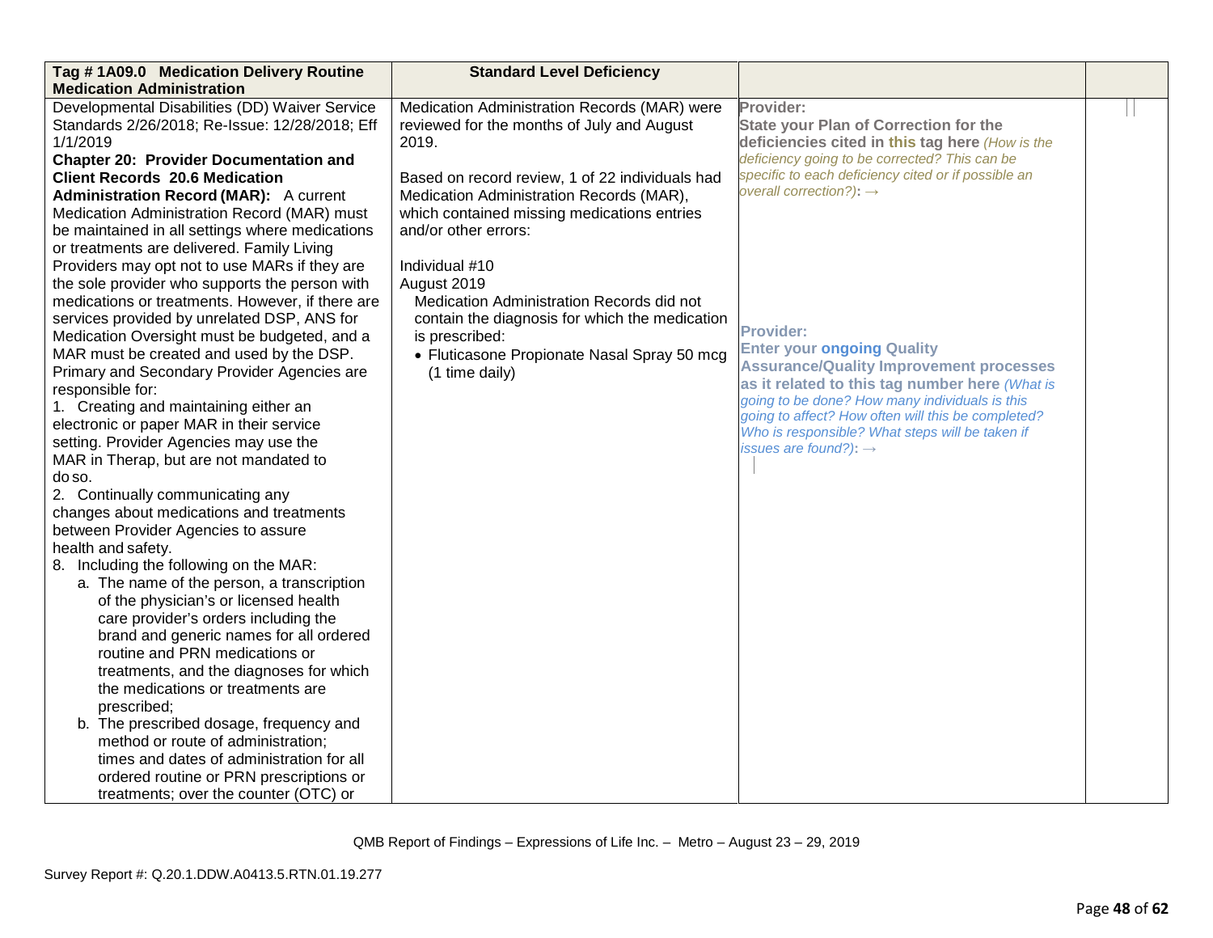| Tag # 1A09.0 Medication Delivery Routine Medication Administration | Standard Level Deficiency | | |
|---|---|---|---|
| Developmental Disabilities (DD) Waiver Service Standards 2/26/2018; Re-Issue: 12/28/2018; Eff 1/1/2019<br>**Chapter 20: Provider Documentation and Client Records 20.6 Medication Administration Record (MAR):** A current Medication Administration Record (MAR) must be maintained in all settings where medications or treatments are delivered. Family Living Providers may opt not to use MARs if they are the sole provider who supports the person with medications or treatments. However, if there are services provided by unrelated DSP, ANS for Medication Oversight must be budgeted, and a MAR must be created and used by the DSP. Primary and Secondary Provider Agencies are responsible for:<br>1. Creating and maintaining either an electronic or paper MAR in their service setting. Provider Agencies may use the MAR in Therap, but are not mandated to do so.<br>2. Continually communicating any changes about medications and treatments between Provider Agencies to assure health and safety.<br>8. Including the following on the MAR:<br>a. The name of the person, a transcription of the physician's or licensed health care provider's orders including the brand and generic names for all ordered routine and PRN medications or treatments, and the diagnoses for which the medications or treatments are prescribed;<br>b. The prescribed dosage, frequency and method or route of administration; times and dates of administration for all ordered routine or PRN prescriptions or treatments; over the counter (OTC) or | Medication Administration Records (MAR) were reviewed for the months of July and August 2019.<br><br>Based on record review, 1 of 22 individuals had Medication Administration Records (MAR), which contained missing medications entries and/or other errors:<br><br>Individual #10<br>August 2019<br>Medication Administration Records did not contain the diagnosis for which the medication is prescribed:<br>• Fluticasone Propionate Nasal Spray 50 mcg (1 time daily) | **Provider:**<br>**State your Plan of Correction for the deficiencies cited in this tag here** *(How is the deficiency going to be corrected? This can be specific to each deficiency cited or if possible an overall correction?):* →<br><br>**Provider:**<br>**Enter your ongoing Quality Assurance/Quality Improvement processes as it related to this tag number here** *(What is going to be done? How many individuals is this going to affect? How often will this be completed? Who is responsible? What steps will be taken if issues are found?):* → | |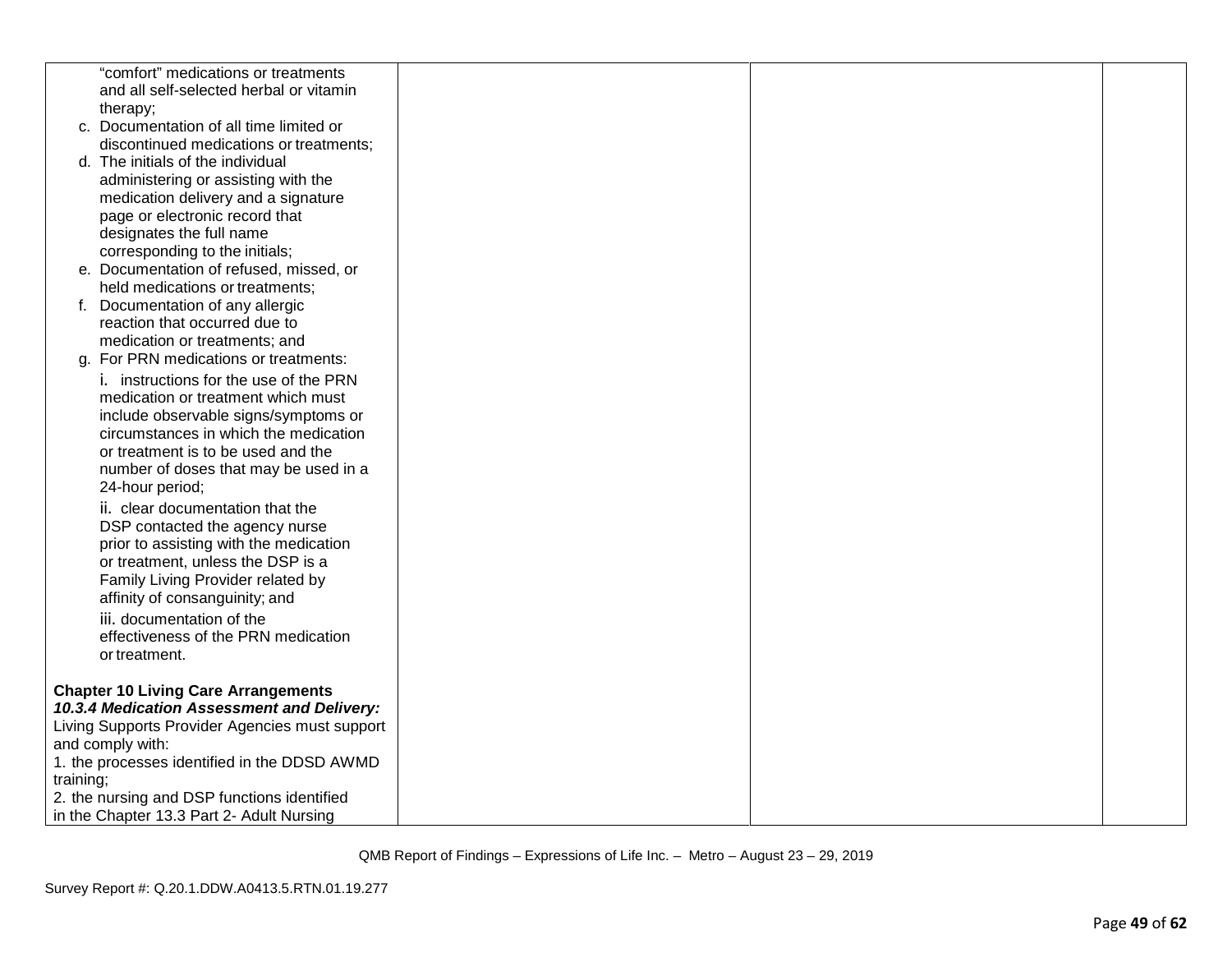| | | | |
|---|---|---|---|
| "comfort" medications or treatments and all self-selected herbal or vitamin therapy;<br>c. Documentation of all time limited or discontinued medications or treatments;<br>d. The initials of the individual administering or assisting with the medication delivery and a signature page or electronic record that designates the full name corresponding to the initials;<br>e. Documentation of refused, missed, or held medications or treatments;<br>f. Documentation of any allergic reaction that occurred due to medication or treatments; and<br>g. For PRN medications or treatments:<br>i. instructions for the use of the PRN medication or treatment which must include observable signs/symptoms or circumstances in which the medication or treatment is to be used and the number of doses that may be used in a 24-hour period;<br>ii. clear documentation that the DSP contacted the agency nurse prior to assisting with the medication or treatment, unless the DSP is a Family Living Provider related by affinity of consanguinity; and<br>iii. documentation of the effectiveness of the PRN medication or treatment.<br><br>**Chapter 10 Living Care Arrangements**<br>***10.3.4 Medication Assessment and Delivery:*** Living Supports Provider Agencies must support and comply with:<br>1. the processes identified in the DDSD AWMD training;<br>2. the nursing and DSP functions identified in the Chapter 13.3 Part 2- Adult Nursing | | | |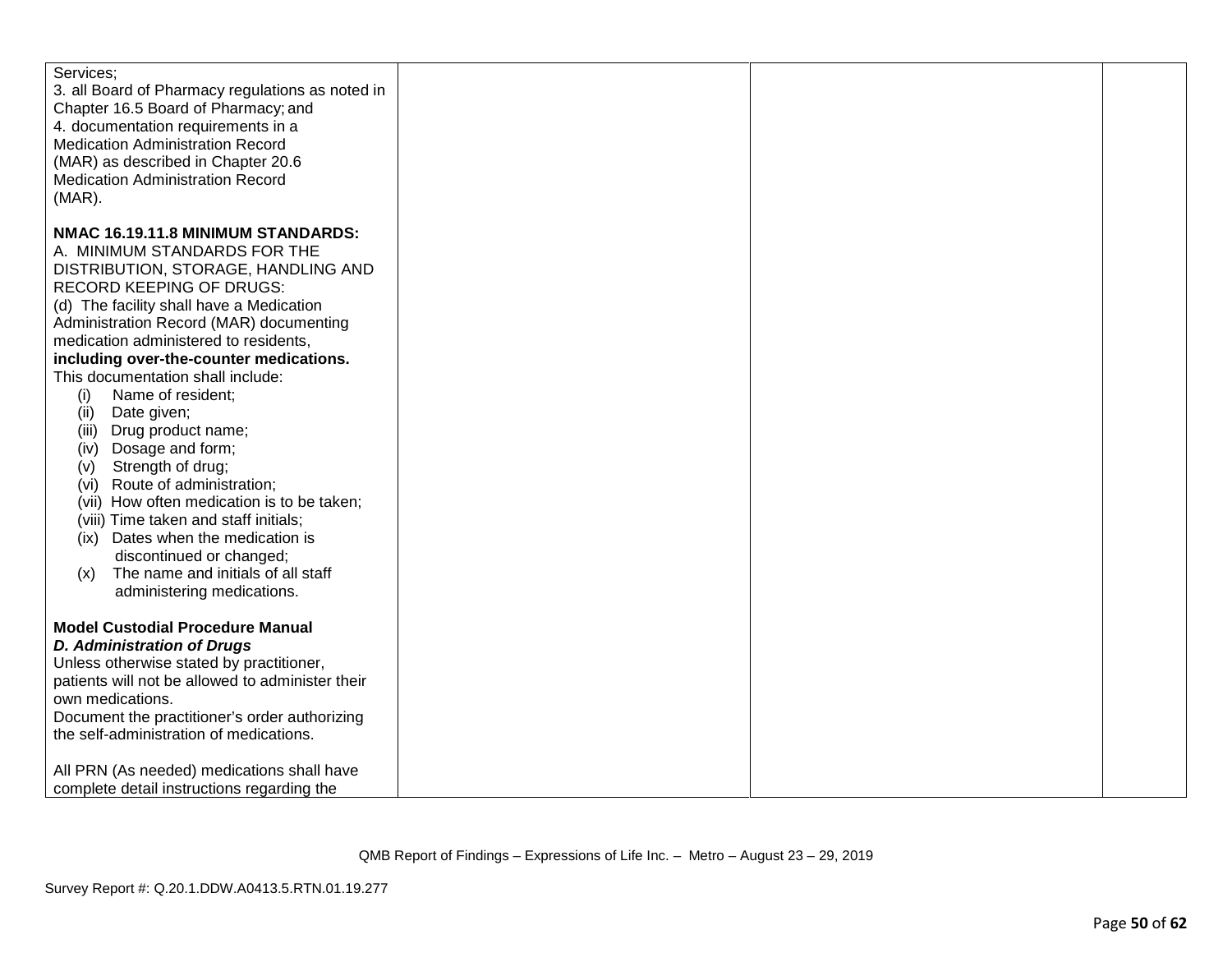| | | | |
|---|---|---|---|
| Services;<br>3. all Board of Pharmacy regulations as noted in Chapter 16.5 Board of Pharmacy; and<br>4. documentation requirements in a Medication Administration Record (MAR) as described in Chapter 20.6 Medication Administration Record (MAR).<br><br>**NMAC 16.19.11.8 MINIMUM STANDARDS:**<br>A. MINIMUM STANDARDS FOR THE DISTRIBUTION, STORAGE, HANDLING AND RECORD KEEPING OF DRUGS:<br>(d) The facility shall have a Medication Administration Record (MAR) documenting medication administered to residents, **including over-the-counter medications.** This documentation shall include:<br>(i) Name of resident;<br>(ii) Date given;<br>(iii) Drug product name;<br>(iv) Dosage and form;<br>(v) Strength of drug;<br>(vi) Route of administration;<br>(vii) How often medication is to be taken;<br>(viii) Time taken and staff initials;<br>(ix) Dates when the medication is discontinued or changed;<br>(x) The name and initials of all staff administering medications.<br><br>**Model Custodial Procedure Manual**<br>***D. Administration of Drugs***<br>Unless otherwise stated by practitioner, patients will not be allowed to administer their own medications.<br>Document the practitioner's order authorizing the self-administration of medications.<br><br>All PRN (As needed) medications shall have complete detail instructions regarding the | | | |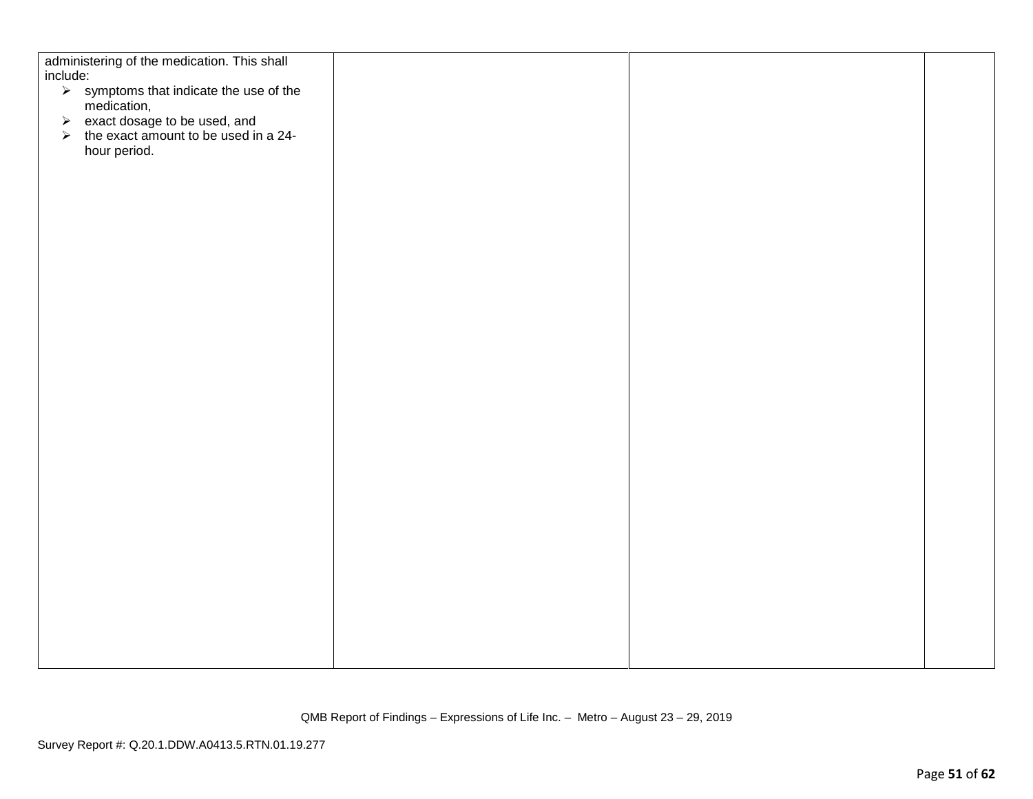| | | | |
|---|---|---|---|
| administering of the medication. This shall include:<br>➢ symptoms that indicate the use of the medication,<br>➢ exact dosage to be used, and<br>➢ the exact amount to be used in a 24-hour period. | | | |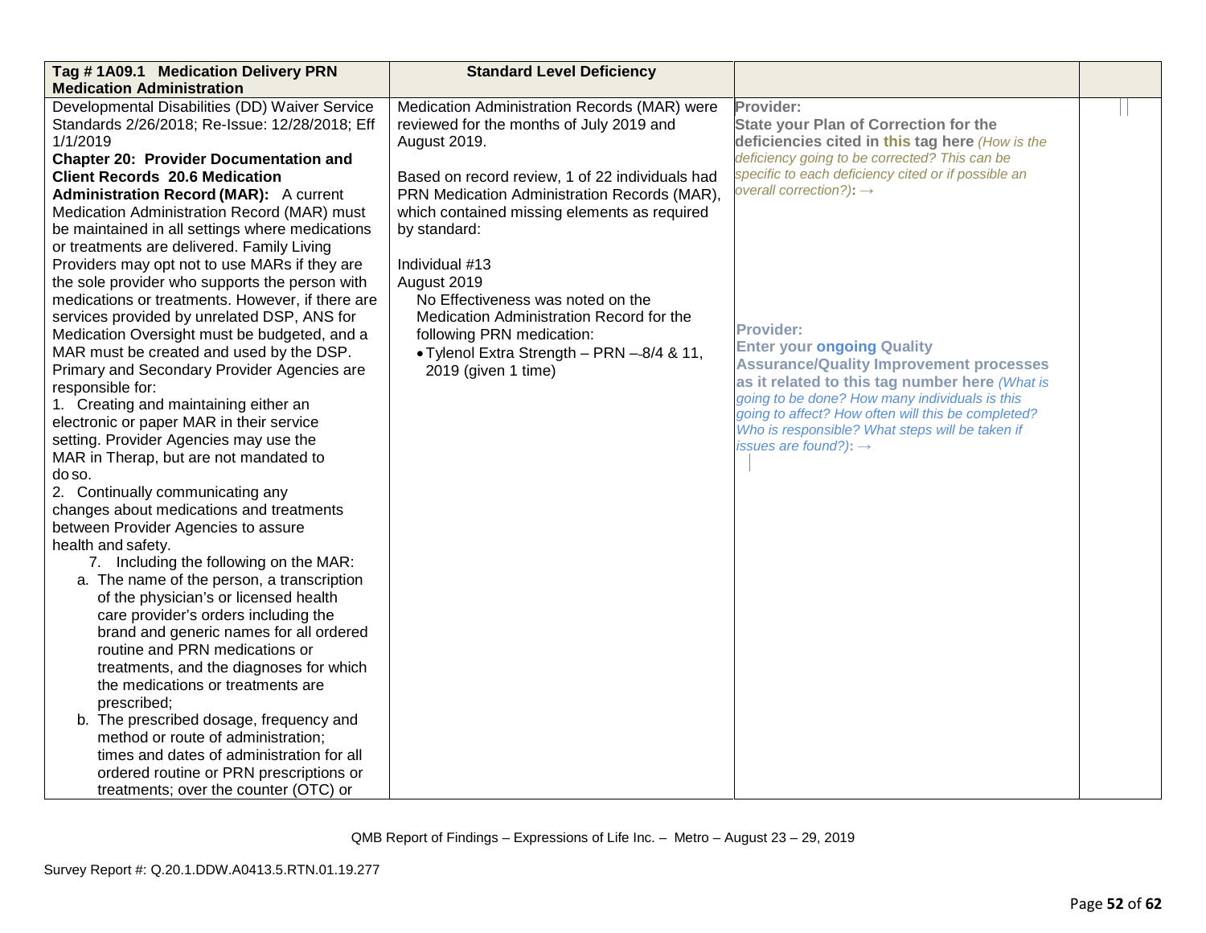| Tag # 1A09.1 Medication Delivery PRN Medication Administration | Standard Level Deficiency | | |
|---|---|---|---|
| Developmental Disabilities (DD) Waiver Service Standards 2/26/2018; Re-Issue: 12/28/2018; Eff 1/1/2019<br>**Chapter 20: Provider Documentation and Client Records 20.6 Medication Administration Record (MAR):** A current Medication Administration Record (MAR) must be maintained in all settings where medications or treatments are delivered. Family Living Providers may opt not to use MARs if they are the sole provider who supports the person with medications or treatments. However, if there are services provided by unrelated DSP, ANS for Medication Oversight must be budgeted, and a MAR must be created and used by the DSP. Primary and Secondary Provider Agencies are responsible for:<br>1. Creating and maintaining either an electronic or paper MAR in their service setting. Provider Agencies may use the MAR in Therap, but are not mandated to do so.<br>2. Continually communicating any changes about medications and treatments between Provider Agencies to assure health and safety.<br>7. Including the following on the MAR:<br>a. The name of the person, a transcription of the physician's or licensed health care provider's orders including the brand and generic names for all ordered routine and PRN medications or treatments, and the diagnoses for which the medications or treatments are prescribed;<br>b. The prescribed dosage, frequency and method or route of administration; times and dates of administration for all ordered routine or PRN prescriptions or treatments; over the counter (OTC) or | Medication Administration Records (MAR) were reviewed for the months of July 2019 and August 2019.<br><br>Based on record review, 1 of 22 individuals had PRN Medication Administration Records (MAR), which contained missing elements as required by standard:<br><br>Individual #13<br>August 2019<br>No Effectiveness was noted on the Medication Administration Record for the following PRN medication:<br>• Tylenol Extra Strength – PRN – 8/4 & 11, 2019 (given 1 time) | **Provider:**<br>**State your Plan of Correction for the deficiencies cited in this tag here** *(How is the deficiency going to be corrected? This can be specific to each deficiency cited or if possible an overall correction?)*: →<br><br>**Provider:**<br>**Enter your ongoing Quality Assurance/Quality Improvement processes as it related to this tag number here** *(What is going to be done? How many individuals is this going to affect? How often will this be completed? Who is responsible? What steps will be taken if issues are found?)*: → | |

QMB Report of Findings – Expressions of Life Inc. – Metro – August 23 – 29, 2019

Survey Report #: Q.20.1.DDW.A0413.5.RTN.01.19.277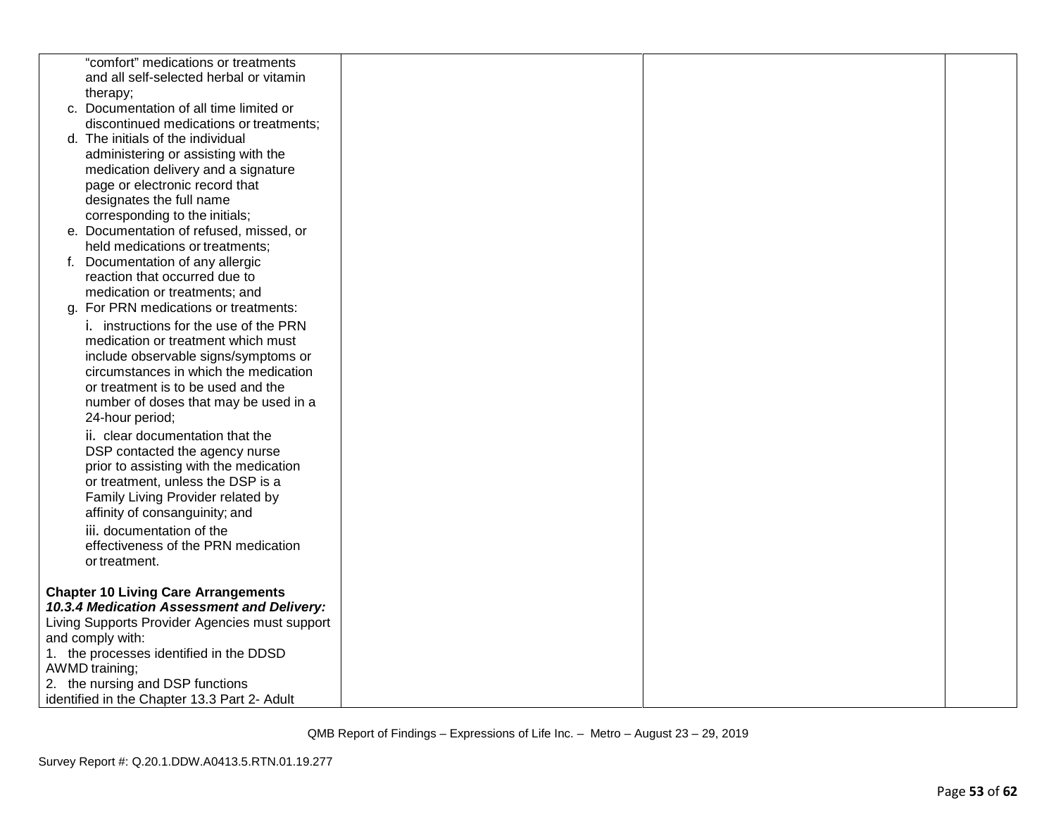| | | | |
|---|---|---|---|
| "comfort" medications or treatments and all self-selected herbal or vitamin therapy;<br>c. Documentation of all time limited or discontinued medications or treatments;<br>d. The initials of the individual administering or assisting with the medication delivery and a signature page or electronic record that designates the full name corresponding to the initials;<br>e. Documentation of refused, missed, or held medications or treatments;<br>f. Documentation of any allergic reaction that occurred due to medication or treatments; and<br>g. For PRN medications or treatments:<br>i. instructions for the use of the PRN medication or treatment which must include observable signs/symptoms or circumstances in which the medication or treatment is to be used and the number of doses that may be used in a 24-hour period;<br>ii. clear documentation that the DSP contacted the agency nurse prior to assisting with the medication or treatment, unless the DSP is a Family Living Provider related by affinity of consanguinity; and<br>iii. documentation of the effectiveness of the PRN medication or treatment.<br><br>**Chapter 10 Living Care Arrangements**<br>***10.3.4 Medication Assessment and Delivery:*** Living Supports Provider Agencies must support and comply with:<br>1. the processes identified in the DDSD AWMD training;<br>2. the nursing and DSP functions identified in the Chapter 13.3 Part 2- Adult | | | |

QMB Report of Findings – Expressions of Life Inc. – Metro – August 23 – 29, 2019

Survey Report #: Q.20.1.DDW.A0413.5.RTN.01.19.277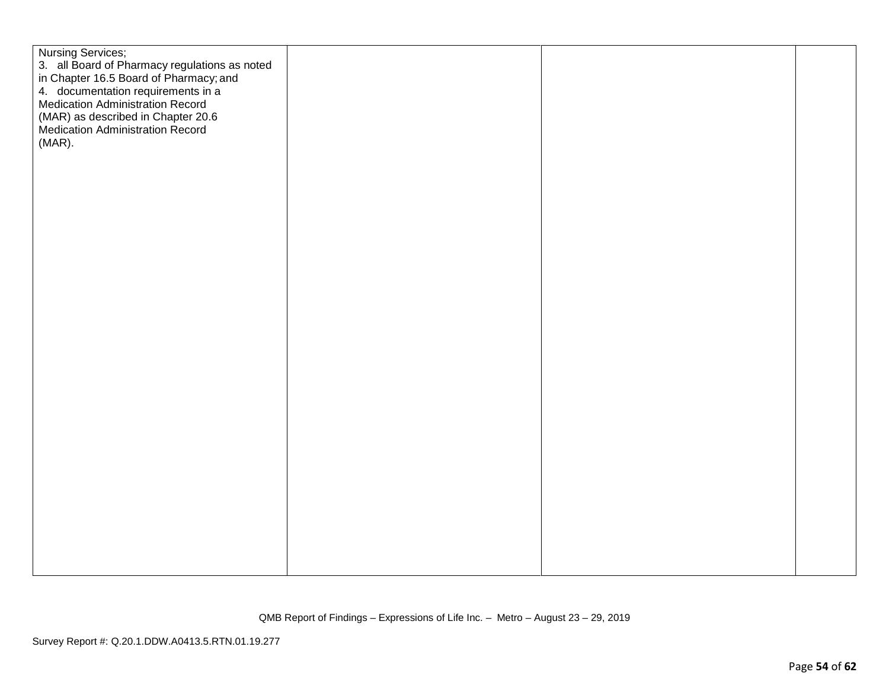| | | | |
|---|---|---|---|
| Nursing Services;<br>3. all Board of Pharmacy regulations as noted in Chapter 16.5 Board of Pharmacy; and<br>4. documentation requirements in a Medication Administration Record (MAR) as described in Chapter 20.6 Medication Administration Record (MAR). | | | |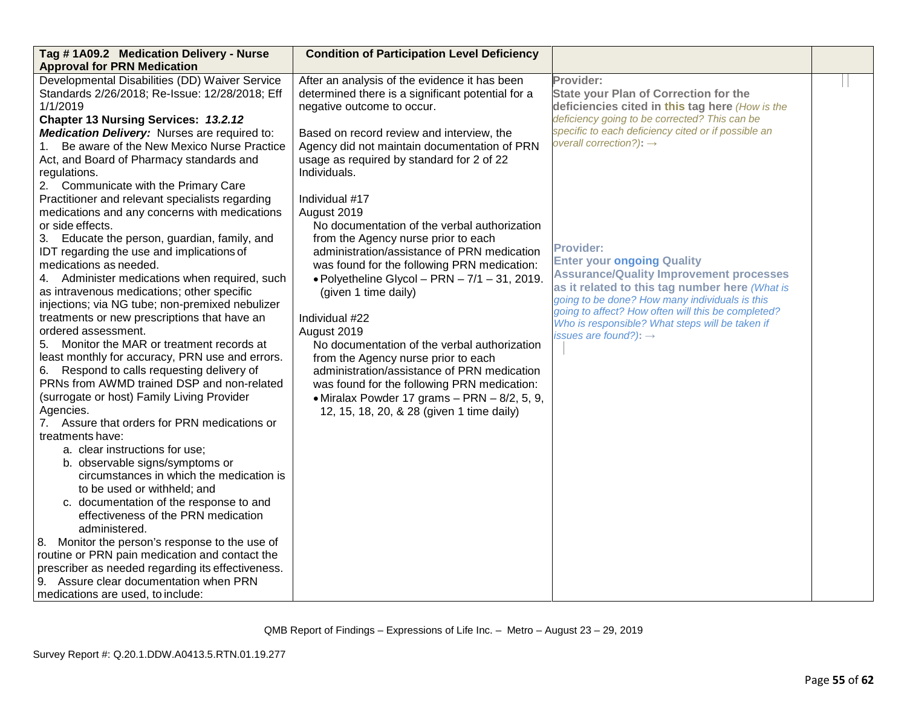| Tag # 1A09.2 Medication Delivery - Nurse Approval for PRN Medication | Condition of Participation Level Deficiency | | |
|---|---|---|---|
| Developmental Disabilities (DD) Waiver Service Standards 2/26/2018; Re-Issue: 12/28/2018; Eff 1/1/2019<br>**Chapter 13 Nursing Services:** ***13.2.12 Medication Delivery:*** Nurses are required to:<br>1. Be aware of the New Mexico Nurse Practice Act, and Board of Pharmacy standards and regulations.<br>2. Communicate with the Primary Care Practitioner and relevant specialists regarding medications and any concerns with medications or side effects.<br>3. Educate the person, guardian, family, and IDT regarding the use and implications of medications as needed.<br>4. Administer medications when required, such as intravenous medications; other specific injections; via NG tube; non-premixed nebulizer treatments or new prescriptions that have an ordered assessment.<br>5. Monitor the MAR or treatment records at least monthly for accuracy, PRN use and errors.<br>6. Respond to calls requesting delivery of PRNs from AWMD trained DSP and non-related (surrogate or host) Family Living Provider Agencies.<br>7. Assure that orders for PRN medications or treatments have:<br>a. clear instructions for use;<br>b. observable signs/symptoms or circumstances in which the medication is to be used or withheld; and<br>c. documentation of the response to and effectiveness of the PRN medication administered.<br>8. Monitor the person's response to the use of routine or PRN pain medication and contact the prescriber as needed regarding its effectiveness.<br>9. Assure clear documentation when PRN medications are used, to include: | After an analysis of the evidence it has been determined there is a significant potential for a negative outcome to occur.<br><br>Based on record review and interview, the Agency did not maintain documentation of PRN usage as required by standard for 2 of 22 Individuals.<br><br>Individual #17<br>August 2019<br>No documentation of the verbal authorization from the Agency nurse prior to each administration/assistance of PRN medication was found for the following PRN medication:<br>• Polyetheline Glycol – PRN – 7/1 – 31, 2019. (given 1 time daily)<br><br>Individual #22<br>August 2019<br>No documentation of the verbal authorization from the Agency nurse prior to each administration/assistance of PRN medication was found for the following PRN medication:<br>• Miralax Powder 17 grams – PRN – 8/2, 5, 9, 12, 15, 18, 20, & 28 (given 1 time daily) | **Provider:**<br>**State your Plan of Correction for the deficiencies cited in this tag here** *(How is the deficiency going to be corrected? This can be specific to each deficiency cited or if possible an overall correction?)*: →<br><br>**Provider:**<br>**Enter your ongoing Quality Assurance/Quality Improvement processes as it related to this tag number here** *(What is going to be done? How many individuals is this going to affect? How often will this be completed? Who is responsible? What steps will be taken if issues are found?)*: → | |

QMB Report of Findings – Expressions of Life Inc. – Metro – August 23 – 29, 2019

Survey Report #: Q.20.1.DDW.A0413.5.RTN.01.19.277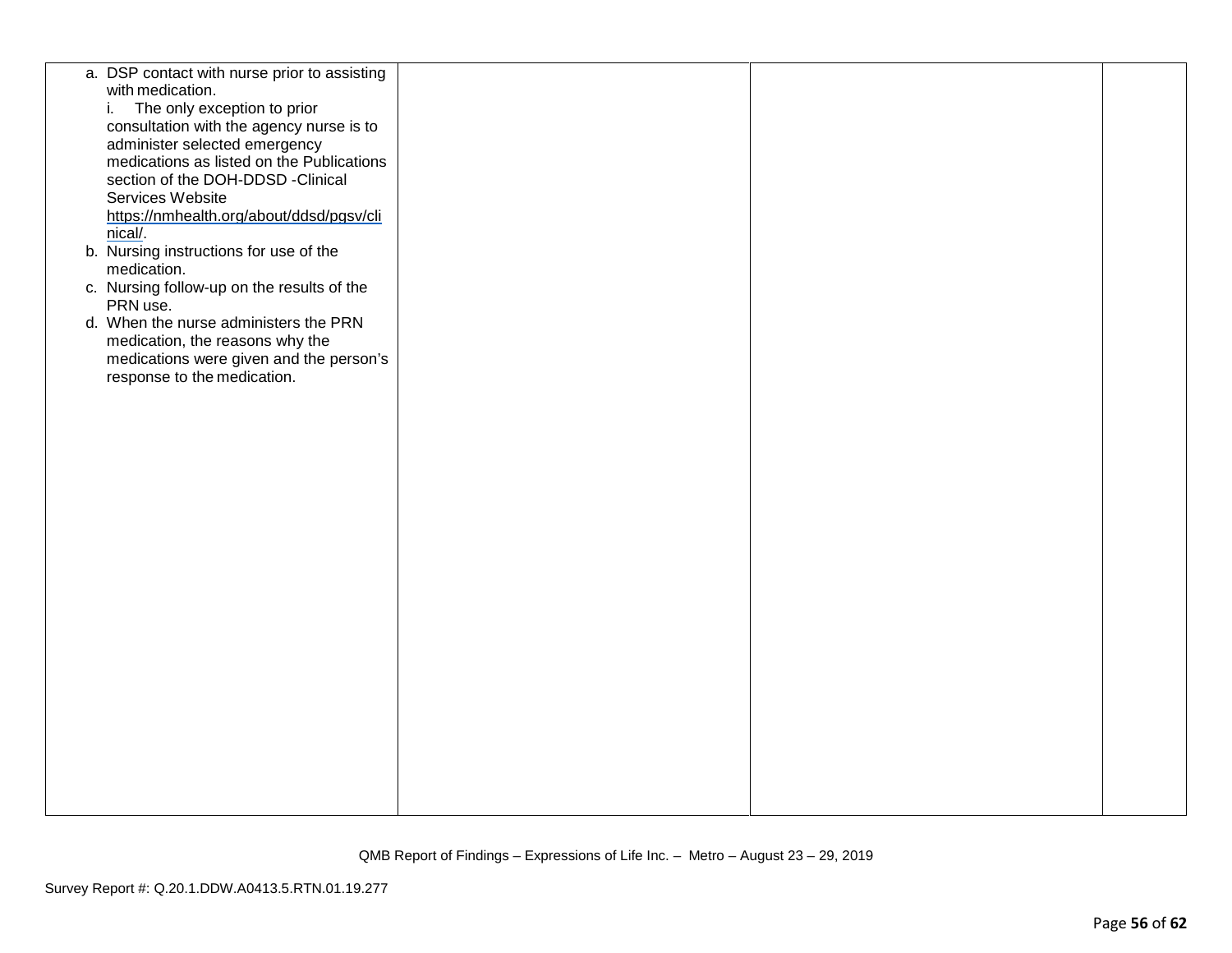| | | | |
|---|---|---|---|
| a. DSP contact with nurse prior to assisting with medication.<br>i. The only exception to prior consultation with the agency nurse is to administer selected emergency medications as listed on the Publications section of the DOH-DDSD -Clinical Services Website https://nmhealth.org/about/ddsd/pgsv/clinical/.<br>b. Nursing instructions for use of the medication.<br>c. Nursing follow-up on the results of the PRN use.<br>d. When the nurse administers the PRN medication, the reasons why the medications were given and the person's response to the medication. | | | |

QMB Report of Findings – Expressions of Life Inc. – Metro – August 23 – 29, 2019

Survey Report #: Q.20.1.DDW.A0413.5.RTN.01.19.277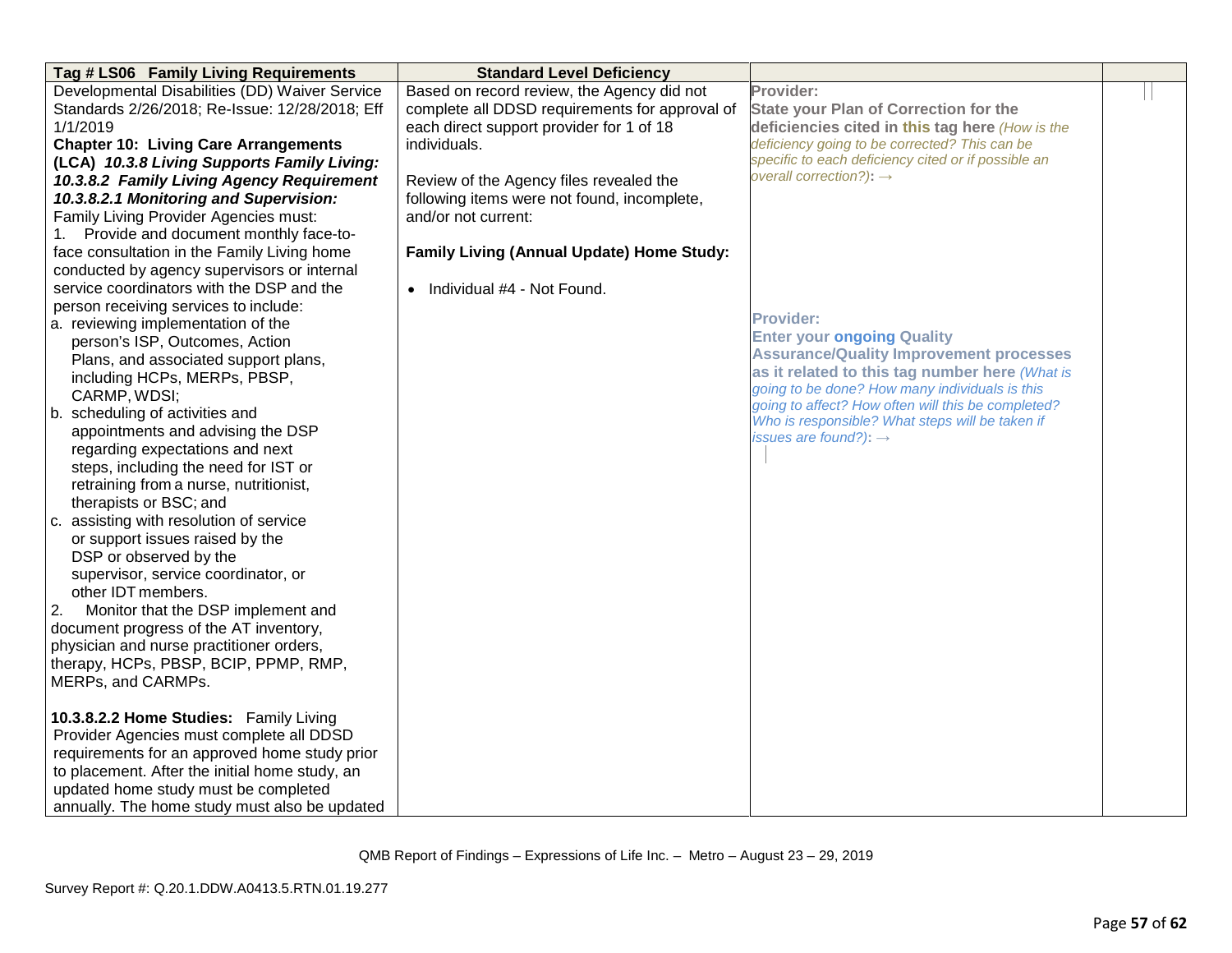| Tag # LS06 Family Living Requirements | Standard Level Deficiency | | |
|---|---|---|---|
| Developmental Disabilities (DD) Waiver Service Standards 2/26/2018; Re-Issue: 12/28/2018; Eff 1/1/2019<br>**Chapter 10: Living Care Arrangements (LCA)** ***10.3.8 Living Supports Family Living: 10.3.8.2 Family Living Agency Requirement*** ***10.3.8.2.1 Monitoring and Supervision:***<br>Family Living Provider Agencies must:<br>1. Provide and document monthly face-to-face consultation in the Family Living home conducted by agency supervisors or internal service coordinators with the DSP and the person receiving services to include:<br>a. reviewing implementation of the person's ISP, Outcomes, Action Plans, and associated support plans, including HCPs, MERPs, PBSP, CARMP, WDSI;<br>b. scheduling of activities and appointments and advising the DSP regarding expectations and next steps, including the need for IST or retraining from a nurse, nutritionist, therapists or BSC; and<br>c. assisting with resolution of service or support issues raised by the DSP or observed by the supervisor, service coordinator, or other IDT members.<br>2. Monitor that the DSP implement and document progress of the AT inventory, physician and nurse practitioner orders, therapy, HCPs, PBSP, BCIP, PPMP, RMP, MERPs, and CARMPs.<br><br>**10.3.8.2.2 Home Studies:** Family Living Provider Agencies must complete all DDSD requirements for an approved home study prior to placement. After the initial home study, an updated home study must be completed annually. The home study must also be updated | Based on record review, the Agency did not complete all DDSD requirements for approval of each direct support provider for 1 of 18 individuals.<br><br>Review of the Agency files revealed the following items were not found, incomplete, and/or not current:<br><br>**Family Living (Annual Update) Home Study:**<br><br>• Individual #4 - Not Found. | **Provider:**<br>**State your Plan of Correction for the deficiencies cited in this tag here** *(How is the deficiency going to be corrected? This can be specific to each deficiency cited or if possible an overall correction?):* →<br><br>**Provider:**<br>**Enter your ongoing Quality Assurance/Quality Improvement processes as it related to this tag number here** *(What is going to be done? How many individuals is this going to affect? How often will this be completed? Who is responsible? What steps will be taken if issues are found?):* → | |

QMB Report of Findings – Expressions of Life Inc. – Metro – August 23 – 29, 2019

Survey Report #: Q.20.1.DDW.A0413.5.RTN.01.19.277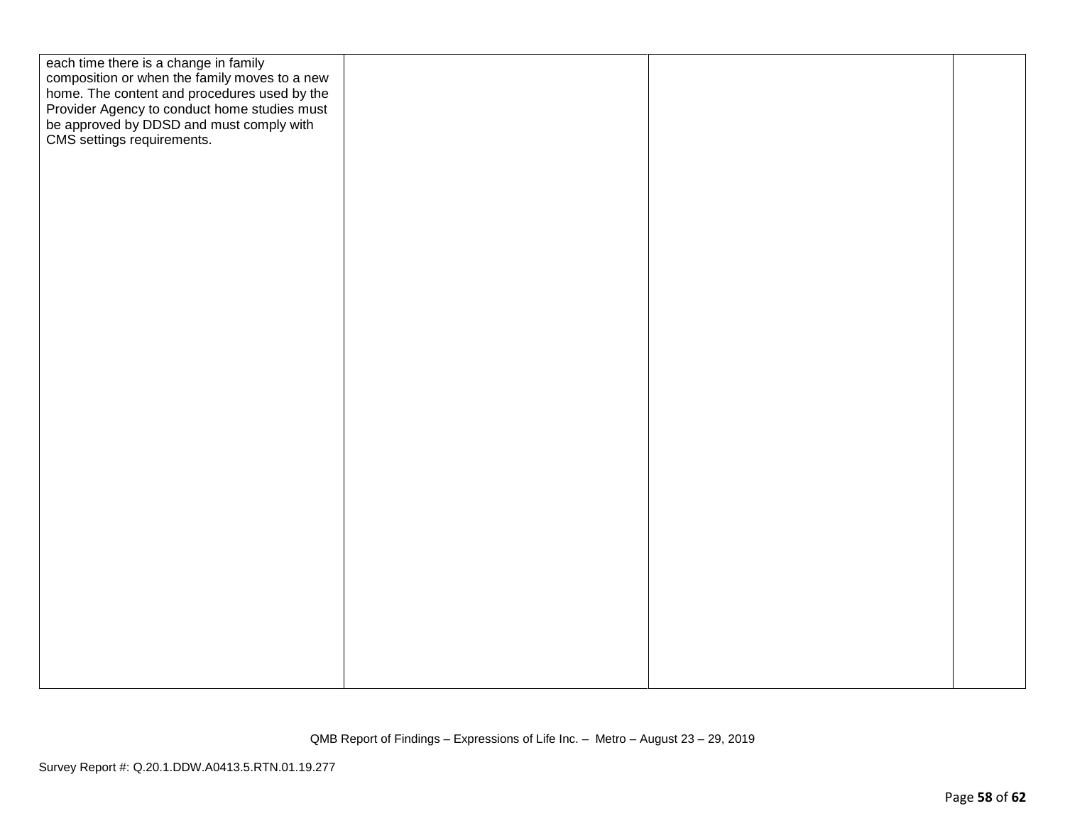| | | | |
|---|---|---|---|
| each time there is a change in family composition or when the family moves to a new home. The content and procedures used by the Provider Agency to conduct home studies must be approved by DDSD and must comply with CMS settings requirements. | | | |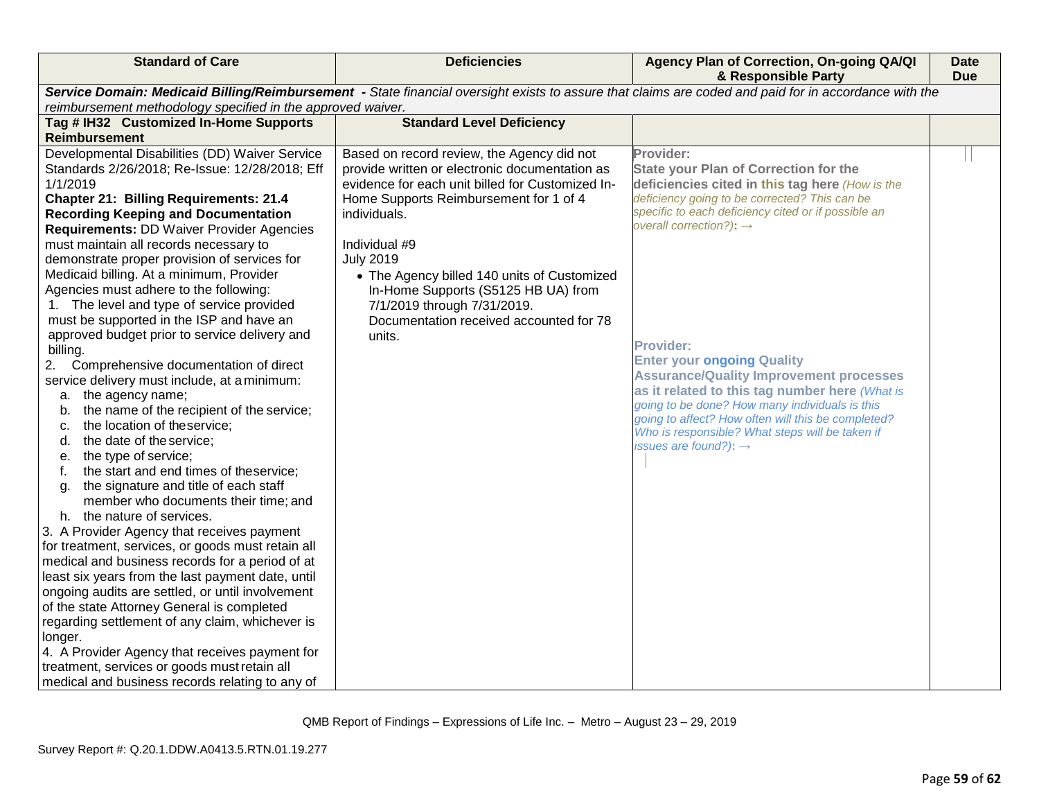| Standard of Care | Deficiencies | Agency Plan of Correction, On-going QA/QI & Responsible Party | Date Due |
|---|---|---|---|
| ***Service Domain: Medicaid Billing/Reimbursement** - State financial oversight exists to assure that claims are coded and paid for in accordance with the reimbursement methodology specified in the approved waiver.* | | | |
| **Tag # IH32 Customized In-Home Supports Reimbursement** | **Standard Level Deficiency** | | |
| Developmental Disabilities (DD) Waiver Service Standards 2/26/2018; Re-Issue: 12/28/2018; Eff 1/1/2019<br>**Chapter 21: Billing Requirements: 21.4 Recording Keeping and Documentation Requirements:** DD Waiver Provider Agencies must maintain all records necessary to demonstrate proper provision of services for Medicaid billing. At a minimum, Provider Agencies must adhere to the following:<br>1. The level and type of service provided must be supported in the ISP and have an approved budget prior to service delivery and billing.<br>2. Comprehensive documentation of direct service delivery must include, at a minimum:<br>a. the agency name;<br>b. the name of the recipient of the service;<br>c. the location of the service;<br>d. the date of the service;<br>e. the type of service;<br>f. the start and end times of the service;<br>g. the signature and title of each staff member who documents their time; and<br>h. the nature of services.<br>3. A Provider Agency that receives payment for treatment, services, or goods must retain all medical and business records for a period of at least six years from the last payment date, until ongoing audits are settled, or until involvement of the state Attorney General is completed regarding settlement of any claim, whichever is longer.<br>4. A Provider Agency that receives payment for treatment, services or goods must retain all medical and business records relating to any of | Based on record review, the Agency did not provide written or electronic documentation as evidence for each unit billed for Customized In-Home Supports Reimbursement for 1 of 4 individuals.<br><br>Individual #9<br>July 2019<br>• The Agency billed 140 units of Customized In-Home Supports (S5125 HB UA) from 7/1/2019 through 7/31/2019. Documentation received accounted for 78 units. | **Provider:**<br>**State your Plan of Correction for the deficiencies cited in this tag here** *(How is the deficiency going to be corrected? This can be specific to each deficiency cited or if possible an overall correction?)*: →<br><br>**Provider:**<br>**Enter your ongoing Quality Assurance/Quality Improvement processes as it related to this tag number here** *(What is going to be done? How many individuals is this going to affect? How often will this be completed? Who is responsible? What steps will be taken if issues are found?)*: → | |

QMB Report of Findings – Expressions of Life Inc. – Metro – August 23 – 29, 2019

Survey Report #: Q.20.1.DDW.A0413.5.RTN.01.19.277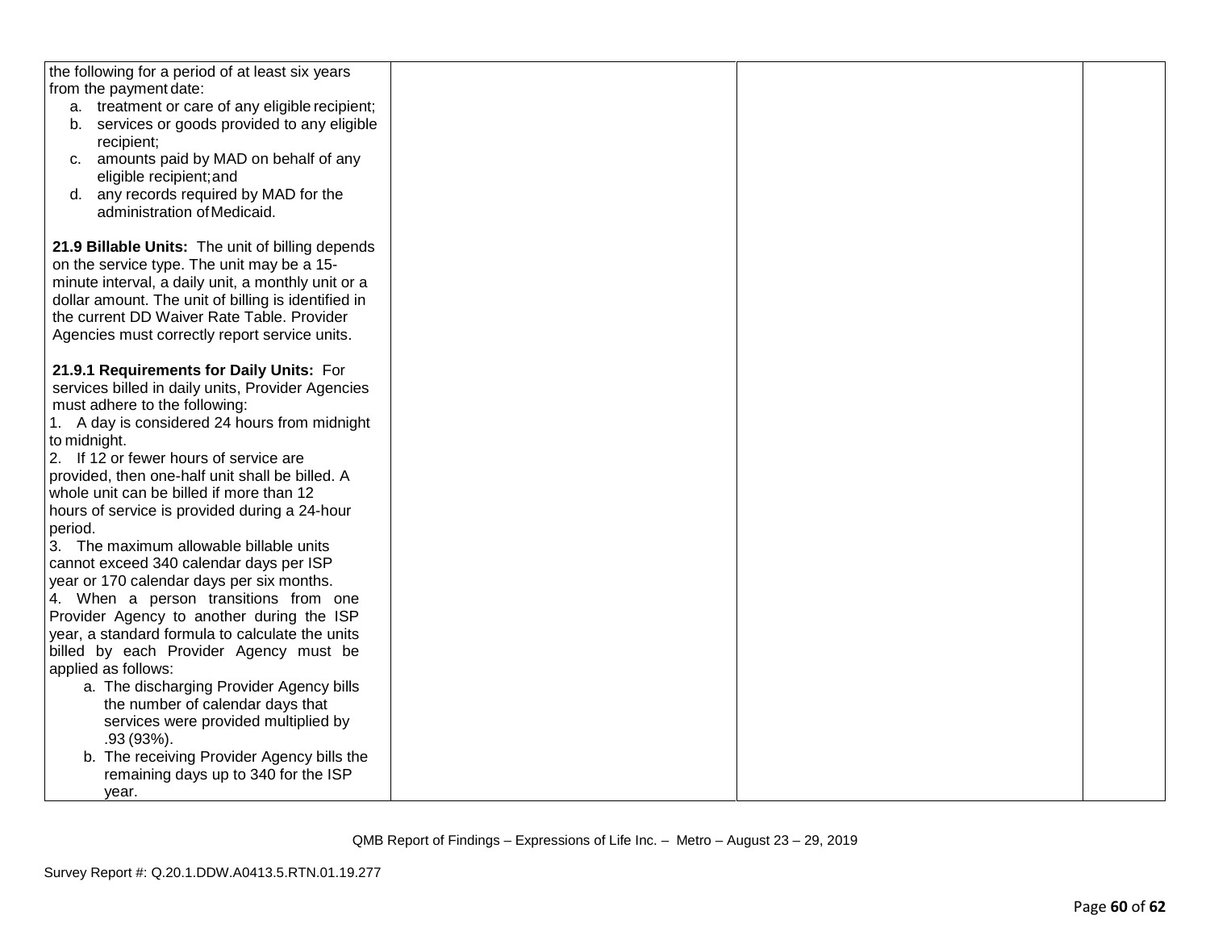| | | | |
|---|---|---|---|
| the following for a period of at least six years from the payment date:<br>a. treatment or care of any eligible recipient;<br>b. services or goods provided to any eligible recipient;<br>c. amounts paid by MAD on behalf of any eligible recipient; and<br>d. any records required by MAD for the administration of Medicaid.<br><br>**21.9 Billable Units:** The unit of billing depends on the service type. The unit may be a 15-minute interval, a daily unit, a monthly unit or a dollar amount. The unit of billing is identified in the current DD Waiver Rate Table. Provider Agencies must correctly report service units.<br><br>**21.9.1 Requirements for Daily Units:** For services billed in daily units, Provider Agencies must adhere to the following:<br>1. A day is considered 24 hours from midnight to midnight.<br>2. If 12 or fewer hours of service are provided, then one-half unit shall be billed. A whole unit can be billed if more than 12 hours of service is provided during a 24-hour period.<br>3. The maximum allowable billable units cannot exceed 340 calendar days per ISP year or 170 calendar days per six months.<br>4. When a person transitions from one Provider Agency to another during the ISP year, a standard formula to calculate the units billed by each Provider Agency must be applied as follows:<br>a. The discharging Provider Agency bills the number of calendar days that services were provided multiplied by .93 (93%).<br>b. The receiving Provider Agency bills the remaining days up to 340 for the ISP year. | | | |

QMB Report of Findings – Expressions of Life Inc. – Metro – August 23 – 29, 2019

Survey Report #: Q.20.1.DDW.A0413.5.RTN.01.19.277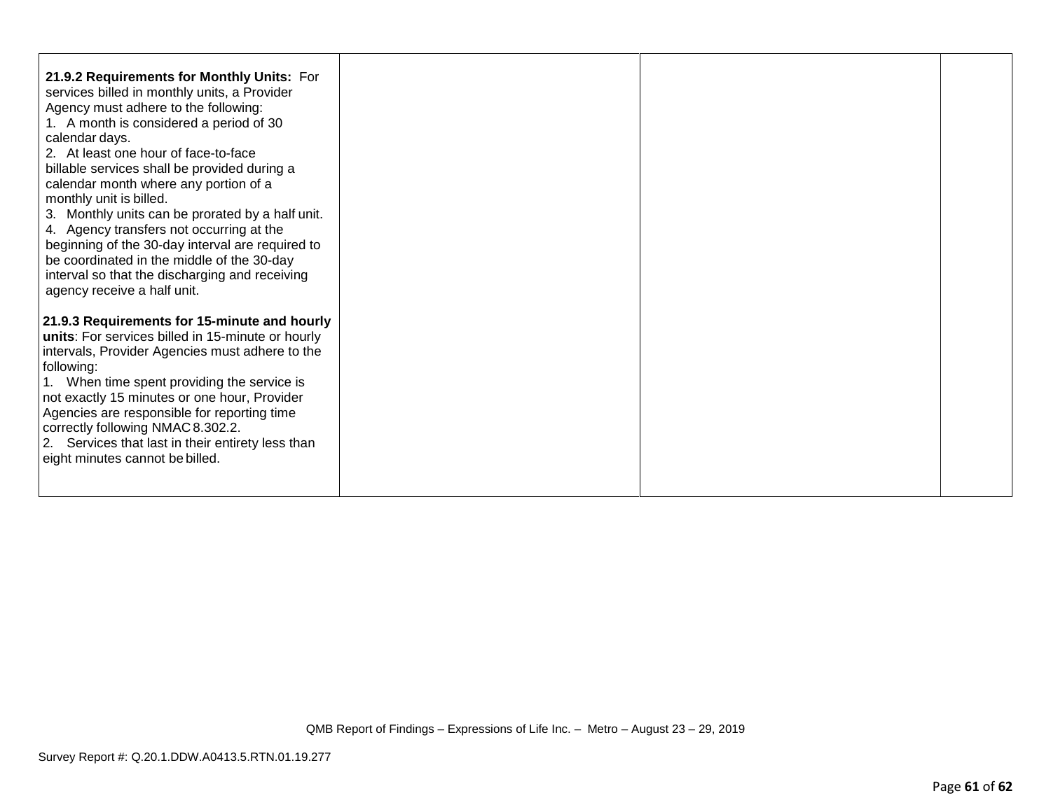| | | | |
|---|---|---|---|
| **21.9.2 Requirements for Monthly Units:** For services billed in monthly units, a Provider Agency must adhere to the following:<br>1. A month is considered a period of 30 calendar days.<br>2. At least one hour of face-to-face billable services shall be provided during a calendar month where any portion of a monthly unit is billed.<br>3. Monthly units can be prorated by a half unit.<br>4. Agency transfers not occurring at the beginning of the 30-day interval are required to be coordinated in the middle of the 30-day interval so that the discharging and receiving agency receive a half unit.<br><br>**21.9.3 Requirements for 15-minute and hourly units**: For services billed in 15-minute or hourly intervals, Provider Agencies must adhere to the following:<br>1. When time spent providing the service is not exactly 15 minutes or one hour, Provider Agencies are responsible for reporting time correctly following NMAC 8.302.2.<br>2. Services that last in their entirety less than eight minutes cannot be billed. | | | |

QMB Report of Findings – Expressions of Life Inc. – Metro – August 23 – 29, 2019

Survey Report #: Q.20.1.DDW.A0413.5.RTN.01.19.277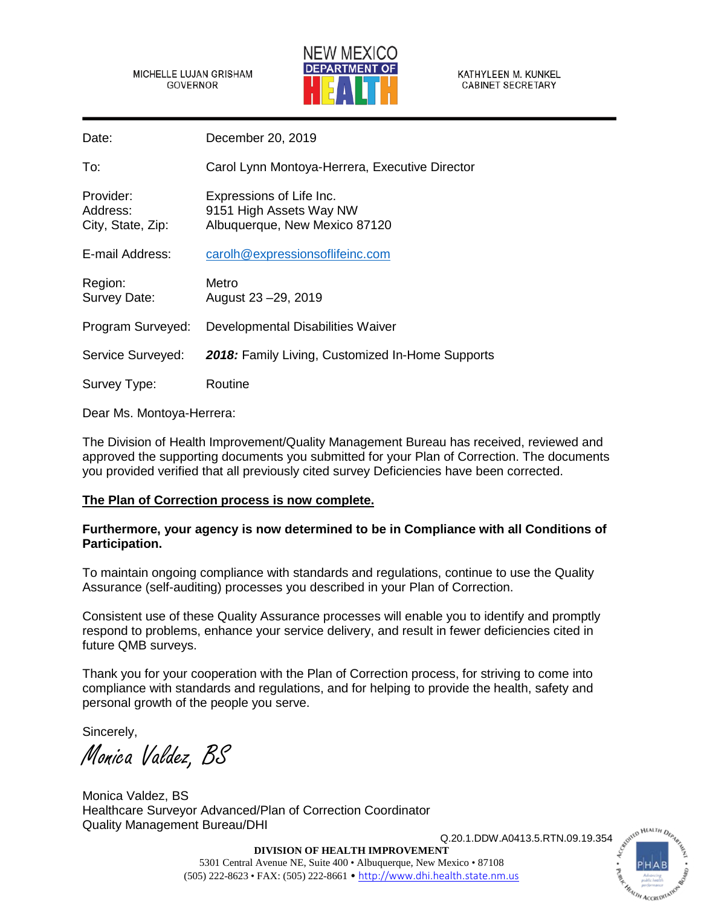MICHELLE LUJAN GRISHAM
GOVERNOR

NEW MEXICO
DEPARTMENT OF
HEALTH

KATHYLEEN M. KUNKEL
CABINET SECRETARY

| | |
|---|---|
| Date: | December 20, 2019 |
| To: | Carol Lynn Montoya-Herrera, Executive Director |
| Provider: | Expressions of Life Inc. |
| Address: | 9151 High Assets Way NW |
| City, State, Zip: | Albuquerque, New Mexico 87120 |
| E-mail Address: | carolh@expressionsoflifeinc.com |
| Region: | Metro |
| Survey Date: | August 23 –29, 2019 |
| Program Surveyed: | Developmental Disabilities Waiver |
| Service Surveyed: | ***2018:*** Family Living, Customized In-Home Supports |
| Survey Type: | Routine |

Dear Ms. Montoya-Herrera:

The Division of Health Improvement/Quality Management Bureau has received, reviewed and approved the supporting documents you submitted for your Plan of Correction. The documents you provided verified that all previously cited survey Deficiencies have been corrected.

**The Plan of Correction process is now complete.**

**Furthermore, your agency is now determined to be in Compliance with all Conditions of Participation.**

To maintain ongoing compliance with standards and regulations, continue to use the Quality Assurance (self-auditing) processes you described in your Plan of Correction.

Consistent use of these Quality Assurance processes will enable you to identify and promptly respond to problems, enhance your service delivery, and result in fewer deficiencies cited in future QMB surveys.

Thank you for your cooperation with the Plan of Correction process, for striving to come into compliance with standards and regulations, and for helping to provide the health, safety and personal growth of the people you serve.

Sincerely,

*Monica Valdez, BS*

Monica Valdez, BS
Healthcare Surveyor Advanced/Plan of Correction Coordinator
Quality Management Bureau/DHI

Q.20.1.DDW.A0413.5.RTN.09.19.354

**DIVISION OF HEALTH IMPROVEMENT**
5301 Central Avenue NE, Suite 400 • Albuquerque, New Mexico • 87108
(505) 222-8623 • FAX: (505) 222-8661 • http://www.dhi.health.state.nm.us